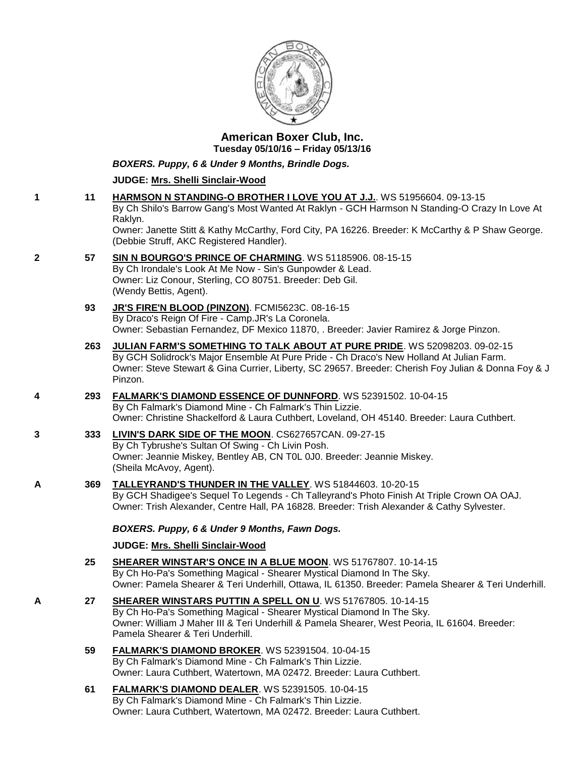# American Boxer Club, Inc.

**Tuesday 05/10/16 – Friday 05/13/16**

***BOXERS. Puppy, 6 & Under 9 Months, Brindle Dogs.***

**JUDGE: Mrs. Shelli Sinclair-Wood**

**1** **11** **HARMSON N STANDING-O BROTHER I LOVE YOU AT J.J.**. WS 51956604. 09-13-15
By Ch Shilo's Barrow Gang's Most Wanted At Raklyn - GCH Harmson N Standing-O Crazy In Love At Raklyn.
Owner: Janette Stitt & Kathy McCarthy, Ford City, PA 16226. Breeder: K McCarthy & P Shaw George.
(Debbie Struff, AKC Registered Handler).

**2** **57** **SIN N BOURGO'S PRINCE OF CHARMING**. WS 51185906. 08-15-15
By Ch Irondale's Look At Me Now - Sin's Gunpowder & Lead.
Owner: Liz Conour, Sterling, CO 80751. Breeder: Deb Gil.
(Wendy Bettis, Agent).

**93** **JR'S FIRE'N BLOOD (PINZON)**. FCMI5623C. 08-16-15
By Draco's Reign Of Fire - Camp.JR's La Coronela.
Owner: Sebastian Fernandez, DF Mexico 11870, . Breeder: Javier Ramirez & Jorge Pinzon.

**263** **JULIAN FARM'S SOMETHING TO TALK ABOUT AT PURE PRIDE**. WS 52098203. 09-02-15
By GCH Solidrock's Major Ensemble At Pure Pride - Ch Draco's New Holland At Julian Farm.
Owner: Steve Stewart & Gina Currier, Liberty, SC 29657. Breeder: Cherish Foy Julian & Donna Foy & J Pinzon.

**4** **293** **FALMARK'S DIAMOND ESSENCE OF DUNNFORD**. WS 52391502. 10-04-15
By Ch Falmark's Diamond Mine - Ch Falmark's Thin Lizzie.
Owner: Christine Shackelford & Laura Cuthbert, Loveland, OH 45140. Breeder: Laura Cuthbert.

**3** **333** **LIVIN'S DARK SIDE OF THE MOON**. CS627657CAN. 09-27-15
By Ch Tybrushe's Sultan Of Swing - Ch Livin Posh.
Owner: Jeannie Miskey, Bentley AB, CN T0L 0J0. Breeder: Jeannie Miskey.
(Sheila McAvoy, Agent).

**A** **369** **TALLEYRAND'S THUNDER IN THE VALLEY**. WS 51844603. 10-20-15
By GCH Shadigee's Sequel To Legends - Ch Talleyrand's Photo Finish At Triple Crown OA OAJ.
Owner: Trish Alexander, Centre Hall, PA 16828. Breeder: Trish Alexander & Cathy Sylvester.

***BOXERS. Puppy, 6 & Under 9 Months, Fawn Dogs.***

**JUDGE: Mrs. Shelli Sinclair-Wood**

**25** **SHEARER WINSTAR'S ONCE IN A BLUE MOON**. WS 51767807. 10-14-15
By Ch Ho-Pa's Something Magical - Shearer Mystical Diamond In The Sky.
Owner: Pamela Shearer & Teri Underhill, Ottawa, IL 61350. Breeder: Pamela Shearer & Teri Underhill.

**A** **27** **SHEARER WINSTARS PUTTIN A SPELL ON U**. WS 51767805. 10-14-15
By Ch Ho-Pa's Something Magical - Shearer Mystical Diamond In The Sky.
Owner: William J Maher III & Teri Underhill & Pamela Shearer, West Peoria, IL 61604. Breeder: Pamela Shearer & Teri Underhill.

**59** **FALMARK'S DIAMOND BROKER**. WS 52391504. 10-04-15
By Ch Falmark's Diamond Mine - Ch Falmark's Thin Lizzie.
Owner: Laura Cuthbert, Watertown, MA 02472. Breeder: Laura Cuthbert.

**61** **FALMARK'S DIAMOND DEALER**. WS 52391505. 10-04-15
By Ch Falmark's Diamond Mine - Ch Falmark's Thin Lizzie.
Owner: Laura Cuthbert, Watertown, MA 02472. Breeder: Laura Cuthbert.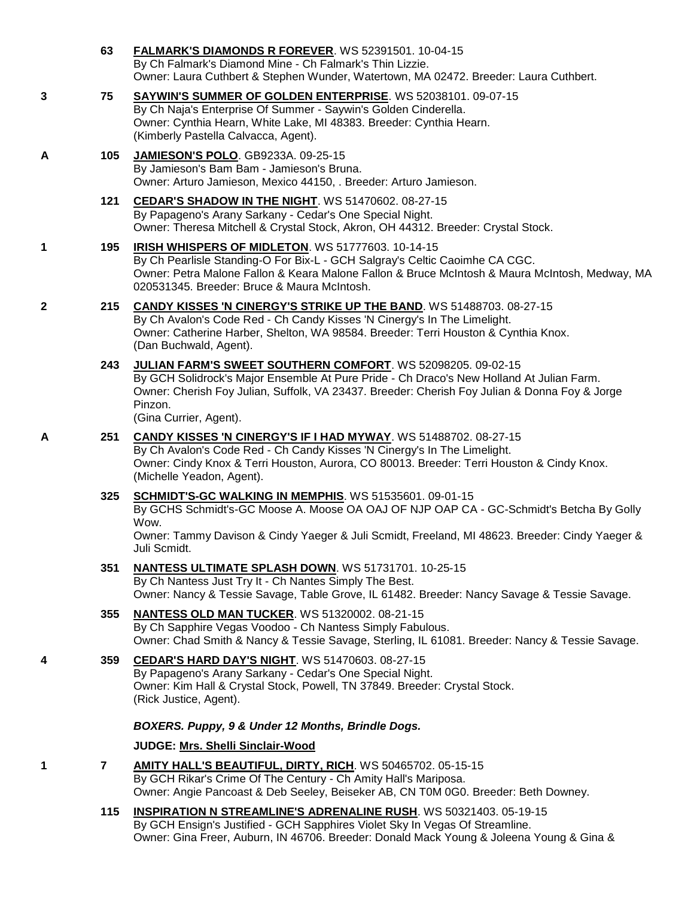**63** **FALMARK'S DIAMONDS R FOREVER**. WS 52391501. 10-04-15
By Ch Falmark's Diamond Mine - Ch Falmark's Thin Lizzie.
Owner: Laura Cuthbert & Stephen Wunder, Watertown, MA 02472. Breeder: Laura Cuthbert.

**3** **75** **SAYWIN'S SUMMER OF GOLDEN ENTERPRISE**. WS 52038101. 09-07-15
By Ch Naja's Enterprise Of Summer - Saywin's Golden Cinderella.
Owner: Cynthia Hearn, White Lake, MI 48383. Breeder: Cynthia Hearn.
(Kimberly Pastella Calvacca, Agent).

**A** **105** **JAMIESON'S POLO**. GB9233A. 09-25-15
By Jamieson's Bam Bam - Jamieson's Bruna.
Owner: Arturo Jamieson, Mexico 44150, . Breeder: Arturo Jamieson.

**121** **CEDAR'S SHADOW IN THE NIGHT**. WS 51470602. 08-27-15
By Papageno's Arany Sarkany - Cedar's One Special Night.
Owner: Theresa Mitchell & Crystal Stock, Akron, OH 44312. Breeder: Crystal Stock.

**1** **195** **IRISH WHISPERS OF MIDLETON**. WS 51777603. 10-14-15
By Ch Pearlisle Standing-O For Bix-L - GCH Salgray's Celtic Caoimhe CA CGC.
Owner: Petra Malone Fallon & Keara Malone Fallon & Bruce McIntosh & Maura McIntosh, Medway, MA 020531345. Breeder: Bruce & Maura McIntosh.

**2** **215** **CANDY KISSES 'N CINERGY'S STRIKE UP THE BAND**. WS 51488703. 08-27-15
By Ch Avalon's Code Red - Ch Candy Kisses 'N Cinergy's In The Limelight.
Owner: Catherine Harber, Shelton, WA 98584. Breeder: Terri Houston & Cynthia Knox.
(Dan Buchwald, Agent).

**243** **JULIAN FARM'S SWEET SOUTHERN COMFORT**. WS 52098205. 09-02-15
By GCH Solidrock's Major Ensemble At Pure Pride - Ch Draco's New Holland At Julian Farm.
Owner: Cherish Foy Julian, Suffolk, VA 23437. Breeder: Cherish Foy Julian & Donna Foy & Jorge Pinzon.
(Gina Currier, Agent).

**A** **251** **CANDY KISSES 'N CINERGY'S IF I HAD MYWAY**. WS 51488702. 08-27-15
By Ch Avalon's Code Red - Ch Candy Kisses 'N Cinergy's In The Limelight.
Owner: Cindy Knox & Terri Houston, Aurora, CO 80013. Breeder: Terri Houston & Cindy Knox.
(Michelle Yeadon, Agent).

**325** **SCHMIDT'S-GC WALKING IN MEMPHIS**. WS 51535601. 09-01-15
By GCHS Schmidt's-GC Moose A. Moose OA OAJ OF NJP OAP CA - GC-Schmidt's Betcha By Golly Wow.
Owner: Tammy Davison & Cindy Yaeger & Juli Scmidt, Freeland, MI 48623. Breeder: Cindy Yaeger & Juli Scmidt.

**351** **NANTESS ULTIMATE SPLASH DOWN**. WS 51731701. 10-25-15
By Ch Nantess Just Try It - Ch Nantes Simply The Best.
Owner: Nancy & Tessie Savage, Table Grove, IL 61482. Breeder: Nancy Savage & Tessie Savage.

**355** **NANTESS OLD MAN TUCKER**. WS 51320002. 08-21-15
By Ch Sapphire Vegas Voodoo - Ch Nantess Simply Fabulous.
Owner: Chad Smith & Nancy & Tessie Savage, Sterling, IL 61081. Breeder: Nancy & Tessie Savage.

**4** **359** **CEDAR'S HARD DAY'S NIGHT**. WS 51470603. 08-27-15
By Papageno's Arany Sarkany - Cedar's One Special Night.
Owner: Kim Hall & Crystal Stock, Powell, TN 37849. Breeder: Crystal Stock.
(Rick Justice, Agent).

***BOXERS. Puppy, 9 & Under 12 Months, Brindle Dogs.***

**JUDGE: Mrs. Shelli Sinclair-Wood**

**1** **7** **AMITY HALL'S BEAUTIFUL, DIRTY, RICH**. WS 50465702. 05-15-15
By GCH Rikar's Crime Of The Century - Ch Amity Hall's Mariposa.
Owner: Angie Pancoast & Deb Seeley, Beiseker AB, CN T0M 0G0. Breeder: Beth Downey.

**115** **INSPIRATION N STREAMLINE'S ADRENALINE RUSH**. WS 50321403. 05-19-15
By GCH Ensign's Justified - GCH Sapphires Violet Sky In Vegas Of Streamline.
Owner: Gina Freer, Auburn, IN 46706. Breeder: Donald Mack Young & Joleena Young & Gina &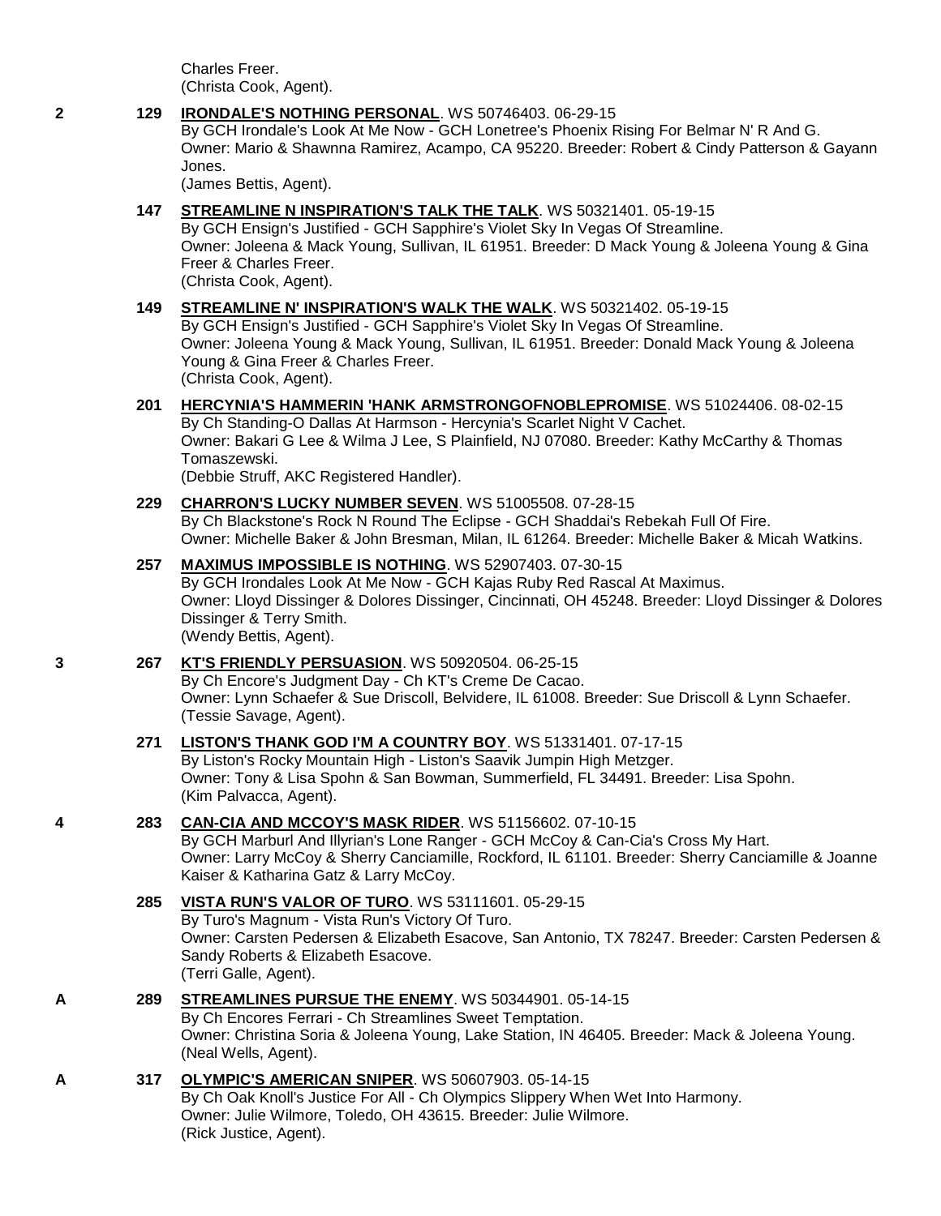Charles Freer.
(Christa Cook, Agent).

**2** **129** **IRONDALE'S NOTHING PERSONAL**. WS 50746403. 06-29-15
By GCH Irondale's Look At Me Now - GCH Lonetree's Phoenix Rising For Belmar N' R And G.
Owner: Mario & Shawnna Ramirez, Acampo, CA 95220. Breeder: Robert & Cindy Patterson & Gayann Jones.
(James Bettis, Agent).

**147** **STREAMLINE N INSPIRATION'S TALK THE TALK**. WS 50321401. 05-19-15
By GCH Ensign's Justified - GCH Sapphire's Violet Sky In Vegas Of Streamline.
Owner: Joleena & Mack Young, Sullivan, IL 61951. Breeder: D Mack Young & Joleena Young & Gina Freer & Charles Freer.
(Christa Cook, Agent).

**149** **STREAMLINE N' INSPIRATION'S WALK THE WALK**. WS 50321402. 05-19-15
By GCH Ensign's Justified - GCH Sapphire's Violet Sky In Vegas Of Streamline.
Owner: Joleena Young & Mack Young, Sullivan, IL 61951. Breeder: Donald Mack Young & Joleena Young & Gina Freer & Charles Freer.
(Christa Cook, Agent).

**201** **HERCYNIA'S HAMMERIN 'HANK ARMSTRONGOFNOBLEPROMISE**. WS 51024406. 08-02-15
By Ch Standing-O Dallas At Harmson - Hercynia's Scarlet Night V Cachet.
Owner: Bakari G Lee & Wilma J Lee, S Plainfield, NJ 07080. Breeder: Kathy McCarthy & Thomas Tomaszewski.
(Debbie Struff, AKC Registered Handler).

**229** **CHARRON'S LUCKY NUMBER SEVEN**. WS 51005508. 07-28-15
By Ch Blackstone's Rock N Round The Eclipse - GCH Shaddai's Rebekah Full Of Fire.
Owner: Michelle Baker & John Bresman, Milan, IL 61264. Breeder: Michelle Baker & Micah Watkins.

**257** **MAXIMUS IMPOSSIBLE IS NOTHING**. WS 52907403. 07-30-15
By GCH Irondales Look At Me Now - GCH Kajas Ruby Red Rascal At Maximus.
Owner: Lloyd Dissinger & Dolores Dissinger, Cincinnati, OH 45248. Breeder: Lloyd Dissinger & Dolores Dissinger & Terry Smith.
(Wendy Bettis, Agent).

**3** **267** **KT'S FRIENDLY PERSUASION**. WS 50920504. 06-25-15
By Ch Encore's Judgment Day - Ch KT's Creme De Cacao.
Owner: Lynn Schaefer & Sue Driscoll, Belvidere, IL 61008. Breeder: Sue Driscoll & Lynn Schaefer.
(Tessie Savage, Agent).

**271** **LISTON'S THANK GOD I'M A COUNTRY BOY**. WS 51331401. 07-17-15
By Liston's Rocky Mountain High - Liston's Saavik Jumpin High Metzger.
Owner: Tony & Lisa Spohn & San Bowman, Summerfield, FL 34491. Breeder: Lisa Spohn.
(Kim Palvacca, Agent).

**4** **283** **CAN-CIA AND MCCOY'S MASK RIDER**. WS 51156602. 07-10-15
By GCH Marburl And Illyrian's Lone Ranger - GCH McCoy & Can-Cia's Cross My Hart.
Owner: Larry McCoy & Sherry Canciamille, Rockford, IL 61101. Breeder: Sherry Canciamille & Joanne Kaiser & Katharina Gatz & Larry McCoy.

**285** **VISTA RUN'S VALOR OF TURO**. WS 53111601. 05-29-15
By Turo's Magnum - Vista Run's Victory Of Turo.
Owner: Carsten Pedersen & Elizabeth Esacove, San Antonio, TX 78247. Breeder: Carsten Pedersen & Sandy Roberts & Elizabeth Esacove.
(Terri Galle, Agent).

**A** **289** **STREAMLINES PURSUE THE ENEMY**. WS 50344901. 05-14-15
By Ch Encores Ferrari - Ch Streamlines Sweet Temptation.
Owner: Christina Soria & Joleena Young, Lake Station, IN 46405. Breeder: Mack & Joleena Young.
(Neal Wells, Agent).

**A** **317** **OLYMPIC'S AMERICAN SNIPER**. WS 50607903. 05-14-15
By Ch Oak Knoll's Justice For All - Ch Olympics Slippery When Wet Into Harmony.
Owner: Julie Wilmore, Toledo, OH 43615. Breeder: Julie Wilmore.
(Rick Justice, Agent).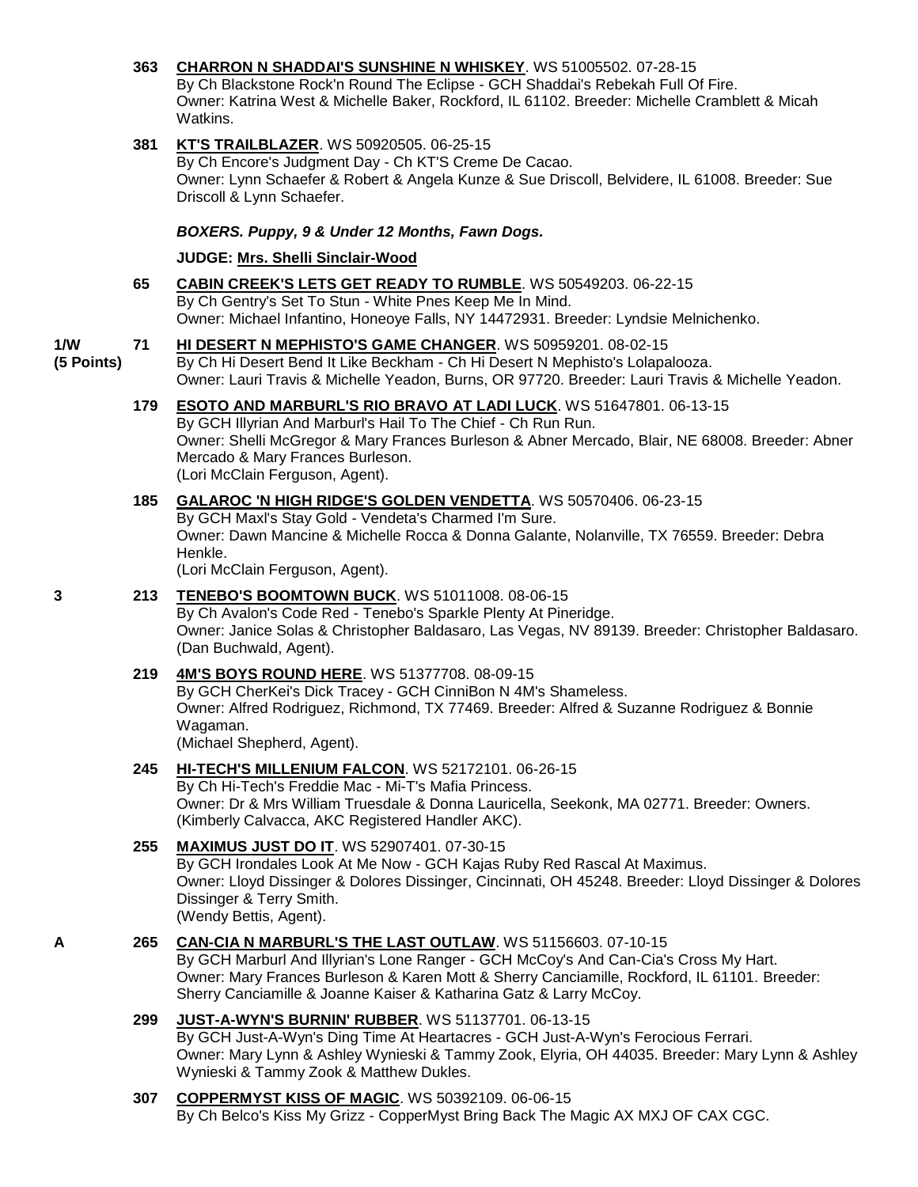**363** **CHARRON N SHADDAI'S SUNSHINE N WHISKEY**. WS 51005502. 07-28-15
By Ch Blackstone Rock'n Round The Eclipse - GCH Shaddai's Rebekah Full Of Fire.
Owner: Katrina West & Michelle Baker, Rockford, IL 61102. Breeder: Michelle Cramblett & Micah Watkins.

**381** **KT'S TRAILBLAZER**. WS 50920505. 06-25-15
By Ch Encore's Judgment Day - Ch KT'S Creme De Cacao.
Owner: Lynn Schaefer & Robert & Angela Kunze & Sue Driscoll, Belvidere, IL 61008. Breeder: Sue Driscoll & Lynn Schaefer.

***BOXERS. Puppy, 9 & Under 12 Months, Fawn Dogs.***

**JUDGE: Mrs. Shelli Sinclair-Wood**

**65** **CABIN CREEK'S LETS GET READY TO RUMBLE**. WS 50549203. 06-22-15
By Ch Gentry's Set To Stun - White Pnes Keep Me In Mind.
Owner: Michael Infantino, Honeoye Falls, NY 14472931. Breeder: Lyndsie Melnichenko.

1/W (5 Points) **71** **HI DESERT N MEPHISTO'S GAME CHANGER**. WS 50959201. 08-02-15
By Ch Hi Desert Bend It Like Beckham - Ch Hi Desert N Mephisto's Lolapalooza.
Owner: Lauri Travis & Michelle Yeadon, Burns, OR 97720. Breeder: Lauri Travis & Michelle Yeadon.

**179** **ESOTO AND MARBURL'S RIO BRAVO AT LADI LUCK**. WS 51647801. 06-13-15
By GCH Illyrian And Marburl's Hail To The Chief - Ch Run Run.
Owner: Shelli McGregor & Mary Frances Burleson & Abner Mercado, Blair, NE 68008. Breeder: Abner Mercado & Mary Frances Burleson.
(Lori McClain Ferguson, Agent).

**185** **GALAROC 'N HIGH RIDGE'S GOLDEN VENDETTA**. WS 50570406. 06-23-15
By GCH Maxl's Stay Gold - Vendeta's Charmed I'm Sure.
Owner: Dawn Mancine & Michelle Rocca & Donna Galante, Nolanville, TX 76559. Breeder: Debra Henkle.
(Lori McClain Ferguson, Agent).

3 **213** **TENEBO'S BOOMTOWN BUCK**. WS 51011008. 08-06-15
By Ch Avalon's Code Red - Tenebo's Sparkle Plenty At Pineridge.
Owner: Janice Solas & Christopher Baldasaro, Las Vegas, NV 89139. Breeder: Christopher Baldasaro.
(Dan Buchwald, Agent).

**219** **4M'S BOYS ROUND HERE**. WS 51377708. 08-09-15
By GCH CherKei's Dick Tracey - GCH CinniBon N 4M's Shameless.
Owner: Alfred Rodriguez, Richmond, TX 77469. Breeder: Alfred & Suzanne Rodriguez & Bonnie Wagaman.
(Michael Shepherd, Agent).

**245** **HI-TECH'S MILLENIUM FALCON**. WS 52172101. 06-26-15
By Ch Hi-Tech's Freddie Mac - Mi-T's Mafia Princess.
Owner: Dr & Mrs William Truesdale & Donna Lauricella, Seekonk, MA 02771. Breeder: Owners.
(Kimberly Calvacca, AKC Registered Handler AKC).

**255** **MAXIMUS JUST DO IT**. WS 52907401. 07-30-15
By GCH Irondales Look At Me Now - GCH Kajas Ruby Red Rascal At Maximus.
Owner: Lloyd Dissinger & Dolores Dissinger, Cincinnati, OH 45248. Breeder: Lloyd Dissinger & Dolores Dissinger & Terry Smith.
(Wendy Bettis, Agent).

A **265** **CAN-CIA N MARBURL'S THE LAST OUTLAW**. WS 51156603. 07-10-15
By GCH Marburl And Illyrian's Lone Ranger - GCH McCoy's And Can-Cia's Cross My Hart.
Owner: Mary Frances Burleson & Karen Mott & Sherry Canciamille, Rockford, IL 61101. Breeder: Sherry Canciamille & Joanne Kaiser & Katharina Gatz & Larry McCoy.

**299** **JUST-A-WYN'S BURNIN' RUBBER**. WS 51137701. 06-13-15
By GCH Just-A-Wyn's Ding Time At Heartacres - GCH Just-A-Wyn's Ferocious Ferrari.
Owner: Mary Lynn & Ashley Wynieski & Tammy Zook, Elyria, OH 44035. Breeder: Mary Lynn & Ashley Wynieski & Tammy Zook & Matthew Dukles.

**307** **COPPERMYST KISS OF MAGIC**. WS 50392109. 06-06-15
By Ch Belco's Kiss My Grizz - CopperMyst Bring Back The Magic AX MXJ OF CAX CGC.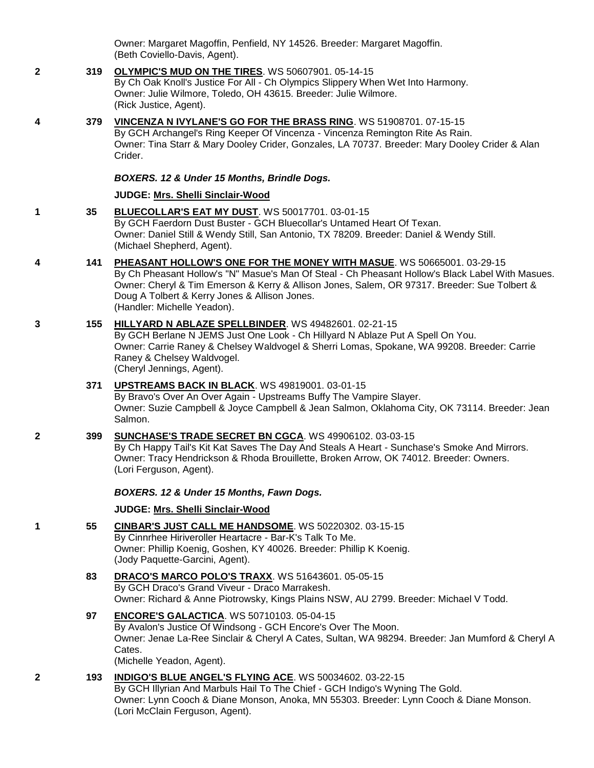Owner: Margaret Magoffin, Penfield, NY 14526. Breeder: Margaret Magoffin.
(Beth Coviello-Davis, Agent).

**2** **319** **OLYMPIC'S MUD ON THE TIRES**. WS 50607901. 05-14-15
By Ch Oak Knoll's Justice For All - Ch Olympics Slippery When Wet Into Harmony.
Owner: Julie Wilmore, Toledo, OH 43615. Breeder: Julie Wilmore.
(Rick Justice, Agent).

**4** **379** **VINCENZA N IVYLANE'S GO FOR THE BRASS RING**. WS 51908701. 07-15-15
By GCH Archangel's Ring Keeper Of Vincenza - Vincenza Remington Rite As Rain.
Owner: Tina Starr & Mary Dooley Crider, Gonzales, LA 70737. Breeder: Mary Dooley Crider & Alan Crider.

### *BOXERS. 12 & Under 15 Months, Brindle Dogs.*

**JUDGE: Mrs. Shelli Sinclair-Wood**

**1** **35** **BLUECOLLAR'S EAT MY DUST**. WS 50017701. 03-01-15
By GCH Faerdorn Dust Buster - GCH Bluecollar's Untamed Heart Of Texan.
Owner: Daniel Still & Wendy Still, San Antonio, TX 78209. Breeder: Daniel & Wendy Still.
(Michael Shepherd, Agent).

**4** **141** **PHEASANT HOLLOW'S ONE FOR THE MONEY WITH MASUE**. WS 50665001. 03-29-15
By Ch Pheasant Hollow's "N" Masue's Man Of Steal - Ch Pheasant Hollow's Black Label With Masues.
Owner: Cheryl & Tim Emerson & Kerry & Allison Jones, Salem, OR 97317. Breeder: Sue Tolbert & Doug A Tolbert & Kerry Jones & Allison Jones.
(Handler: Michelle Yeadon).

**3** **155** **HILLYARD N ABLAZE SPELLBINDER**. WS 49482601. 02-21-15
By GCH Berlane N JEMS Just One Look - Ch Hillyard N Ablaze Put A Spell On You.
Owner: Carrie Raney & Chelsey Waldvogel & Sherri Lomas, Spokane, WA 99208. Breeder: Carrie Raney & Chelsey Waldvogel.
(Cheryl Jennings, Agent).

**371** **UPSTREAMS BACK IN BLACK**. WS 49819001. 03-01-15
By Bravo's Over An Over Again - Upstreams Buffy The Vampire Slayer.
Owner: Suzie Campbell & Joyce Campbell & Jean Salmon, Oklahoma City, OK 73114. Breeder: Jean Salmon.

**2** **399** **SUNCHASE'S TRADE SECRET BN CGCA**. WS 49906102. 03-03-15
By Ch Happy Tail's Kit Kat Saves The Day And Steals A Heart - Sunchase's Smoke And Mirrors.
Owner: Tracy Hendrickson & Rhoda Brouillette, Broken Arrow, OK 74012. Breeder: Owners.
(Lori Ferguson, Agent).

### *BOXERS. 12 & Under 15 Months, Fawn Dogs.*

**JUDGE: Mrs. Shelli Sinclair-Wood**

**1** **55** **CINBAR'S JUST CALL ME HANDSOME**. WS 50220302. 03-15-15
By Cinnrhee Hiriveroller Heartacre - Bar-K's Talk To Me.
Owner: Phillip Koenig, Goshen, KY 40026. Breeder: Phillip K Koenig.
(Jody Paquette-Garcini, Agent).

**83** **DRACO'S MARCO POLO'S TRAXX**. WS 51643601. 05-05-15
By GCH Draco's Grand Viveur - Draco Marrakesh.
Owner: Richard & Anne Piotrowsky, Kings Plains NSW, AU 2799. Breeder: Michael V Todd.

**97** **ENCORE'S GALACTICA**. WS 50710103. 05-04-15
By Avalon's Justice Of Windsong - GCH Encore's Over The Moon.
Owner: Jenae La-Ree Sinclair & Cheryl A Cates, Sultan, WA 98294. Breeder: Jan Mumford & Cheryl A Cates.
(Michelle Yeadon, Agent).

**2** **193** **INDIGO'S BLUE ANGEL'S FLYING ACE**. WS 50034602. 03-22-15
By GCH Illyrian And Marbuls Hail To The Chief - GCH Indigo's Wyning The Gold.
Owner: Lynn Cooch & Diane Monson, Anoka, MN 55303. Breeder: Lynn Cooch & Diane Monson.
(Lori McClain Ferguson, Agent).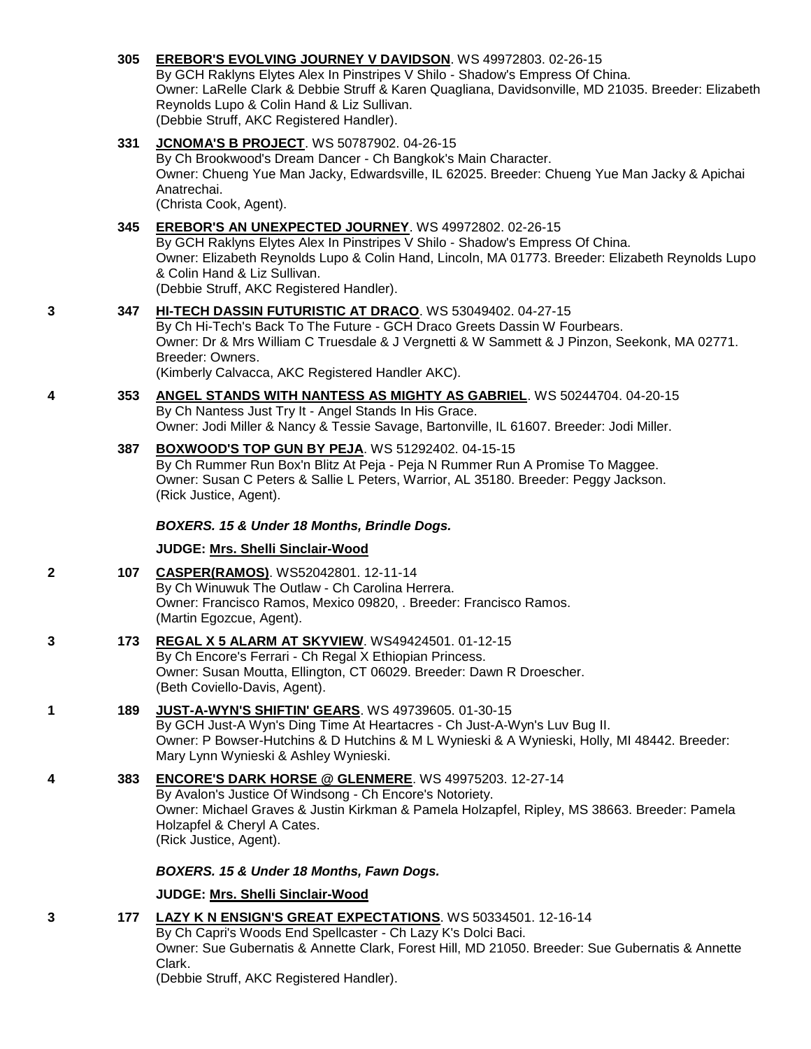305 **EREBOR'S EVOLVING JOURNEY V DAVIDSON**. WS 49972803. 02-26-15
By GCH Raklyns Elytes Alex In Pinstripes V Shilo - Shadow's Empress Of China.
Owner: LaRelle Clark & Debbie Struff & Karen Quagliana, Davidsonville, MD 21035. Breeder: Elizabeth Reynolds Lupo & Colin Hand & Liz Sullivan.
(Debbie Struff, AKC Registered Handler).

331 **JCNOMA'S B PROJECT**. WS 50787902. 04-26-15
By Ch Brookwood's Dream Dancer - Ch Bangkok's Main Character.
Owner: Chueng Yue Man Jacky, Edwardsville, IL 62025. Breeder: Chueng Yue Man Jacky & Apichai Anatrechai.
(Christa Cook, Agent).

345 **EREBOR'S AN UNEXPECTED JOURNEY**. WS 49972802. 02-26-15
By GCH Raklyns Elytes Alex In Pinstripes V Shilo - Shadow's Empress Of China.
Owner: Elizabeth Reynolds Lupo & Colin Hand, Lincoln, MA 01773. Breeder: Elizabeth Reynolds Lupo & Colin Hand & Liz Sullivan.
(Debbie Struff, AKC Registered Handler).

3 347 **HI-TECH DASSIN FUTURISTIC AT DRACO**. WS 53049402. 04-27-15
By Ch Hi-Tech's Back To The Future - GCH Draco Greets Dassin W Fourbears.
Owner: Dr & Mrs William C Truesdale & J Vergnetti & W Sammett & J Pinzon, Seekonk, MA 02771. Breeder: Owners.
(Kimberly Calvacca, AKC Registered Handler AKC).

4 353 **ANGEL STANDS WITH NANTESS AS MIGHTY AS GABRIEL**. WS 50244704. 04-20-15
By Ch Nantess Just Try It - Angel Stands In His Grace.
Owner: Jodi Miller & Nancy & Tessie Savage, Bartonville, IL 61607. Breeder: Jodi Miller.

387 **BOXWOOD'S TOP GUN BY PEJA**. WS 51292402. 04-15-15
By Ch Rummer Run Box'n Blitz At Peja - Peja N Rummer Run A Promise To Maggee.
Owner: Susan C Peters & Sallie L Peters, Warrior, AL 35180. Breeder: Peggy Jackson.
(Rick Justice, Agent).

***BOXERS. 15 & Under 18 Months, Brindle Dogs.***

**JUDGE: Mrs. Shelli Sinclair-Wood**

2 107 **CASPER(RAMOS)**. WS52042801. 12-11-14
By Ch Winuwuk The Outlaw - Ch Carolina Herrera.
Owner: Francisco Ramos, Mexico 09820, . Breeder: Francisco Ramos.
(Martin Egozcue, Agent).

3 173 **REGAL X 5 ALARM AT SKYVIEW**. WS49424501. 01-12-15
By Ch Encore's Ferrari - Ch Regal X Ethiopian Princess.
Owner: Susan Moutta, Ellington, CT 06029. Breeder: Dawn R Droescher.
(Beth Coviello-Davis, Agent).

1 189 **JUST-A-WYN'S SHIFTIN' GEARS**. WS 49739605. 01-30-15
By GCH Just-A Wyn's Ding Time At Heartacres - Ch Just-A-Wyn's Luv Bug II.
Owner: P Bowser-Hutchins & D Hutchins & M L Wynieski & A Wynieski, Holly, MI 48442. Breeder: Mary Lynn Wynieski & Ashley Wynieski.

4 383 **ENCORE'S DARK HORSE @ GLENMERE**. WS 49975203. 12-27-14
By Avalon's Justice Of Windsong - Ch Encore's Notoriety.
Owner: Michael Graves & Justin Kirkman & Pamela Holzapfel, Ripley, MS 38663. Breeder: Pamela Holzapfel & Cheryl A Cates.
(Rick Justice, Agent).

***BOXERS. 15 & Under 18 Months, Fawn Dogs.***

**JUDGE: Mrs. Shelli Sinclair-Wood**

3 177 **LAZY K N ENSIGN'S GREAT EXPECTATIONS**. WS 50334501. 12-16-14
By Ch Capri's Woods End Spellcaster - Ch Lazy K's Dolci Baci.
Owner: Sue Gubernatis & Annette Clark, Forest Hill, MD 21050. Breeder: Sue Gubernatis & Annette Clark.
(Debbie Struff, AKC Registered Handler).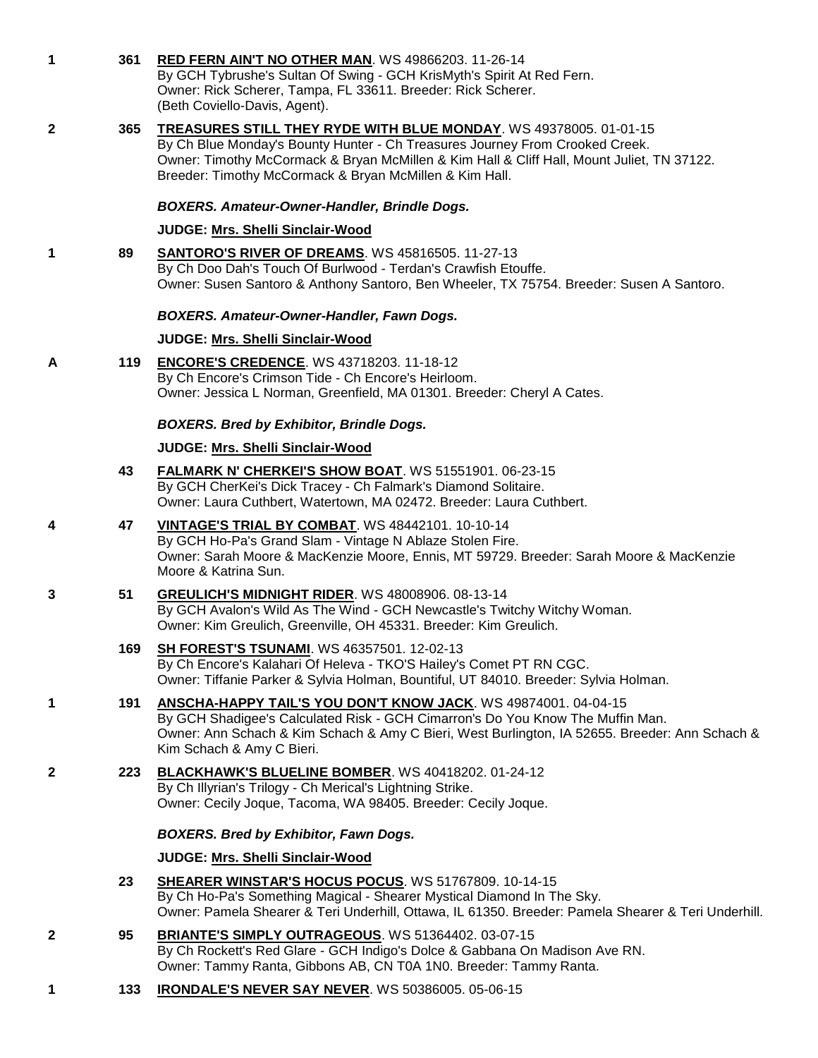1 **361** **RED FERN AIN'T NO OTHER MAN**. WS 49866203. 11-26-14
By GCH Tybrushe's Sultan Of Swing - GCH KrisMyth's Spirit At Red Fern.
Owner: Rick Scherer, Tampa, FL 33611. Breeder: Rick Scherer.
(Beth Coviello-Davis, Agent).

2 **365** **TREASURES STILL THEY RYDE WITH BLUE MONDAY**. WS 49378005. 01-01-15
By Ch Blue Monday's Bounty Hunter - Ch Treasures Journey From Crooked Creek.
Owner: Timothy McCormack & Bryan McMillen & Kim Hall & Cliff Hall, Mount Juliet, TN 37122.
Breeder: Timothy McCormack & Bryan McMillen & Kim Hall.

***BOXERS. Amateur-Owner-Handler, Brindle Dogs.***

**JUDGE: Mrs. Shelli Sinclair-Wood**

1 **89** **SANTORO'S RIVER OF DREAMS**. WS 45816505. 11-27-13
By Ch Doo Dah's Touch Of Burlwood - Terdan's Crawfish Etouffe.
Owner: Susen Santoro & Anthony Santoro, Ben Wheeler, TX 75754. Breeder: Susen A Santoro.

***BOXERS. Amateur-Owner-Handler, Fawn Dogs.***

**JUDGE: Mrs. Shelli Sinclair-Wood**

A **119** **ENCORE'S CREDENCE**. WS 43718203. 11-18-12
By Ch Encore's Crimson Tide - Ch Encore's Heirloom.
Owner: Jessica L Norman, Greenfield, MA 01301. Breeder: Cheryl A Cates.

***BOXERS. Bred by Exhibitor, Brindle Dogs.***

**JUDGE: Mrs. Shelli Sinclair-Wood**

**43** **FALMARK N' CHERKEI'S SHOW BOAT**. WS 51551901. 06-23-15
By GCH CherKei's Dick Tracey - Ch Falmark's Diamond Solitaire.
Owner: Laura Cuthbert, Watertown, MA 02472. Breeder: Laura Cuthbert.

4 **47** **VINTAGE'S TRIAL BY COMBAT**. WS 48442101. 10-10-14
By GCH Ho-Pa's Grand Slam - Vintage N Ablaze Stolen Fire.
Owner: Sarah Moore & MacKenzie Moore, Ennis, MT 59729. Breeder: Sarah Moore & MacKenzie Moore & Katrina Sun.

3 **51** **GREULICH'S MIDNIGHT RIDER**. WS 48008906. 08-13-14
By GCH Avalon's Wild As The Wind - GCH Newcastle's Twitchy Witchy Woman.
Owner: Kim Greulich, Greenville, OH 45331. Breeder: Kim Greulich.

**169** **SH FOREST'S TSUNAMI**. WS 46357501. 12-02-13
By Ch Encore's Kalahari Of Heleva - TKO'S Hailey's Comet PT RN CGC.
Owner: Tiffanie Parker & Sylvia Holman, Bountiful, UT 84010. Breeder: Sylvia Holman.

1 **191** **ANSCHA-HAPPY TAIL'S YOU DON'T KNOW JACK**. WS 49874001. 04-04-15
By GCH Shadigee's Calculated Risk - GCH Cimarron's Do You Know The Muffin Man.
Owner: Ann Schach & Kim Schach & Amy C Bieri, West Burlington, IA 52655. Breeder: Ann Schach & Kim Schach & Amy C Bieri.

2 **223** **BLACKHAWK'S BLUELINE BOMBER**. WS 40418202. 01-24-12
By Ch Illyrian's Trilogy - Ch Merical's Lightning Strike.
Owner: Cecily Joque, Tacoma, WA 98405. Breeder: Cecily Joque.

***BOXERS. Bred by Exhibitor, Fawn Dogs.***

**JUDGE: Mrs. Shelli Sinclair-Wood**

**23** **SHEARER WINSTAR'S HOCUS POCUS**. WS 51767809. 10-14-15
By Ch Ho-Pa's Something Magical - Shearer Mystical Diamond In The Sky.
Owner: Pamela Shearer & Teri Underhill, Ottawa, IL 61350. Breeder: Pamela Shearer & Teri Underhill.

2 **95** **BRIANTE'S SIMPLY OUTRAGEOUS**. WS 51364402. 03-07-15
By Ch Rockett's Red Glare - GCH Indigo's Dolce & Gabbana On Madison Ave RN.
Owner: Tammy Ranta, Gibbons AB, CN T0A 1N0. Breeder: Tammy Ranta.

1 **133** **IRONDALE'S NEVER SAY NEVER**. WS 50386005. 05-06-15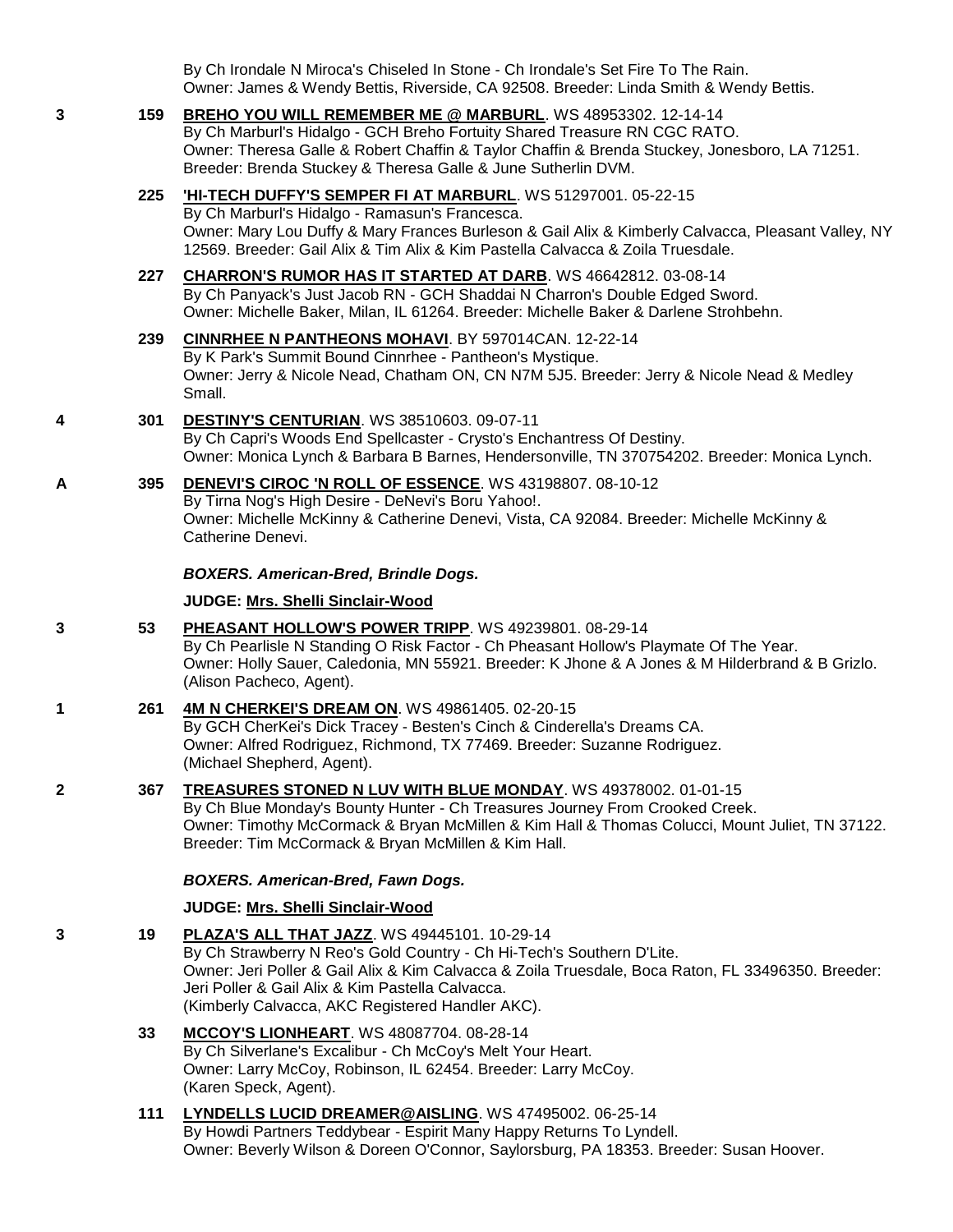By Ch Irondale N Miroca's Chiseled In Stone - Ch Irondale's Set Fire To The Rain.
Owner: James & Wendy Bettis, Riverside, CA 92508. Breeder: Linda Smith & Wendy Bettis.

**3** **159** **BREHO YOU WILL REMEMBER ME @ MARBURL**. WS 48953302. 12-14-14
By Ch Marburl's Hidalgo - GCH Breho Fortuity Shared Treasure RN CGC RATO.
Owner: Theresa Galle & Robert Chaffin & Taylor Chaffin & Brenda Stuckey, Jonesboro, LA 71251. Breeder: Brenda Stuckey & Theresa Galle & June Sutherlin DVM.

**225** **'HI-TECH DUFFY'S SEMPER FI AT MARBURL**. WS 51297001. 05-22-15
By Ch Marburl's Hidalgo - Ramasun's Francesca.
Owner: Mary Lou Duffy & Mary Frances Burleson & Gail Alix & Kimberly Calvacca, Pleasant Valley, NY 12569. Breeder: Gail Alix & Tim Alix & Kim Pastella Calvacca & Zoila Truesdale.

**227** **CHARRON'S RUMOR HAS IT STARTED AT DARB**. WS 46642812. 03-08-14
By Ch Panyack's Just Jacob RN - GCH Shaddai N Charron's Double Edged Sword.
Owner: Michelle Baker, Milan, IL 61264. Breeder: Michelle Baker & Darlene Strohbehn.

**239** **CINNRHEE N PANTHEONS MOHAVI**. BY 597014CAN. 12-22-14
By K Park's Summit Bound Cinnrhee - Pantheon's Mystique.
Owner: Jerry & Nicole Nead, Chatham ON, CN N7M 5J5. Breeder: Jerry & Nicole Nead & Medley Small.

**4** **301** **DESTINY'S CENTURIAN**. WS 38510603. 09-07-11
By Ch Capri's Woods End Spellcaster - Crysto's Enchantress Of Destiny.
Owner: Monica Lynch & Barbara B Barnes, Hendersonville, TN 370754202. Breeder: Monica Lynch.

**A** **395** **DENEVI'S CIROC 'N ROLL OF ESSENCE**. WS 43198807. 08-10-12
By Tirna Nog's High Desire - DeNevi's Boru Yahoo!.
Owner: Michelle McKinny & Catherine Denevi, Vista, CA 92084. Breeder: Michelle McKinny & Catherine Denevi.

### *BOXERS. American-Bred, Brindle Dogs.*

**JUDGE: Mrs. Shelli Sinclair-Wood**

**3** **53** **PHEASANT HOLLOW'S POWER TRIPP**. WS 49239801. 08-29-14
By Ch Pearlisle N Standing O Risk Factor - Ch Pheasant Hollow's Playmate Of The Year.
Owner: Holly Sauer, Caledonia, MN 55921. Breeder: K Jhone & A Jones & M Hilderbrand & B Grizlo. (Alison Pacheco, Agent).

**1** **261** **4M N CHERKEI'S DREAM ON**. WS 49861405. 02-20-15
By GCH CherKei's Dick Tracey - Besten's Cinch & Cinderella's Dreams CA.
Owner: Alfred Rodriguez, Richmond, TX 77469. Breeder: Suzanne Rodriguez. (Michael Shepherd, Agent).

**2** **367** **TREASURES STONED N LUV WITH BLUE MONDAY**. WS 49378002. 01-01-15
By Ch Blue Monday's Bounty Hunter - Ch Treasures Journey From Crooked Creek.
Owner: Timothy McCormack & Bryan McMillen & Kim Hall & Thomas Colucci, Mount Juliet, TN 37122. Breeder: Tim McCormack & Bryan McMillen & Kim Hall.

### *BOXERS. American-Bred, Fawn Dogs.*

**JUDGE: Mrs. Shelli Sinclair-Wood**

**3** **19** **PLAZA'S ALL THAT JAZZ**. WS 49445101. 10-29-14
By Ch Strawberry N Reo's Gold Country - Ch Hi-Tech's Southern D'Lite.
Owner: Jeri Poller & Gail Alix & Kim Calvacca & Zoila Truesdale, Boca Raton, FL 33496350. Breeder: Jeri Poller & Gail Alix & Kim Pastella Calvacca. (Kimberly Calvacca, AKC Registered Handler AKC).

**33** **MCCOY'S LIONHEART**. WS 48087704. 08-28-14
By Ch Silverlane's Excalibur - Ch McCoy's Melt Your Heart.
Owner: Larry McCoy, Robinson, IL 62454. Breeder: Larry McCoy. (Karen Speck, Agent).

**111** **LYNDELLS LUCID DREAMER@AISLING**. WS 47495002. 06-25-14
By Howdi Partners Teddybear - Espirit Many Happy Returns To Lyndell.
Owner: Beverly Wilson & Doreen O'Connor, Saylorsburg, PA 18353. Breeder: Susan Hoover.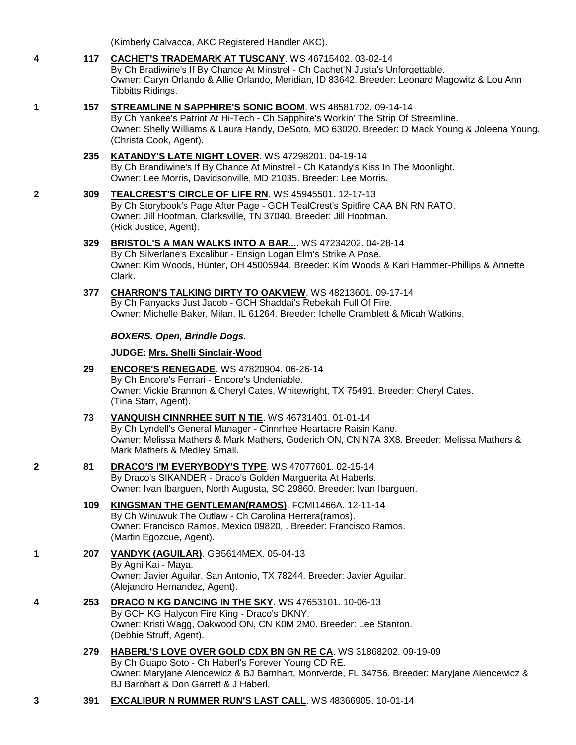(Kimberly Calvacca, AKC Registered Handler AKC).

4 117 **CACHET'S TRADEMARK AT TUSCANY**. WS 46715402. 03-02-14
By Ch Bradiwine's If By Chance At Minstrel - Ch Cachet'N Justa's Unforgettable.
Owner: Caryn Orlando & Allie Orlando, Meridian, ID 83642. Breeder: Leonard Magowitz & Lou Ann Tibbitts Ridings.

1 157 **STREAMLINE N SAPPHIRE'S SONIC BOOM**. WS 48581702. 09-14-14
By Ch Yankee's Patriot At Hi-Tech - Ch Sapphire's Workin' The Strip Of Streamline.
Owner: Shelly Williams & Laura Handy, DeSoto, MO 63020. Breeder: D Mack Young & Joleena Young.
(Christa Cook, Agent).

235 **KATANDY'S LATE NIGHT LOVER**. WS 47298201. 04-19-14
By Ch Brandiwine's If By Chance At Minstrel - Ch Katandy's Kiss In The Moonlight.
Owner: Lee Morris, Davidsonville, MD 21035. Breeder: Lee Morris.

2 309 **TEALCREST'S CIRCLE OF LIFE RN**. WS 45945501. 12-17-13
By Ch Storybook's Page After Page - GCH TealCrest's Spitfire CAA BN RN RATO.
Owner: Jill Hootman, Clarksville, TN 37040. Breeder: Jill Hootman.
(Rick Justice, Agent).

329 **BRISTOL'S A MAN WALKS INTO A BAR...**. WS 47234202. 04-28-14
By Ch Silverlane's Excalibur - Ensign Logan Elm's Strike A Pose.
Owner: Kim Woods, Hunter, OH 45005944. Breeder: Kim Woods & Kari Hammer-Phillips & Annette Clark.

377 **CHARRON'S TALKING DIRTY TO OAKVIEW**. WS 48213601. 09-17-14
By Ch Panyacks Just Jacob - GCH Shaddai's Rebekah Full Of Fire.
Owner: Michelle Baker, Milan, IL 61264. Breeder: Ichelle Cramblett & Micah Watkins.

***BOXERS. Open, Brindle Dogs.***

**JUDGE: Mrs. Shelli Sinclair-Wood**

29 **ENCORE'S RENEGADE**. WS 47820904. 06-26-14
By Ch Encore's Ferrari - Encore's Undeniable.
Owner: Vickie Brannon & Cheryl Cates, Whitewright, TX 75491. Breeder: Cheryl Cates.
(Tina Starr, Agent).

73 **VANQUISH CINNRHEE SUIT N TIE**. WS 46731401. 01-01-14
By Ch Lyndell's General Manager - Cinnrhee Heartacre Raisin Kane.
Owner: Melissa Mathers & Mark Mathers, Goderich ON, CN N7A 3X8. Breeder: Melissa Mathers & Mark Mathers & Medley Small.

2 81 **DRACO'S I'M EVERYBODY'S TYPE**. WS 47077601. 02-15-14
By Draco's SIKANDER - Draco's Golden Marguerita At Haberls.
Owner: Ivan Ibarguen, North Augusta, SC 29860. Breeder: Ivan Ibarguen.

109 **KINGSMAN THE GENTLEMAN(RAMOS)**. FCMI1466A. 12-11-14
By Ch Winuwuk The Outlaw - Ch Carolina Herrera(ramos).
Owner: Francisco Ramos, Mexico 09820, . Breeder: Francisco Ramos.
(Martin Egozcue, Agent).

1 207 **VANDYK (AGUILAR)**. GB5614MEX. 05-04-13
By Agni Kai - Maya.
Owner: Javier Aguilar, San Antonio, TX 78244. Breeder: Javier Aguilar.
(Alejandro Hernandez, Agent).

4 253 **DRACO N KG DANCING IN THE SKY**. WS 47653101. 10-06-13
By GCH KG Halycon Fire King - Draco's DKNY.
Owner: Kristi Wagg, Oakwood ON, CN K0M 2M0. Breeder: Lee Stanton.
(Debbie Struff, Agent).

279 **HABERL'S LOVE OVER GOLD CDX BN GN RE CA**. WS 31868202. 09-19-09
By Ch Guapo Soto - Ch Haberl's Forever Young CD RE.
Owner: Maryjane Alencewicz & BJ Barnhart, Montverde, FL 34756. Breeder: Maryjane Alencewicz & BJ Barnhart & Don Garrett & J Haberl.

3 391 **EXCALIBUR N RUMMER RUN'S LAST CALL**. WS 48366905. 10-01-14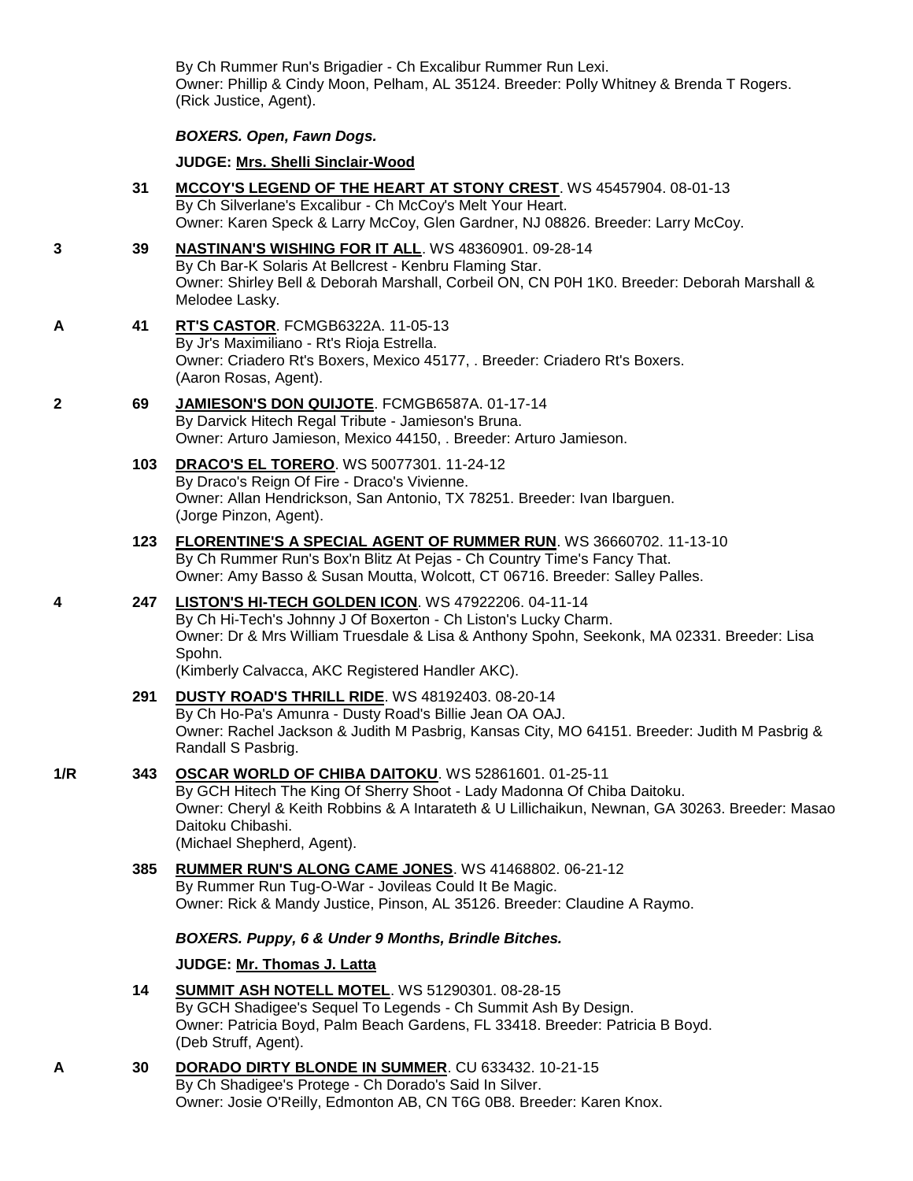By Ch Rummer Run's Brigadier - Ch Excalibur Rummer Run Lexi.
Owner: Phillip & Cindy Moon, Pelham, AL 35124. Breeder: Polly Whitney & Brenda T Rogers.
(Rick Justice, Agent).

### *BOXERS. Open, Fawn Dogs.*

**JUDGE: Mrs. Shelli Sinclair-Wood**

31 **MCCOY'S LEGEND OF THE HEART AT STONY CREST**. WS 45457904. 08-01-13
By Ch Silverlane's Excalibur - Ch McCoy's Melt Your Heart.
Owner: Karen Speck & Larry McCoy, Glen Gardner, NJ 08826. Breeder: Larry McCoy.

3 — 39 **NASTINAN'S WISHING FOR IT ALL**. WS 48360901. 09-28-14
By Ch Bar-K Solaris At Bellcrest - Kenbru Flaming Star.
Owner: Shirley Bell & Deborah Marshall, Corbeil ON, CN P0H 1K0. Breeder: Deborah Marshall & Melodee Lasky.

A — 41 **RT'S CASTOR**. FCMGB6322A. 11-05-13
By Jr's Maximiliano - Rt's Rioja Estrella.
Owner: Criadero Rt's Boxers, Mexico 45177, . Breeder: Criadero Rt's Boxers.
(Aaron Rosas, Agent).

2 — 69 **JAMIESON'S DON QUIJOTE**. FCMGB6587A. 01-17-14
By Darvick Hitech Regal Tribute - Jamieson's Bruna.
Owner: Arturo Jamieson, Mexico 44150, . Breeder: Arturo Jamieson.

103 **DRACO'S EL TORERO**. WS 50077301. 11-24-12
By Draco's Reign Of Fire - Draco's Vivienne.
Owner: Allan Hendrickson, San Antonio, TX 78251. Breeder: Ivan Ibarguen.
(Jorge Pinzon, Agent).

123 **FLORENTINE'S A SPECIAL AGENT OF RUMMER RUN**. WS 36660702. 11-13-10
By Ch Rummer Run's Box'n Blitz At Pejas - Ch Country Time's Fancy That.
Owner: Amy Basso & Susan Moutta, Wolcott, CT 06716. Breeder: Salley Palles.

4 — 247 **LISTON'S HI-TECH GOLDEN ICON**. WS 47922206. 04-11-14
By Ch Hi-Tech's Johnny J Of Boxerton - Ch Liston's Lucky Charm.
Owner: Dr & Mrs William Truesdale & Lisa & Anthony Spohn, Seekonk, MA 02331. Breeder: Lisa Spohn.
(Kimberly Calvacca, AKC Registered Handler AKC).

291 **DUSTY ROAD'S THRILL RIDE**. WS 48192403. 08-20-14
By Ch Ho-Pa's Amunra - Dusty Road's Billie Jean OA OAJ.
Owner: Rachel Jackson & Judith M Pasbrig, Kansas City, MO 64151. Breeder: Judith M Pasbrig & Randall S Pasbrig.

1/R — 343 **OSCAR WORLD OF CHIBA DAITOKU**. WS 52861601. 01-25-11
By GCH Hitech The King Of Sherry Shoot - Lady Madonna Of Chiba Daitoku.
Owner: Cheryl & Keith Robbins & A Intarateth & U Lillichaikun, Newnan, GA 30263. Breeder: Masao Daitoku Chibashi.
(Michael Shepherd, Agent).

385 **RUMMER RUN'S ALONG CAME JONES**. WS 41468802. 06-21-12
By Rummer Run Tug-O-War - Jovileas Could It Be Magic.
Owner: Rick & Mandy Justice, Pinson, AL 35126. Breeder: Claudine A Raymo.

### *BOXERS. Puppy, 6 & Under 9 Months, Brindle Bitches.*

**JUDGE: Mr. Thomas J. Latta**

14 **SUMMIT ASH NOTELL MOTEL**. WS 51290301. 08-28-15
By GCH Shadigee's Sequel To Legends - Ch Summit Ash By Design.
Owner: Patricia Boyd, Palm Beach Gardens, FL 33418. Breeder: Patricia B Boyd.
(Deb Struff, Agent).

A — 30 **DORADO DIRTY BLONDE IN SUMMER**. CU 633432. 10-21-15
By Ch Shadigee's Protege - Ch Dorado's Said In Silver.
Owner: Josie O'Reilly, Edmonton AB, CN T6G 0B8. Breeder: Karen Knox.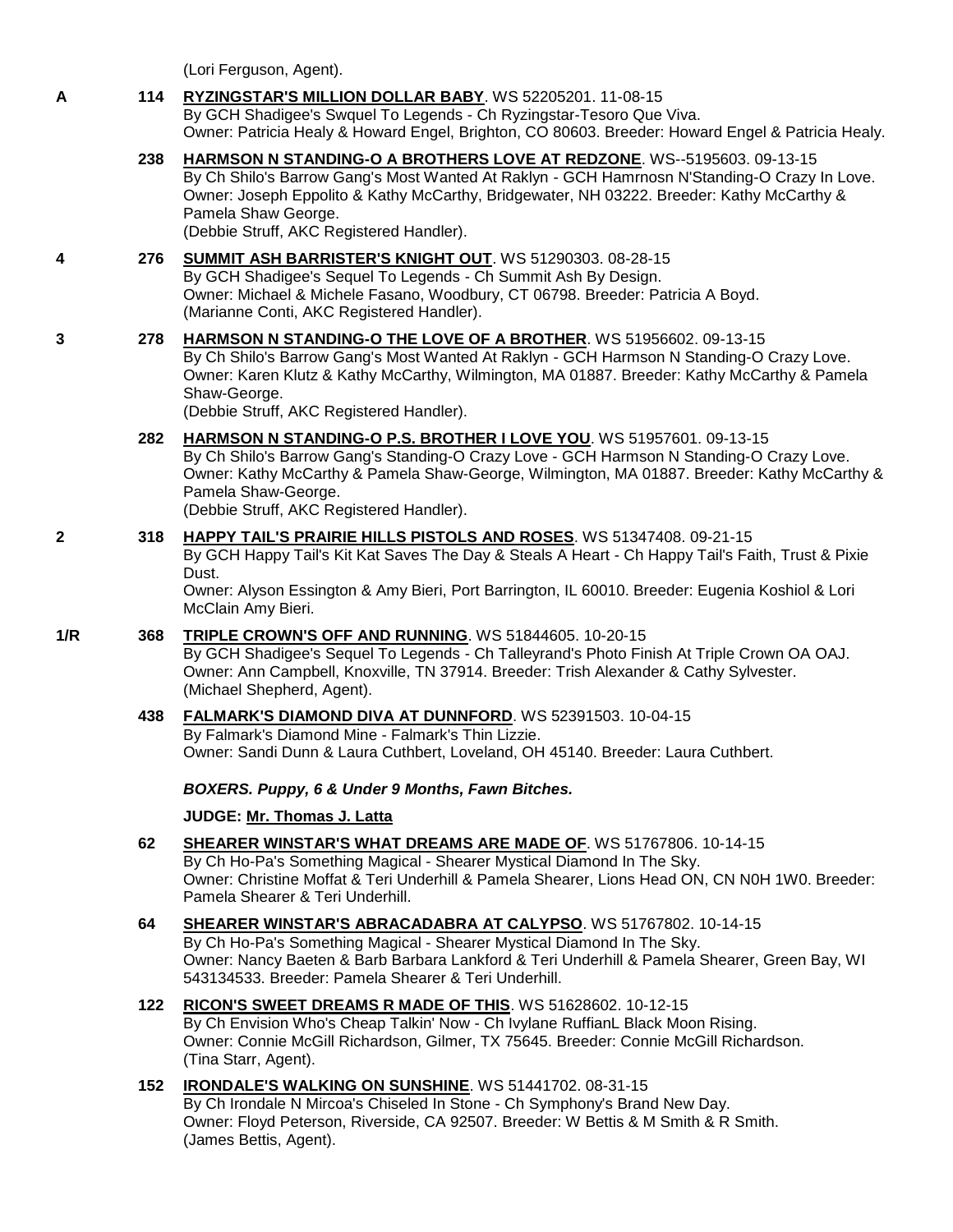(Lori Ferguson, Agent).

**A** **114** **RYZINGSTAR'S MILLION DOLLAR BABY**. WS 52205201. 11-08-15
By GCH Shadigee's Swquel To Legends - Ch Ryzingstar-Tesoro Que Viva.
Owner: Patricia Healy & Howard Engel, Brighton, CO 80603. Breeder: Howard Engel & Patricia Healy.

**238** **HARMSON N STANDING-O A BROTHERS LOVE AT REDZONE**. WS--5195603. 09-13-15
By Ch Shilo's Barrow Gang's Most Wanted At Raklyn - GCH Hamrnosn N'Standing-O Crazy In Love.
Owner: Joseph Eppolito & Kathy McCarthy, Bridgewater, NH 03222. Breeder: Kathy McCarthy & Pamela Shaw George.
(Debbie Struff, AKC Registered Handler).

**4** **276** **SUMMIT ASH BARRISTER'S KNIGHT OUT**. WS 51290303. 08-28-15
By GCH Shadigee's Sequel To Legends - Ch Summit Ash By Design.
Owner: Michael & Michele Fasano, Woodbury, CT 06798. Breeder: Patricia A Boyd.
(Marianne Conti, AKC Registered Handler).

**3** **278** **HARMSON N STANDING-O THE LOVE OF A BROTHER**. WS 51956602. 09-13-15
By Ch Shilo's Barrow Gang's Most Wanted At Raklyn - GCH Harmson N Standing-O Crazy Love.
Owner: Karen Klutz & Kathy McCarthy, Wilmington, MA 01887. Breeder: Kathy McCarthy & Pamela Shaw-George.
(Debbie Struff, AKC Registered Handler).

**282** **HARMSON N STANDING-O P.S. BROTHER I LOVE YOU**. WS 51957601. 09-13-15
By Ch Shilo's Barrow Gang's Standing-O Crazy Love - GCH Harmson N Standing-O Crazy Love.
Owner: Kathy McCarthy & Pamela Shaw-George, Wilmington, MA 01887. Breeder: Kathy McCarthy & Pamela Shaw-George.
(Debbie Struff, AKC Registered Handler).

**2** **318** **HAPPY TAIL'S PRAIRIE HILLS PISTOLS AND ROSES**. WS 51347408. 09-21-15
By GCH Happy Tail's Kit Kat Saves The Day & Steals A Heart - Ch Happy Tail's Faith, Trust & Pixie Dust.
Owner: Alyson Essington & Amy Bieri, Port Barrington, IL 60010. Breeder: Eugenia Koshiol & Lori McClain Amy Bieri.

**1/R** **368** **TRIPLE CROWN'S OFF AND RUNNING**. WS 51844605. 10-20-15
By GCH Shadigee's Sequel To Legends - Ch Talleyrand's Photo Finish At Triple Crown OA OAJ.
Owner: Ann Campbell, Knoxville, TN 37914. Breeder: Trish Alexander & Cathy Sylvester.
(Michael Shepherd, Agent).

**438** **FALMARK'S DIAMOND DIVA AT DUNNFORD**. WS 52391503. 10-04-15
By Falmark's Diamond Mine - Falmark's Thin Lizzie.
Owner: Sandi Dunn & Laura Cuthbert, Loveland, OH 45140. Breeder: Laura Cuthbert.

***BOXERS. Puppy, 6 & Under 9 Months, Fawn Bitches.***

**JUDGE: Mr. Thomas J. Latta**

**62** **SHEARER WINSTAR'S WHAT DREAMS ARE MADE OF**. WS 51767806. 10-14-15
By Ch Ho-Pa's Something Magical - Shearer Mystical Diamond In The Sky.
Owner: Christine Moffat & Teri Underhill & Pamela Shearer, Lions Head ON, CN N0H 1W0. Breeder: Pamela Shearer & Teri Underhill.

**64** **SHEARER WINSTAR'S ABRACADABRA AT CALYPSO**. WS 51767802. 10-14-15
By Ch Ho-Pa's Something Magical - Shearer Mystical Diamond In The Sky.
Owner: Nancy Baeten & Barb Barbara Lankford & Teri Underhill & Pamela Shearer, Green Bay, WI 543134533. Breeder: Pamela Shearer & Teri Underhill.

**122** **RICON'S SWEET DREAMS R MADE OF THIS**. WS 51628602. 10-12-15
By Ch Envision Who's Cheap Talkin' Now - Ch Ivylane RuffianL Black Moon Rising.
Owner: Connie McGill Richardson, Gilmer, TX 75645. Breeder: Connie McGill Richardson.
(Tina Starr, Agent).

**152** **IRONDALE'S WALKING ON SUNSHINE**. WS 51441702. 08-31-15
By Ch Irondale N Mircoa's Chiseled In Stone - Ch Symphony's Brand New Day.
Owner: Floyd Peterson, Riverside, CA 92507. Breeder: W Bettis & M Smith & R Smith.
(James Bettis, Agent).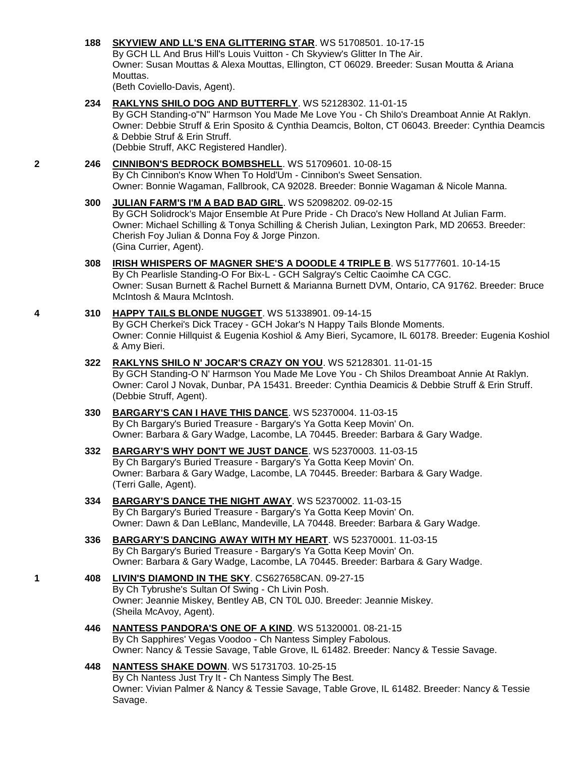**188** **SKYVIEW AND LL'S ENA GLITTERING STAR**. WS 51708501. 10-17-15
By GCH LL And Brus Hill's Louis Vuitton - Ch Skyview's Glitter In The Air.
Owner: Susan Mouttas & Alexa Mouttas, Ellington, CT 06029. Breeder: Susan Moutta & Ariana Mouttas.
(Beth Coviello-Davis, Agent).

**234** **RAKLYNS SHILO DOG AND BUTTERFLY**. WS 52128302. 11-01-15
By GCH Standing-o"N" Harmson You Made Me Love You - Ch Shilo's Dreamboat Annie At Raklyn.
Owner: Debbie Struff & Erin Sposito & Cynthia Deamcis, Bolton, CT 06043. Breeder: Cynthia Deamcis & Debbie Struf & Erin Struff.
(Debbie Struff, AKC Registered Handler).

2 **246** **CINNIBON'S BEDROCK BOMBSHELL**. WS 51709601. 10-08-15
By Ch Cinnibon's Know When To Hold'Um - Cinnibon's Sweet Sensation.
Owner: Bonnie Wagaman, Fallbrook, CA 92028. Breeder: Bonnie Wagaman & Nicole Manna.

**300** **JULIAN FARM'S I'M A BAD BAD GIRL**. WS 52098202. 09-02-15
By GCH Solidrock's Major Ensemble At Pure Pride - Ch Draco's New Holland At Julian Farm.
Owner: Michael Schilling & Tonya Schilling & Cherish Julian, Lexington Park, MD 20653. Breeder: Cherish Foy Julian & Donna Foy & Jorge Pinzon.
(Gina Currier, Agent).

**308** **IRISH WHISPERS OF MAGNER SHE'S A DOODLE 4 TRIPLE B**. WS 51777601. 10-14-15
By Ch Pearlisle Standing-O For Bix-L - GCH Salgray's Celtic Caoimhe CA CGC.
Owner: Susan Burnett & Rachel Burnett & Marianna Burnett DVM, Ontario, CA 91762. Breeder: Bruce McIntosh & Maura McIntosh.

4 **310** **HAPPY TAILS BLONDE NUGGET**. WS 51338901. 09-14-15
By GCH Cherkei's Dick Tracey - GCH Jokar's N Happy Tails Blonde Moments.
Owner: Connie Hillquist & Eugenia Koshiol & Amy Bieri, Sycamore, IL 60178. Breeder: Eugenia Koshiol & Amy Bieri.

**322** **RAKLYNS SHILO N' JOCAR'S CRAZY ON YOU**. WS 52128301. 11-01-15
By GCH Standing-O N' Harmson You Made Me Love You - Ch Shilos Dreamboat Annie At Raklyn.
Owner: Carol J Novak, Dunbar, PA 15431. Breeder: Cynthia Deamicis & Debbie Struff & Erin Struff.
(Debbie Struff, Agent).

**330** **BARGARY'S CAN I HAVE THIS DANCE**. WS 52370004. 11-03-15
By Ch Bargary's Buried Treasure - Bargary's Ya Gotta Keep Movin' On.
Owner: Barbara & Gary Wadge, Lacombe, LA 70445. Breeder: Barbara & Gary Wadge.

**332** **BARGARY'S WHY DON'T WE JUST DANCE**. WS 52370003. 11-03-15
By Ch Bargary's Buried Treasure - Bargary's Ya Gotta Keep Movin' On.
Owner: Barbara & Gary Wadge, Lacombe, LA 70445. Breeder: Barbara & Gary Wadge.
(Terri Galle, Agent).

**334** **BARGARY'S DANCE THE NIGHT AWAY**. WS 52370002. 11-03-15
By Ch Bargary's Buried Treasure - Bargary's Ya Gotta Keep Movin' On.
Owner: Dawn & Dan LeBlanc, Mandeville, LA 70448. Breeder: Barbara & Gary Wadge.

**336** **BARGARY'S DANCING AWAY WITH MY HEART**. WS 52370001. 11-03-15
By Ch Bargary's Buried Treasure - Bargary's Ya Gotta Keep Movin' On.
Owner: Barbara & Gary Wadge, Lacombe, LA 70445. Breeder: Barbara & Gary Wadge.

1 **408** **LIVIN'S DIAMOND IN THE SKY**. CS627658CAN. 09-27-15
By Ch Tybrushe's Sultan Of Swing - Ch Livin Posh.
Owner: Jeannie Miskey, Bentley AB, CN T0L 0J0. Breeder: Jeannie Miskey.
(Sheila McAvoy, Agent).

**446** **NANTESS PANDORA'S ONE OF A KIND**. WS 51320001. 08-21-15
By Ch Sapphires' Vegas Voodoo - Ch Nantess Simpley Fabolous.
Owner: Nancy & Tessie Savage, Table Grove, IL 61482. Breeder: Nancy & Tessie Savage.

**448** **NANTESS SHAKE DOWN**. WS 51731703. 10-25-15
By Ch Nantess Just Try It - Ch Nantess Simply The Best.
Owner: Vivian Palmer & Nancy & Tessie Savage, Table Grove, IL 61482. Breeder: Nancy & Tessie Savage.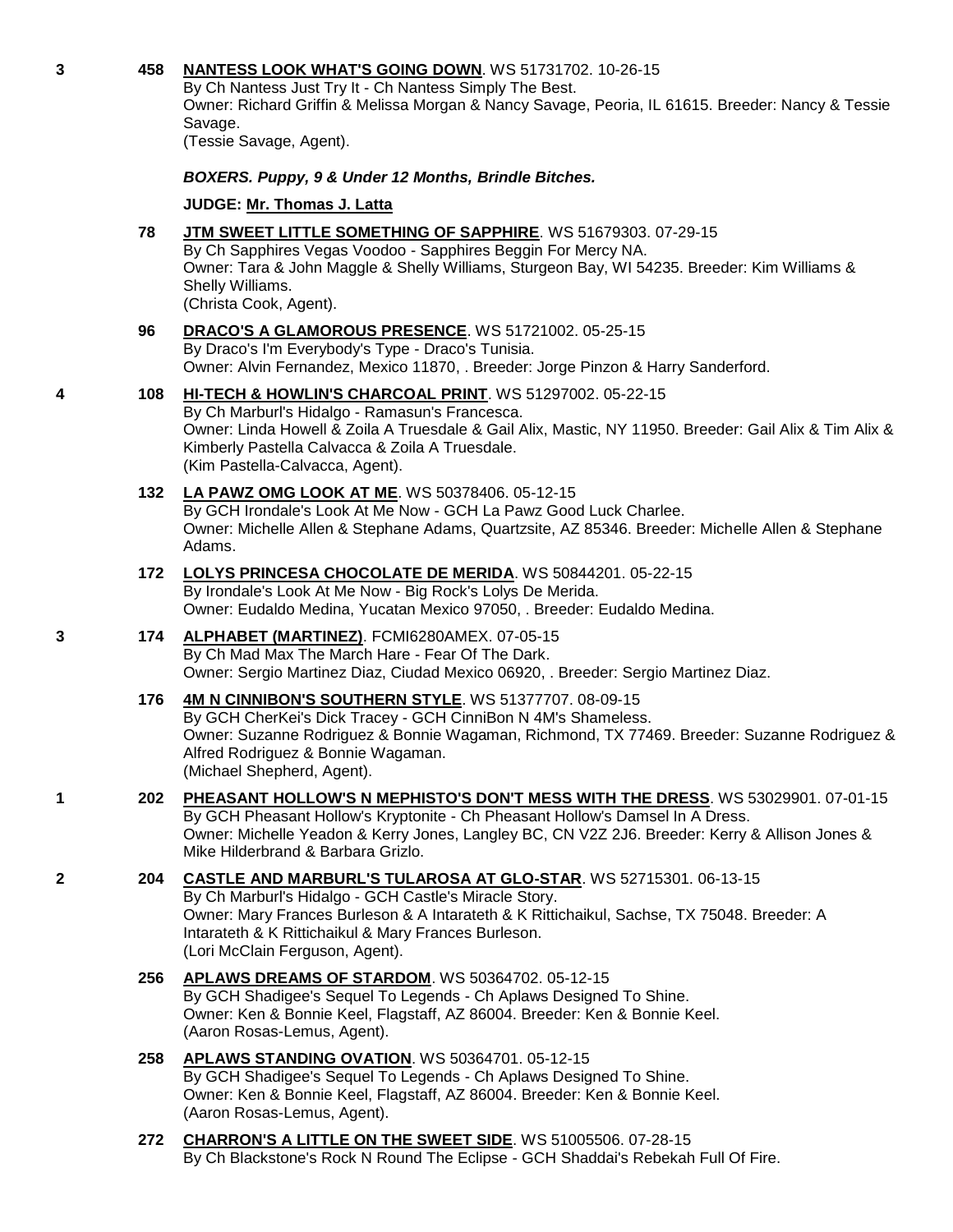3 **458** **NANTESS LOOK WHAT'S GOING DOWN**. WS 51731702. 10-26-15
By Ch Nantess Just Try It - Ch Nantess Simply The Best.
Owner: Richard Griffin & Melissa Morgan & Nancy Savage, Peoria, IL 61615. Breeder: Nancy & Tessie Savage.
(Tessie Savage, Agent).

***BOXERS. Puppy, 9 & Under 12 Months, Brindle Bitches.***

**JUDGE: Mr. Thomas J. Latta**

**78** **JTM SWEET LITTLE SOMETHING OF SAPPHIRE**. WS 51679303. 07-29-15
By Ch Sapphires Vegas Voodoo - Sapphires Beggin For Mercy NA.
Owner: Tara & John Maggle & Shelly Williams, Sturgeon Bay, WI 54235. Breeder: Kim Williams & Shelly Williams.
(Christa Cook, Agent).

**96** **DRACO'S A GLAMOROUS PRESENCE**. WS 51721002. 05-25-15
By Draco's I'm Everybody's Type - Draco's Tunisia.
Owner: Alvin Fernandez, Mexico 11870, . Breeder: Jorge Pinzon & Harry Sanderford.

4 **108** **HI-TECH & HOWLIN'S CHARCOAL PRINT**. WS 51297002. 05-22-15
By Ch Marburl's Hidalgo - Ramasun's Francesca.
Owner: Linda Howell & Zoila A Truesdale & Gail Alix, Mastic, NY 11950. Breeder: Gail Alix & Tim Alix & Kimberly Pastella Calvacca & Zoila A Truesdale.
(Kim Pastella-Calvacca, Agent).

**132** **LA PAWZ OMG LOOK AT ME**. WS 50378406. 05-12-15
By GCH Irondale's Look At Me Now - GCH La Pawz Good Luck Charlee.
Owner: Michelle Allen & Stephane Adams, Quartzsite, AZ 85346. Breeder: Michelle Allen & Stephane Adams.

**172** **LOLYS PRINCESA CHOCOLATE DE MERIDA**. WS 50844201. 05-22-15
By Irondale's Look At Me Now - Big Rock's Lolys De Merida.
Owner: Eudaldo Medina, Yucatan Mexico 97050, . Breeder: Eudaldo Medina.

3 **174** **ALPHABET (MARTINEZ)**. FCMI6280AMEX. 07-05-15
By Ch Mad Max The March Hare - Fear Of The Dark.
Owner: Sergio Martinez Diaz, Ciudad Mexico 06920, . Breeder: Sergio Martinez Diaz.

**176** **4M N CINNIBON'S SOUTHERN STYLE**. WS 51377707. 08-09-15
By GCH CherKei's Dick Tracey - GCH CinniBon N 4M's Shameless.
Owner: Suzanne Rodriguez & Bonnie Wagaman, Richmond, TX 77469. Breeder: Suzanne Rodriguez & Alfred Rodriguez & Bonnie Wagaman.
(Michael Shepherd, Agent).

1 **202** **PHEASANT HOLLOW'S N MEPHISTO'S DON'T MESS WITH THE DRESS**. WS 53029901. 07-01-15
By GCH Pheasant Hollow's Kryptonite - Ch Pheasant Hollow's Damsel In A Dress.
Owner: Michelle Yeadon & Kerry Jones, Langley BC, CN V2Z 2J6. Breeder: Kerry & Allison Jones & Mike Hilderbrand & Barbara Grizlo.

2 **204** **CASTLE AND MARBURL'S TULAROSA AT GLO-STAR**. WS 52715301. 06-13-15
By Ch Marburl's Hidalgo - GCH Castle's Miracle Story.
Owner: Mary Frances Burleson & A Intarateth & K Rittichaikul, Sachse, TX 75048. Breeder: A Intarateth & K Rittichaikul & Mary Frances Burleson.
(Lori McClain Ferguson, Agent).

**256** **APLAWS DREAMS OF STARDOM**. WS 50364702. 05-12-15
By GCH Shadigee's Sequel To Legends - Ch Aplaws Designed To Shine.
Owner: Ken & Bonnie Keel, Flagstaff, AZ 86004. Breeder: Ken & Bonnie Keel.
(Aaron Rosas-Lemus, Agent).

**258** **APLAWS STANDING OVATION**. WS 50364701. 05-12-15
By GCH Shadigee's Sequel To Legends - Ch Aplaws Designed To Shine.
Owner: Ken & Bonnie Keel, Flagstaff, AZ 86004. Breeder: Ken & Bonnie Keel.
(Aaron Rosas-Lemus, Agent).

**272** **CHARRON'S A LITTLE ON THE SWEET SIDE**. WS 51005506. 07-28-15
By Ch Blackstone's Rock N Round The Eclipse - GCH Shaddai's Rebekah Full Of Fire.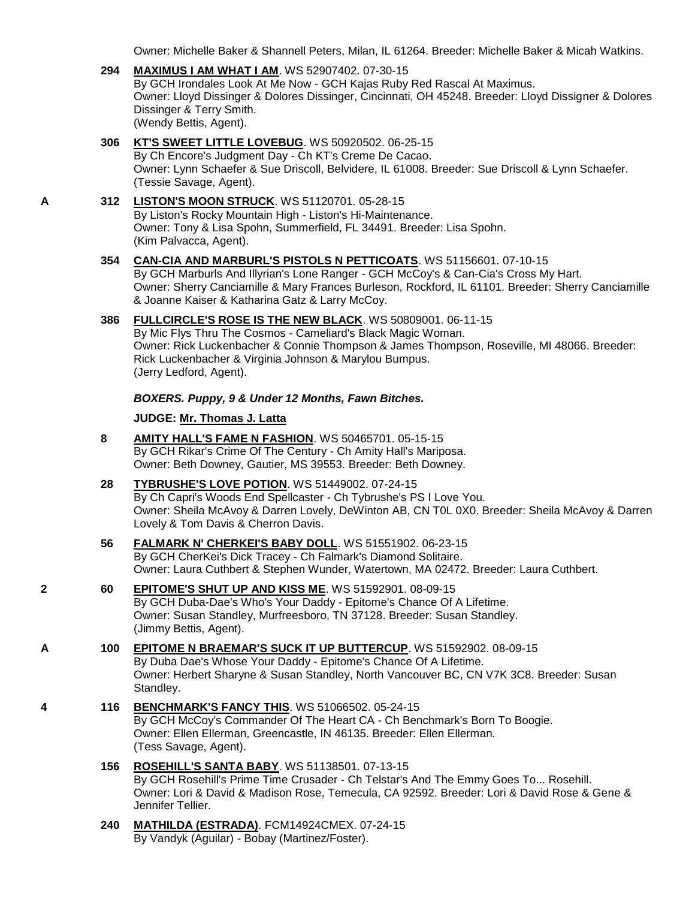Owner: Michelle Baker & Shannell Peters, Milan, IL 61264. Breeder: Michelle Baker & Micah Watkins.

**294** **MAXIMUS I AM WHAT I AM**. WS 52907402. 07-30-15
By GCH Irondales Look At Me Now - GCH Kajas Ruby Red Rascal At Maximus.
Owner: Lloyd Dissinger & Dolores Dissinger, Cincinnati, OH 45248. Breeder: Lloyd Dissigner & Dolores Dissinger & Terry Smith.
(Wendy Bettis, Agent).

**306** **KT'S SWEET LITTLE LOVEBUG**. WS 50920502. 06-25-15
By Ch Encore's Judgment Day - Ch KT's Creme De Cacao.
Owner: Lynn Schaefer & Sue Driscoll, Belvidere, IL 61008. Breeder: Sue Driscoll & Lynn Schaefer.
(Tessie Savage, Agent).

A **312** **LISTON'S MOON STRUCK**. WS 51120701. 05-28-15
By Liston's Rocky Mountain High - Liston's Hi-Maintenance.
Owner: Tony & Lisa Spohn, Summerfield, FL 34491. Breeder: Lisa Spohn.
(Kim Palvacca, Agent).

**354** **CAN-CIA AND MARBURL'S PISTOLS N PETTICOATS**. WS 51156601. 07-10-15
By GCH Marburls And Illyrian's Lone Ranger - GCH McCoy's & Can-Cia's Cross My Hart.
Owner: Sherry Canciamille & Mary Frances Burleson, Rockford, IL 61101. Breeder: Sherry Canciamille & Joanne Kaiser & Katharina Gatz & Larry McCoy.

**386** **FULLCIRCLE'S ROSE IS THE NEW BLACK**. WS 50809001. 06-11-15
By Mic Flys Thru The Cosmos - Cameliard's Black Magic Woman.
Owner: Rick Luckenbacher & Connie Thompson & James Thompson, Roseville, MI 48066. Breeder: Rick Luckenbacher & Virginia Johnson & Marylou Bumpus.
(Jerry Ledford, Agent).

***BOXERS. Puppy, 9 & Under 12 Months, Fawn Bitches.***

**JUDGE: Mr. Thomas J. Latta**

**8** **AMITY HALL'S FAME N FASHION**. WS 50465701. 05-15-15
By GCH Rikar's Crime Of The Century - Ch Amity Hall's Mariposa.
Owner: Beth Downey, Gautier, MS 39553. Breeder: Beth Downey.

**28** **TYBRUSHE'S LOVE POTION**. WS 51449002. 07-24-15
By Ch Capri's Woods End Spellcaster - Ch Tybrushe's PS I Love You.
Owner: Sheila McAvoy & Darren Lovely, DeWinton AB, CN T0L 0X0. Breeder: Sheila McAvoy & Darren Lovely & Tom Davis & Cherron Davis.

**56** **FALMARK N' CHERKEI'S BABY DOLL**. WS 51551902. 06-23-15
By GCH CherKei's Dick Tracey - Ch Falmark's Diamond Solitaire.
Owner: Laura Cuthbert & Stephen Wunder, Watertown, MA 02472. Breeder: Laura Cuthbert.

2 **60** **EPITOME'S SHUT UP AND KISS ME**. WS 51592901. 08-09-15
By GCH Duba-Dae's Who's Your Daddy - Epitome's Chance Of A Lifetime.
Owner: Susan Standley, Murfreesboro, TN 37128. Breeder: Susan Standley.
(Jimmy Bettis, Agent).

A **100** **EPITOME N BRAEMAR'S SUCK IT UP BUTTERCUP**. WS 51592902. 08-09-15
By Duba Dae's Whose Your Daddy - Epitome's Chance Of A Lifetime.
Owner: Herbert Sharyne & Susan Standley, North Vancouver BC, CN V7K 3C8. Breeder: Susan Standley.

4 **116** **BENCHMARK'S FANCY THIS**. WS 51066502. 05-24-15
By GCH McCoy's Commander Of The Heart CA - Ch Benchmark's Born To Boogie.
Owner: Ellen Ellerman, Greencastle, IN 46135. Breeder: Ellen Ellerman.
(Tess Savage, Agent).

**156** **ROSEHILL'S SANTA BABY**. WS 51138501. 07-13-15
By GCH Rosehill's Prime Time Crusader - Ch Telstar's And The Emmy Goes To... Rosehill.
Owner: Lori & David & Madison Rose, Temecula, CA 92592. Breeder: Lori & David Rose & Gene & Jennifer Tellier.

**240** **MATHILDA (ESTRADA)**. FCM14924CMEX. 07-24-15
By Vandyk (Aguilar) - Bobay (Martinez/Foster).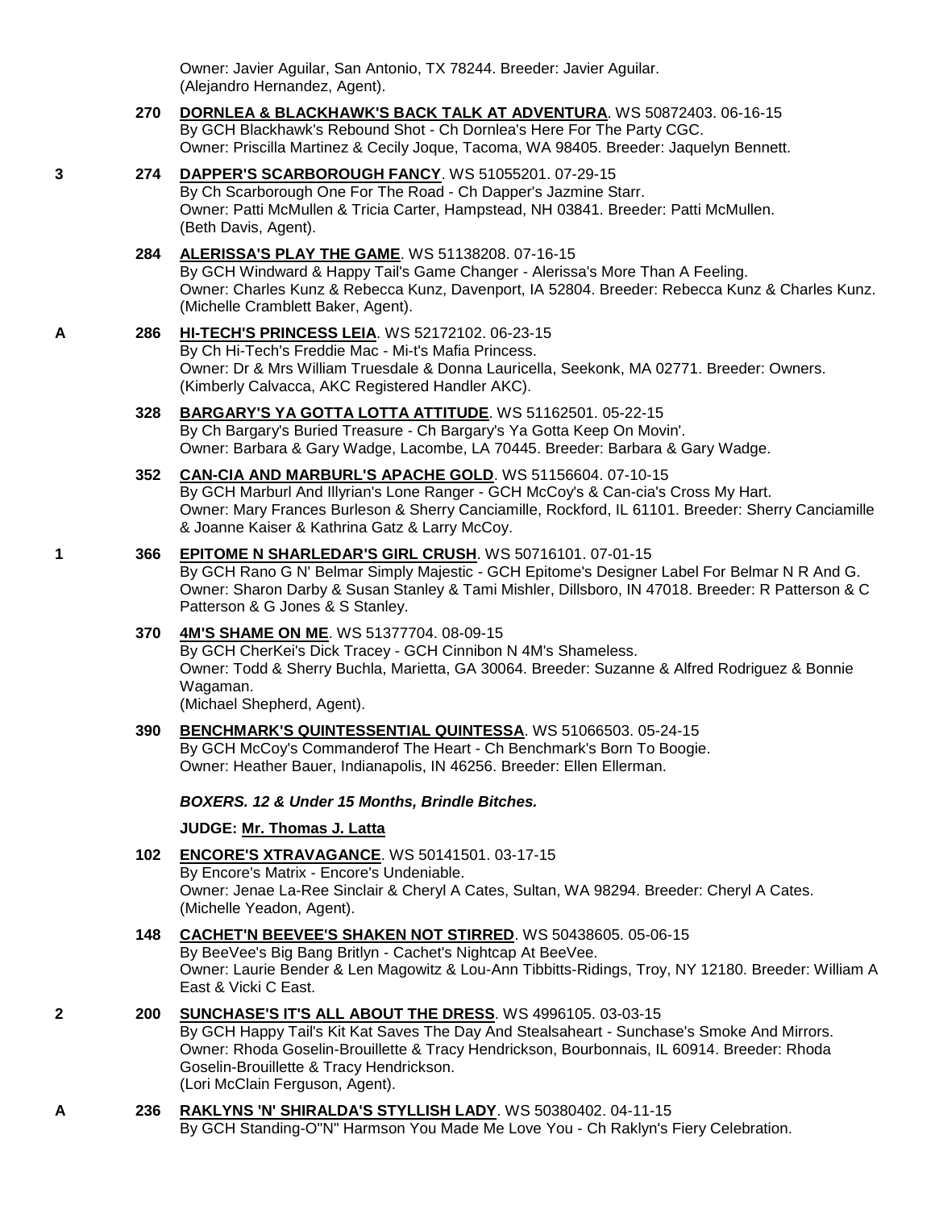Owner: Javier Aguilar, San Antonio, TX 78244. Breeder: Javier Aguilar.
(Alejandro Hernandez, Agent).

270 **DORNLEA & BLACKHAWK'S BACK TALK AT ADVENTURA**. WS 50872403. 06-16-15
By GCH Blackhawk's Rebound Shot - Ch Dornlea's Here For The Party CGC.
Owner: Priscilla Martinez & Cecily Joque, Tacoma, WA 98405. Breeder: Jaquelyn Bennett.

3 274 **DAPPER'S SCARBOROUGH FANCY**. WS 51055201. 07-29-15
By Ch Scarborough One For The Road - Ch Dapper's Jazmine Starr.
Owner: Patti McMullen & Tricia Carter, Hampstead, NH 03841. Breeder: Patti McMullen.
(Beth Davis, Agent).

284 **ALERISSA'S PLAY THE GAME**. WS 51138208. 07-16-15
By GCH Windward & Happy Tail's Game Changer - Alerissa's More Than A Feeling.
Owner: Charles Kunz & Rebecca Kunz, Davenport, IA 52804. Breeder: Rebecca Kunz & Charles Kunz.
(Michelle Cramblett Baker, Agent).

A 286 **HI-TECH'S PRINCESS LEIA**. WS 52172102. 06-23-15
By Ch Hi-Tech's Freddie Mac - Mi-t's Mafia Princess.
Owner: Dr & Mrs William Truesdale & Donna Lauricella, Seekonk, MA 02771. Breeder: Owners.
(Kimberly Calvacca, AKC Registered Handler AKC).

328 **BARGARY'S YA GOTTA LOTTA ATTITUDE**. WS 51162501. 05-22-15
By Ch Bargary's Buried Treasure - Ch Bargary's Ya Gotta Keep On Movin'.
Owner: Barbara & Gary Wadge, Lacombe, LA 70445. Breeder: Barbara & Gary Wadge.

352 **CAN-CIA AND MARBURL'S APACHE GOLD**. WS 51156604. 07-10-15
By GCH Marburl And Illyrian's Lone Ranger - GCH McCoy's & Can-cia's Cross My Hart.
Owner: Mary Frances Burleson & Sherry Canciamille, Rockford, IL 61101. Breeder: Sherry Canciamille & Joanne Kaiser & Kathrina Gatz & Larry McCoy.

1 366 **EPITOME N SHARLEDAR'S GIRL CRUSH**. WS 50716101. 07-01-15
By GCH Rano G N' Belmar Simply Majestic - GCH Epitome's Designer Label For Belmar N R And G.
Owner: Sharon Darby & Susan Stanley & Tami Mishler, Dillsboro, IN 47018. Breeder: R Patterson & C Patterson & G Jones & S Stanley.

370 **4M'S SHAME ON ME**. WS 51377704. 08-09-15
By GCH CherKei's Dick Tracey - GCH Cinnibon N 4M's Shameless.
Owner: Todd & Sherry Buchla, Marietta, GA 30064. Breeder: Suzanne & Alfred Rodriguez & Bonnie Wagaman.
(Michael Shepherd, Agent).

390 **BENCHMARK'S QUINTESSENTIAL QUINTESSA**. WS 51066503. 05-24-15
By GCH McCoy's Commanderof The Heart - Ch Benchmark's Born To Boogie.
Owner: Heather Bauer, Indianapolis, IN 46256. Breeder: Ellen Ellerman.

***BOXERS. 12 & Under 15 Months, Brindle Bitches.***

**JUDGE: Mr. Thomas J. Latta**

102 **ENCORE'S XTRAVAGANCE**. WS 50141501. 03-17-15
By Encore's Matrix - Encore's Undeniable.
Owner: Jenae La-Ree Sinclair & Cheryl A Cates, Sultan, WA 98294. Breeder: Cheryl A Cates.
(Michelle Yeadon, Agent).

148 **CACHET'N BEEVEE'S SHAKEN NOT STIRRED**. WS 50438605. 05-06-15
By BeeVee's Big Bang Britlyn - Cachet's Nightcap At BeeVee.
Owner: Laurie Bender & Len Magowitz & Lou-Ann Tibbitts-Ridings, Troy, NY 12180. Breeder: William A East & Vicki C East.

2 200 **SUNCHASE'S IT'S ALL ABOUT THE DRESS**. WS 4996105. 03-03-15
By GCH Happy Tail's Kit Kat Saves The Day And Stealsaheart - Sunchase's Smoke And Mirrors.
Owner: Rhoda Goselin-Brouillette & Tracy Hendrickson, Bourbonnais, IL 60914. Breeder: Rhoda Goselin-Brouillette & Tracy Hendrickson.
(Lori McClain Ferguson, Agent).

A 236 **RAKLYNS 'N' SHIRALDA'S STYLLISH LADY**. WS 50380402. 04-11-15
By GCH Standing-O"N" Harmson You Made Me Love You - Ch Raklyn's Fiery Celebration.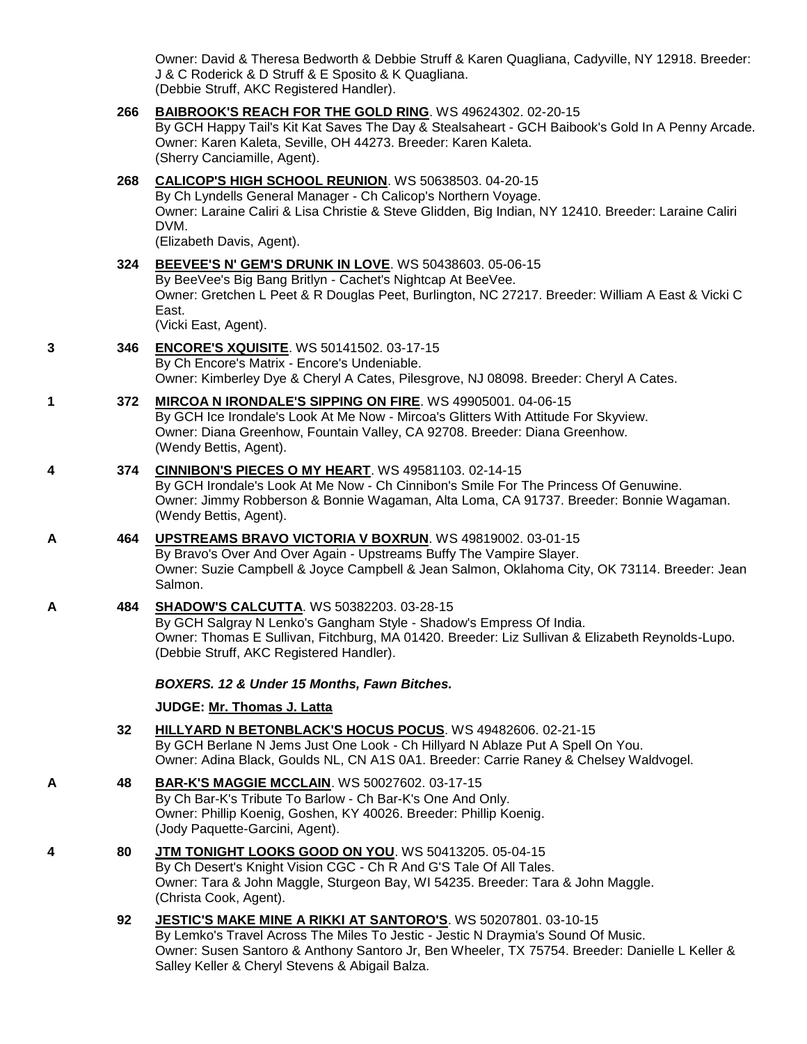Owner: David & Theresa Bedworth & Debbie Struff & Karen Quagliana, Cadyville, NY 12918. Breeder: J & C Roderick & D Struff & E Sposito & K Quagliana.
(Debbie Struff, AKC Registered Handler).

**266** **BAIBROOK'S REACH FOR THE GOLD RING**. WS 49624302. 02-20-15
By GCH Happy Tail's Kit Kat Saves The Day & Stealsaheart - GCH Baibook's Gold In A Penny Arcade.
Owner: Karen Kaleta, Seville, OH 44273. Breeder: Karen Kaleta.
(Sherry Canciamille, Agent).

**268** **CALICOP'S HIGH SCHOOL REUNION**. WS 50638503. 04-20-15
By Ch Lyndells General Manager - Ch Calicop's Northern Voyage.
Owner: Laraine Caliri & Lisa Christie & Steve Glidden, Big Indian, NY 12410. Breeder: Laraine Caliri DVM.
(Elizabeth Davis, Agent).

**324** **BEEVEE'S N' GEM'S DRUNK IN LOVE**. WS 50438603. 05-06-15
By BeeVee's Big Bang Britlyn - Cachet's Nightcap At BeeVee.
Owner: Gretchen L Peet & R Douglas Peet, Burlington, NC 27217. Breeder: William A East & Vicki C East.
(Vicki East, Agent).

**3** **346** **ENCORE'S XQUISITE**. WS 50141502. 03-17-15
By Ch Encore's Matrix - Encore's Undeniable.
Owner: Kimberley Dye & Cheryl A Cates, Pilesgrove, NJ 08098. Breeder: Cheryl A Cates.

**1** **372** **MIRCOA N IRONDALE'S SIPPING ON FIRE**. WS 49905001. 04-06-15
By GCH Ice Irondale's Look At Me Now - Mircoa's Glitters With Attitude For Skyview.
Owner: Diana Greenhow, Fountain Valley, CA 92708. Breeder: Diana Greenhow.
(Wendy Bettis, Agent).

**4** **374** **CINNIBON'S PIECES O MY HEART**. WS 49581103. 02-14-15
By GCH Irondale's Look At Me Now - Ch Cinnibon's Smile For The Princess Of Genuwine.
Owner: Jimmy Robberson & Bonnie Wagaman, Alta Loma, CA 91737. Breeder: Bonnie Wagaman.
(Wendy Bettis, Agent).

**A** **464** **UPSTREAMS BRAVO VICTORIA V BOXRUN**. WS 49819002. 03-01-15
By Bravo's Over And Over Again - Upstreams Buffy The Vampire Slayer.
Owner: Suzie Campbell & Joyce Campbell & Jean Salmon, Oklahoma City, OK 73114. Breeder: Jean Salmon.

**A** **484** **SHADOW'S CALCUTTA**. WS 50382203. 03-28-15
By GCH Salgray N Lenko's Gangham Style - Shadow's Empress Of India.
Owner: Thomas E Sullivan, Fitchburg, MA 01420. Breeder: Liz Sullivan & Elizabeth Reynolds-Lupo.
(Debbie Struff, AKC Registered Handler).

***BOXERS. 12 & Under 15 Months, Fawn Bitches.***

**JUDGE: Mr. Thomas J. Latta**

**32** **HILLYARD N BETONBLACK'S HOCUS POCUS**. WS 49482606. 02-21-15
By GCH Berlane N Jems Just One Look - Ch Hillyard N Ablaze Put A Spell On You.
Owner: Adina Black, Goulds NL, CN A1S 0A1. Breeder: Carrie Raney & Chelsey Waldvogel.

**A** **48** **BAR-K'S MAGGIE MCCLAIN**. WS 50027602. 03-17-15
By Ch Bar-K's Tribute To Barlow - Ch Bar-K's One And Only.
Owner: Phillip Koenig, Goshen, KY 40026. Breeder: Phillip Koenig.
(Jody Paquette-Garcini, Agent).

**4** **80** **JTM TONIGHT LOOKS GOOD ON YOU**. WS 50413205. 05-04-15
By Ch Desert's Knight Vision CGC - Ch R And G'S Tale Of All Tales.
Owner: Tara & John Maggle, Sturgeon Bay, WI 54235. Breeder: Tara & John Maggle.
(Christa Cook, Agent).

**92** **JESTIC'S MAKE MINE A RIKKI AT SANTORO'S**. WS 50207801. 03-10-15
By Lemko's Travel Across The Miles To Jestic - Jestic N Draymia's Sound Of Music.
Owner: Susen Santoro & Anthony Santoro Jr, Ben Wheeler, TX 75754. Breeder: Danielle L Keller & Salley Keller & Cheryl Stevens & Abigail Balza.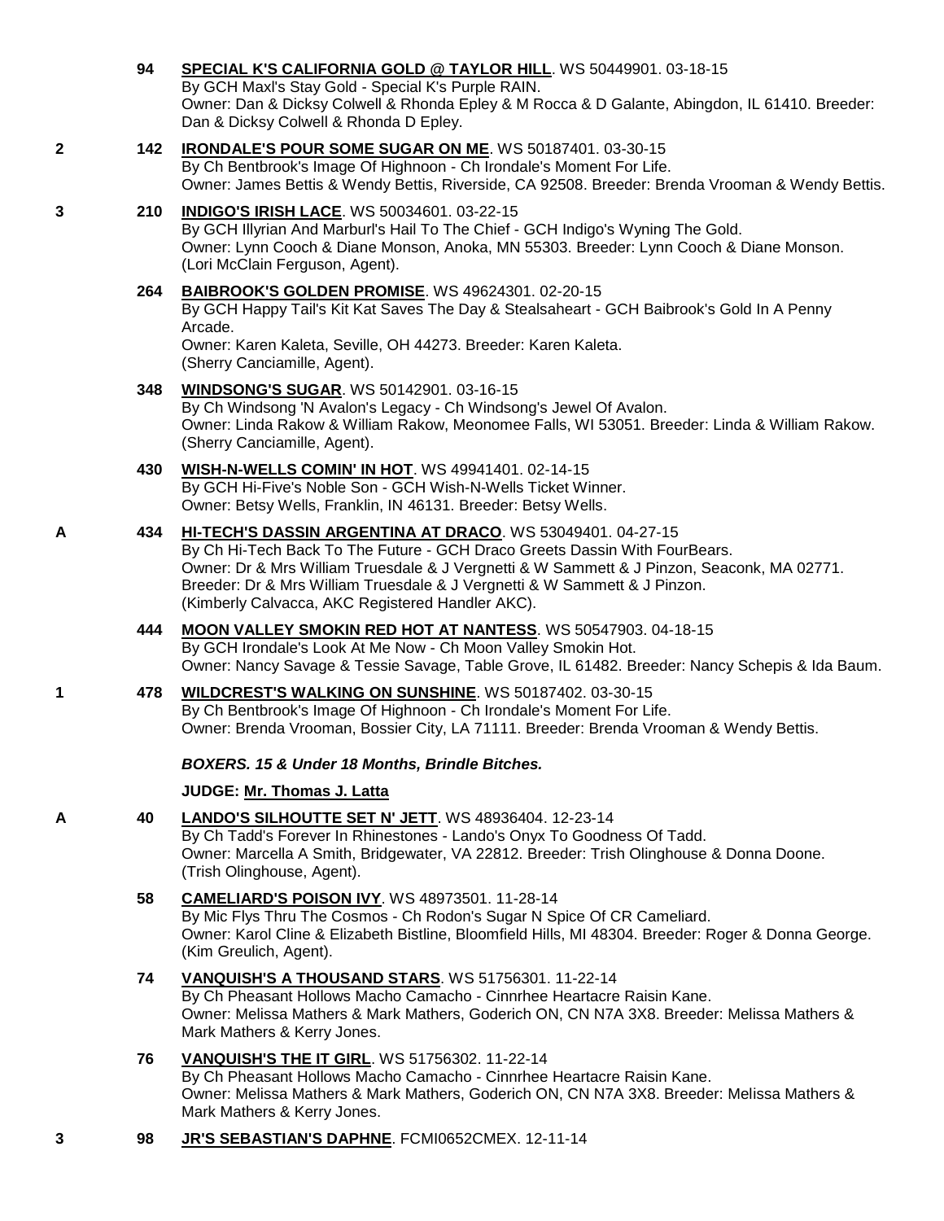94 **SPECIAL K'S CALIFORNIA GOLD @ TAYLOR HILL**. WS 50449901. 03-18-15
By GCH Maxl's Stay Gold - Special K's Purple RAIN.
Owner: Dan & Dicksy Colwell & Rhonda Epley & M Rocca & D Galante, Abingdon, IL 61410. Breeder: Dan & Dicksy Colwell & Rhonda D Epley.

2 142 **IRONDALE'S POUR SOME SUGAR ON ME**. WS 50187401. 03-30-15
By Ch Bentbrook's Image Of Highnoon - Ch Irondale's Moment For Life.
Owner: James Bettis & Wendy Bettis, Riverside, CA 92508. Breeder: Brenda Vrooman & Wendy Bettis.

3 210 **INDIGO'S IRISH LACE**. WS 50034601. 03-22-15
By GCH Illyrian And Marburl's Hail To The Chief - GCH Indigo's Wyning The Gold.
Owner: Lynn Cooch & Diane Monson, Anoka, MN 55303. Breeder: Lynn Cooch & Diane Monson.
(Lori McClain Ferguson, Agent).

264 **BAIBROOK'S GOLDEN PROMISE**. WS 49624301. 02-20-15
By GCH Happy Tail's Kit Kat Saves The Day & Stealsaheart - GCH Baibrook's Gold In A Penny Arcade.
Owner: Karen Kaleta, Seville, OH 44273. Breeder: Karen Kaleta.
(Sherry Canciamille, Agent).

348 **WINDSONG'S SUGAR**. WS 50142901. 03-16-15
By Ch Windsong 'N Avalon's Legacy - Ch Windsong's Jewel Of Avalon.
Owner: Linda Rakow & William Rakow, Meonomee Falls, WI 53051. Breeder: Linda & William Rakow.
(Sherry Canciamille, Agent).

430 **WISH-N-WELLS COMIN' IN HOT**. WS 49941401. 02-14-15
By GCH Hi-Five's Noble Son - GCH Wish-N-Wells Ticket Winner.
Owner: Betsy Wells, Franklin, IN 46131. Breeder: Betsy Wells.

A 434 **HI-TECH'S DASSIN ARGENTINA AT DRACO**. WS 53049401. 04-27-15
By Ch Hi-Tech Back To The Future - GCH Draco Greets Dassin With FourBears.
Owner: Dr & Mrs William Truesdale & J Vergnetti & W Sammett & J Pinzon, Seaconk, MA 02771.
Breeder: Dr & Mrs William Truesdale & J Vergnetti & W Sammett & J Pinzon.
(Kimberly Calvacca, AKC Registered Handler AKC).

444 **MOON VALLEY SMOKIN RED HOT AT NANTESS**. WS 50547903. 04-18-15
By GCH Irondale's Look At Me Now - Ch Moon Valley Smokin Hot.
Owner: Nancy Savage & Tessie Savage, Table Grove, IL 61482. Breeder: Nancy Schepis & Ida Baum.

1 478 **WILDCREST'S WALKING ON SUNSHINE**. WS 50187402. 03-30-15
By Ch Bentbrook's Image Of Highnoon - Ch Irondale's Moment For Life.
Owner: Brenda Vrooman, Bossier City, LA 71111. Breeder: Brenda Vrooman & Wendy Bettis.

***BOXERS. 15 & Under 18 Months, Brindle Bitches.***

**JUDGE: Mr. Thomas J. Latta**

A 40 **LANDO'S SILHOUTTE SET N' JETT**. WS 48936404. 12-23-14
By Ch Tadd's Forever In Rhinestones - Lando's Onyx To Goodness Of Tadd.
Owner: Marcella A Smith, Bridgewater, VA 22812. Breeder: Trish Olinghouse & Donna Doone.
(Trish Olinghouse, Agent).

58 **CAMELIARD'S POISON IVY**. WS 48973501. 11-28-14
By Mic Flys Thru The Cosmos - Ch Rodon's Sugar N Spice Of CR Cameliard.
Owner: Karol Cline & Elizabeth Bistline, Bloomfield Hills, MI 48304. Breeder: Roger & Donna George.
(Kim Greulich, Agent).

74 **VANQUISH'S A THOUSAND STARS**. WS 51756301. 11-22-14
By Ch Pheasant Hollows Macho Camacho - Cinnrhee Heartacre Raisin Kane.
Owner: Melissa Mathers & Mark Mathers, Goderich ON, CN N7A 3X8. Breeder: Melissa Mathers & Mark Mathers & Kerry Jones.

76 **VANQUISH'S THE IT GIRL**. WS 51756302. 11-22-14
By Ch Pheasant Hollows Macho Camacho - Cinnrhee Heartacre Raisin Kane.
Owner: Melissa Mathers & Mark Mathers, Goderich ON, CN N7A 3X8. Breeder: Melissa Mathers & Mark Mathers & Kerry Jones.

3 98 **JR'S SEBASTIAN'S DAPHNE**. FCMI0652CMEX. 12-11-14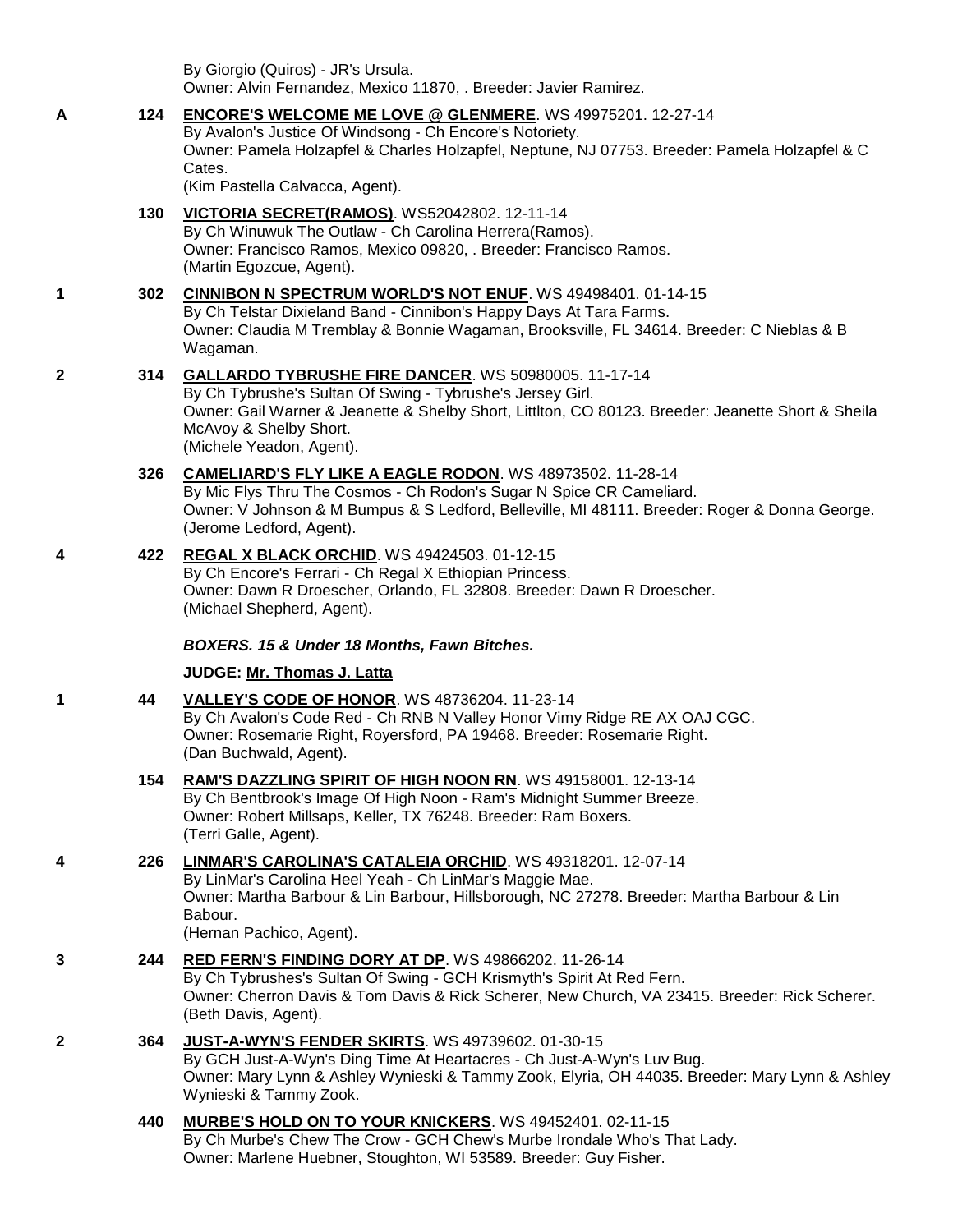By Giorgio (Quiros) - JR's Ursula.
Owner: Alvin Fernandez, Mexico 11870, . Breeder: Javier Ramirez.

A 124 **ENCORE'S WELCOME ME LOVE @ GLENMERE**. WS 49975201. 12-27-14
By Avalon's Justice Of Windsong - Ch Encore's Notoriety.
Owner: Pamela Holzapfel & Charles Holzapfel, Neptune, NJ 07753. Breeder: Pamela Holzapfel & C Cates.
(Kim Pastella Calvacca, Agent).

130 **VICTORIA SECRET(RAMOS)**. WS52042802. 12-11-14
By Ch Winuwuk The Outlaw - Ch Carolina Herrera(Ramos).
Owner: Francisco Ramos, Mexico 09820, . Breeder: Francisco Ramos.
(Martin Egozcue, Agent).

1 302 **CINNIBON N SPECTRUM WORLD'S NOT ENUF**. WS 49498401. 01-14-15
By Ch Telstar Dixieland Band - Cinnibon's Happy Days At Tara Farms.
Owner: Claudia M Tremblay & Bonnie Wagaman, Brooksville, FL 34614. Breeder: C Nieblas & B Wagaman.

2 314 **GALLARDO TYBRUSHE FIRE DANCER**. WS 50980005. 11-17-14
By Ch Tybrushe's Sultan Of Swing - Tybrushe's Jersey Girl.
Owner: Gail Warner & Jeanette & Shelby Short, Littlton, CO 80123. Breeder: Jeanette Short & Sheila McAvoy & Shelby Short.
(Michele Yeadon, Agent).

326 **CAMELIARD'S FLY LIKE A EAGLE RODON**. WS 48973502. 11-28-14
By Mic Flys Thru The Cosmos - Ch Rodon's Sugar N Spice CR Cameliard.
Owner: V Johnson & M Bumpus & S Ledford, Belleville, MI 48111. Breeder: Roger & Donna George.
(Jerome Ledford, Agent).

4 422 **REGAL X BLACK ORCHID**. WS 49424503. 01-12-15
By Ch Encore's Ferrari - Ch Regal X Ethiopian Princess.
Owner: Dawn R Droescher, Orlando, FL 32808. Breeder: Dawn R Droescher.
(Michael Shepherd, Agent).

***BOXERS. 15 & Under 18 Months, Fawn Bitches.***

**JUDGE: Mr. Thomas J. Latta**

1 44 **VALLEY'S CODE OF HONOR**. WS 48736204. 11-23-14
By Ch Avalon's Code Red - Ch RNB N Valley Honor Vimy Ridge RE AX OAJ CGC.
Owner: Rosemarie Right, Royersford, PA 19468. Breeder: Rosemarie Right.
(Dan Buchwald, Agent).

154 **RAM'S DAZZLING SPIRIT OF HIGH NOON RN**. WS 49158001. 12-13-14
By Ch Bentbrook's Image Of High Noon - Ram's Midnight Summer Breeze.
Owner: Robert Millsaps, Keller, TX 76248. Breeder: Ram Boxers.
(Terri Galle, Agent).

4 226 **LINMAR'S CAROLINA'S CATALEIA ORCHID**. WS 49318201. 12-07-14
By LinMar's Carolina Heel Yeah - Ch LinMar's Maggie Mae.
Owner: Martha Barbour & Lin Barbour, Hillsborough, NC 27278. Breeder: Martha Barbour & Lin Babour.
(Hernan Pachico, Agent).

3 244 **RED FERN'S FINDING DORY AT DP**. WS 49866202. 11-26-14
By Ch Tybrushes's Sultan Of Swing - GCH Krismyth's Spirit At Red Fern.
Owner: Cherron Davis & Tom Davis & Rick Scherer, New Church, VA 23415. Breeder: Rick Scherer.
(Beth Davis, Agent).

2 364 **JUST-A-WYN'S FENDER SKIRTS**. WS 49739602. 01-30-15
By GCH Just-A-Wyn's Ding Time At Heartacres - Ch Just-A-Wyn's Luv Bug.
Owner: Mary Lynn & Ashley Wynieski & Tammy Zook, Elyria, OH 44035. Breeder: Mary Lynn & Ashley Wynieski & Tammy Zook.

440 **MURBE'S HOLD ON TO YOUR KNICKERS**. WS 49452401. 02-11-15
By Ch Murbe's Chew The Crow - GCH Chew's Murbe Irondale Who's That Lady.
Owner: Marlene Huebner, Stoughton, WI 53589. Breeder: Guy Fisher.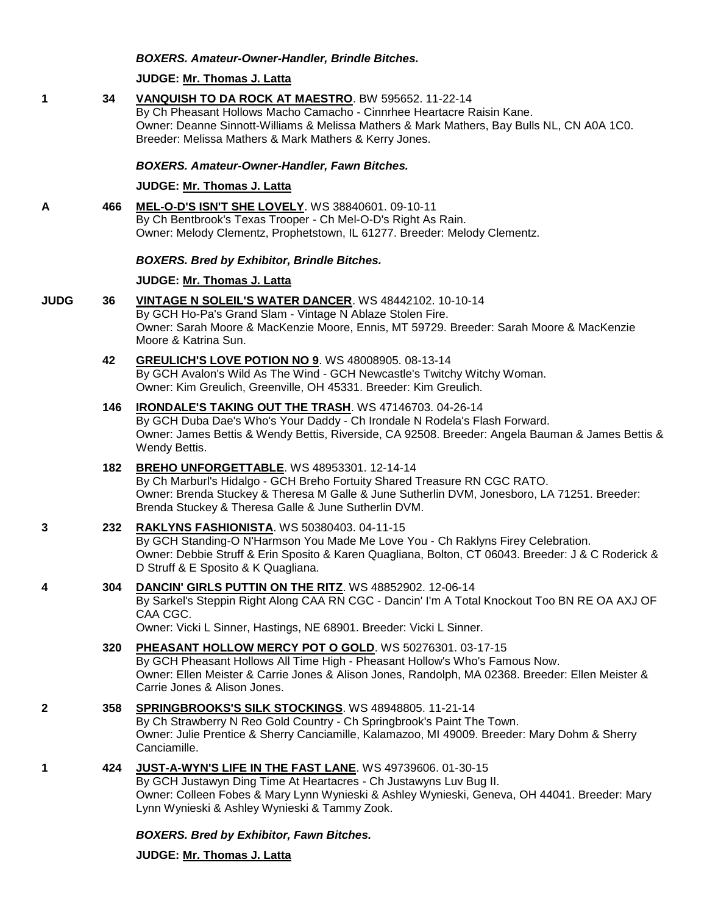***BOXERS. Amateur-Owner-Handler, Brindle Bitches.***

**JUDGE: Mr. Thomas J. Latta**

**1** **34** **VANQUISH TO DA ROCK AT MAESTRO**. BW 595652. 11-22-14
By Ch Pheasant Hollows Macho Camacho - Cinnrhee Heartacre Raisin Kane.
Owner: Deanne Sinnott-Williams & Melissa Mathers & Mark Mathers, Bay Bulls NL, CN A0A 1C0. Breeder: Melissa Mathers & Mark Mathers & Kerry Jones.

***BOXERS. Amateur-Owner-Handler, Fawn Bitches.***

**JUDGE: Mr. Thomas J. Latta**

**A** **466** **MEL-O-D'S ISN'T SHE LOVELY**. WS 38840601. 09-10-11
By Ch Bentbrook's Texas Trooper - Ch Mel-O-D's Right As Rain.
Owner: Melody Clementz, Prophetstown, IL 61277. Breeder: Melody Clementz.

***BOXERS. Bred by Exhibitor, Brindle Bitches.***

**JUDGE: Mr. Thomas J. Latta**

**JUDG** **36** **VINTAGE N SOLEIL'S WATER DANCER**. WS 48442102. 10-10-14
By GCH Ho-Pa's Grand Slam - Vintage N Ablaze Stolen Fire.
Owner: Sarah Moore & MacKenzie Moore, Ennis, MT 59729. Breeder: Sarah Moore & MacKenzie Moore & Katrina Sun.

**42** **GREULICH'S LOVE POTION NO 9**. WS 48008905. 08-13-14
By GCH Avalon's Wild As The Wind - GCH Newcastle's Twitchy Witchy Woman.
Owner: Kim Greulich, Greenville, OH 45331. Breeder: Kim Greulich.

**146** **IRONDALE'S TAKING OUT THE TRASH**. WS 47146703. 04-26-14
By GCH Duba Dae's Who's Your Daddy - Ch Irondale N Rodela's Flash Forward.
Owner: James Bettis & Wendy Bettis, Riverside, CA 92508. Breeder: Angela Bauman & James Bettis & Wendy Bettis.

**182** **BREHO UNFORGETTABLE**. WS 48953301. 12-14-14
By Ch Marburl's Hidalgo - GCH Breho Fortuity Shared Treasure RN CGC RATO.
Owner: Brenda Stuckey & Theresa M Galle & June Sutherlin DVM, Jonesboro, LA 71251. Breeder: Brenda Stuckey & Theresa Galle & June Sutherlin DVM.

**3** **232** **RAKLYNS FASHIONISTA**. WS 50380403. 04-11-15
By GCH Standing-O N'Harmson You Made Me Love You - Ch Raklyns Firey Celebration.
Owner: Debbie Struff & Erin Sposito & Karen Quagliana, Bolton, CT 06043. Breeder: J & C Roderick & D Struff & E Sposito & K Quagliana.

**4** **304** **DANCIN' GIRLS PUTTIN ON THE RITZ**. WS 48852902. 12-06-14
By Sarkel's Steppin Right Along CAA RN CGC - Dancin' I'm A Total Knockout Too BN RE OA AXJ OF CAA CGC.
Owner: Vicki L Sinner, Hastings, NE 68901. Breeder: Vicki L Sinner.

**320** **PHEASANT HOLLOW MERCY POT O GOLD**. WS 50276301. 03-17-15
By GCH Pheasant Hollows All Time High - Pheasant Hollow's Who's Famous Now.
Owner: Ellen Meister & Carrie Jones & Alison Jones, Randolph, MA 02368. Breeder: Ellen Meister & Carrie Jones & Alison Jones.

**2** **358** **SPRINGBROOKS'S SILK STOCKINGS**. WS 48948805. 11-21-14
By Ch Strawberry N Reo Gold Country - Ch Springbrook's Paint The Town.
Owner: Julie Prentice & Sherry Canciamille, Kalamazoo, MI 49009. Breeder: Mary Dohm & Sherry Canciamille.

**1** **424** **JUST-A-WYN'S LIFE IN THE FAST LANE**. WS 49739606. 01-30-15
By GCH Justawyn Ding Time At Heartacres - Ch Justawyns Luv Bug II.
Owner: Colleen Fobes & Mary Lynn Wynieski & Ashley Wynieski, Geneva, OH 44041. Breeder: Mary Lynn Wynieski & Ashley Wynieski & Tammy Zook.

***BOXERS. Bred by Exhibitor, Fawn Bitches.***

**JUDGE: Mr. Thomas J. Latta**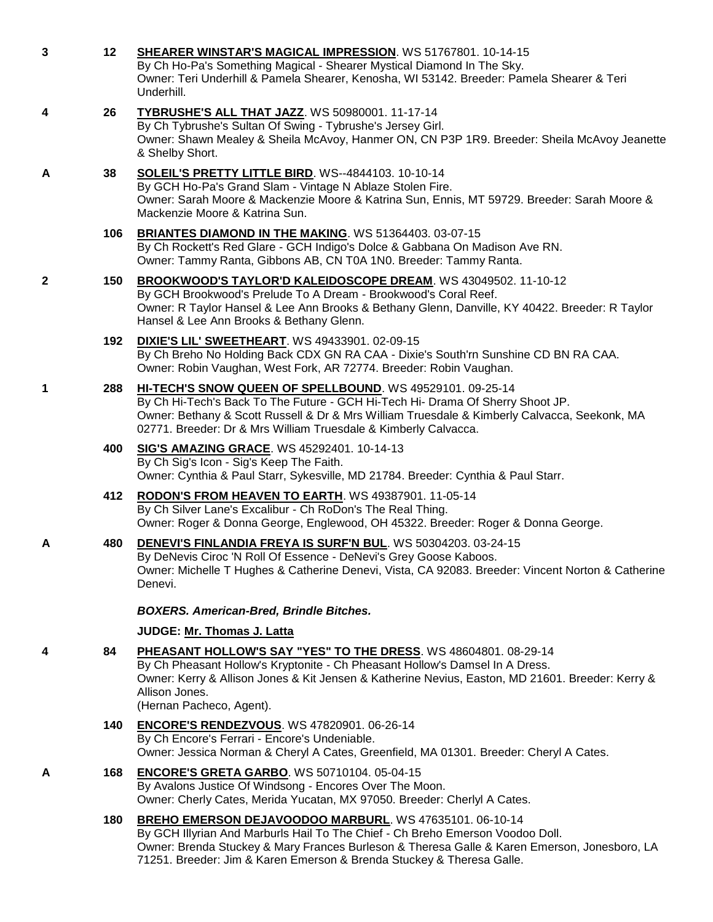3 **12** **SHEARER WINSTAR'S MAGICAL IMPRESSION**. WS 51767801. 10-14-15
By Ch Ho-Pa's Something Magical - Shearer Mystical Diamond In The Sky.
Owner: Teri Underhill & Pamela Shearer, Kenosha, WI 53142. Breeder: Pamela Shearer & Teri Underhill.

4 **26** **TYBRUSHE'S ALL THAT JAZZ**. WS 50980001. 11-17-14
By Ch Tybrushe's Sultan Of Swing - Tybrushe's Jersey Girl.
Owner: Shawn Mealey & Sheila McAvoy, Hanmer ON, CN P3P 1R9. Breeder: Sheila McAvoy Jeanette & Shelby Short.

A **38** **SOLEIL'S PRETTY LITTLE BIRD**. WS--4844103. 10-10-14
By GCH Ho-Pa's Grand Slam - Vintage N Ablaze Stolen Fire.
Owner: Sarah Moore & Mackenzie Moore & Katrina Sun, Ennis, MT 59729. Breeder: Sarah Moore & Mackenzie Moore & Katrina Sun.

**106** **BRIANTES DIAMOND IN THE MAKING**. WS 51364403. 03-07-15
By Ch Rockett's Red Glare - GCH Indigo's Dolce & Gabbana On Madison Ave RN.
Owner: Tammy Ranta, Gibbons AB, CN T0A 1N0. Breeder: Tammy Ranta.

2 **150** **BROOKWOOD'S TAYLOR'D KALEIDOSCOPE DREAM**. WS 43049502. 11-10-12
By GCH Brookwood's Prelude To A Dream - Brookwood's Coral Reef.
Owner: R Taylor Hansel & Lee Ann Brooks & Bethany Glenn, Danville, KY 40422. Breeder: R Taylor Hansel & Lee Ann Brooks & Bethany Glenn.

**192** **DIXIE'S LIL' SWEETHEART**. WS 49433901. 02-09-15
By Ch Breho No Holding Back CDX GN RA CAA - Dixie's South'rn Sunshine CD BN RA CAA.
Owner: Robin Vaughan, West Fork, AR 72774. Breeder: Robin Vaughan.

1 **288** **HI-TECH'S SNOW QUEEN OF SPELLBOUND**. WS 49529101. 09-25-14
By Ch Hi-Tech's Back To The Future - GCH Hi-Tech Hi- Drama Of Sherry Shoot JP.
Owner: Bethany & Scott Russell & Dr & Mrs William Truesdale & Kimberly Calvacca, Seekonk, MA 02771. Breeder: Dr & Mrs William Truesdale & Kimberly Calvacca.

**400** **SIG'S AMAZING GRACE**. WS 45292401. 10-14-13
By Ch Sig's Icon - Sig's Keep The Faith.
Owner: Cynthia & Paul Starr, Sykesville, MD 21784. Breeder: Cynthia & Paul Starr.

**412** **RODON'S FROM HEAVEN TO EARTH**. WS 49387901. 11-05-14
By Ch Silver Lane's Excalibur - Ch RoDon's The Real Thing.
Owner: Roger & Donna George, Englewood, OH 45322. Breeder: Roger & Donna George.

A **480** **DENEVI'S FINLANDIA FREYA IS SURF'N BUL**. WS 50304203. 03-24-15
By DeNevis Ciroc 'N Roll Of Essence - DeNevi's Grey Goose Kaboos.
Owner: Michelle T Hughes & Catherine Denevi, Vista, CA 92083. Breeder: Vincent Norton & Catherine Denevi.

***BOXERS. American-Bred, Brindle Bitches.***

**JUDGE: Mr. Thomas J. Latta**

4 **84** **PHEASANT HOLLOW'S SAY "YES" TO THE DRESS**. WS 48604801. 08-29-14
By Ch Pheasant Hollow's Kryptonite - Ch Pheasant Hollow's Damsel In A Dress.
Owner: Kerry & Allison Jones & Kit Jensen & Katherine Nevius, Easton, MD 21601. Breeder: Kerry & Allison Jones.
(Hernan Pacheco, Agent).

**140** **ENCORE'S RENDEZVOUS**. WS 47820901. 06-26-14
By Ch Encore's Ferrari - Encore's Undeniable.
Owner: Jessica Norman & Cheryl A Cates, Greenfield, MA 01301. Breeder: Cheryl A Cates.

A **168** **ENCORE'S GRETA GARBO**. WS 50710104. 05-04-15
By Avalons Justice Of Windsong - Encores Over The Moon.
Owner: Cherly Cates, Merida Yucatan, MX 97050. Breeder: Cherlyl A Cates.

**180** **BREHO EMERSON DEJAVOODOO MARBURL**. WS 47635101. 06-10-14
By GCH Illyrian And Marburls Hail To The Chief - Ch Breho Emerson Voodoo Doll.
Owner: Brenda Stuckey & Mary Frances Burleson & Theresa Galle & Karen Emerson, Jonesboro, LA 71251. Breeder: Jim & Karen Emerson & Brenda Stuckey & Theresa Galle.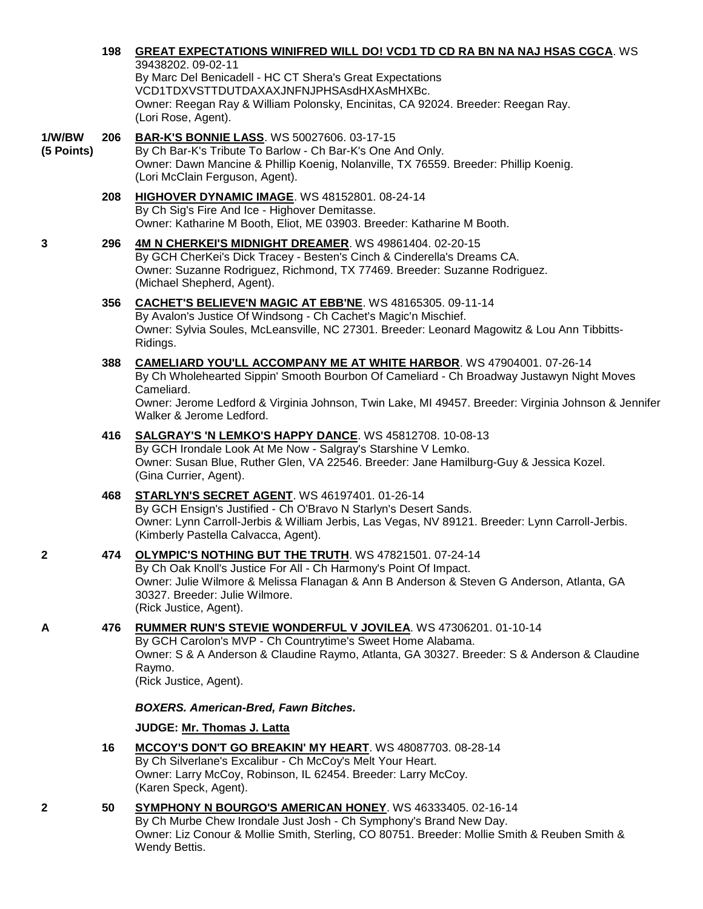**198** **GREAT EXPECTATIONS WINIFRED WILL DO! VCD1 TD CD RA BN NA NAJ HSAS CGCA**. WS 39438202. 09-02-11
By Marc Del Benicadell - HC CT Shera's Great Expectations VCD1TDXVSTTDUTDAXAXJNFNJPHSAsdHXAsMHXBc.
Owner: Reegan Ray & William Polonsky, Encinitas, CA 92024. Breeder: Reegan Ray.
(Lori Rose, Agent).

**1/W/BW (5 Points)** **206** **BAR-K'S BONNIE LASS**. WS 50027606. 03-17-15
By Ch Bar-K's Tribute To Barlow - Ch Bar-K's One And Only.
Owner: Dawn Mancine & Phillip Koenig, Nolanville, TX 76559. Breeder: Phillip Koenig.
(Lori McClain Ferguson, Agent).

**208** **HIGHOVER DYNAMIC IMAGE**. WS 48152801. 08-24-14
By Ch Sig's Fire And Ice - Highover Demitasse.
Owner: Katharine M Booth, Eliot, ME 03903. Breeder: Katharine M Booth.

**3** **296** **4M N CHERKEI'S MIDNIGHT DREAMER**. WS 49861404. 02-20-15
By GCH CherKei's Dick Tracey - Besten's Cinch & Cinderella's Dreams CA.
Owner: Suzanne Rodriguez, Richmond, TX 77469. Breeder: Suzanne Rodriguez.
(Michael Shepherd, Agent).

**356** **CACHET'S BELIEVE'N MAGIC AT EBB'NE**. WS 48165305. 09-11-14
By Avalon's Justice Of Windsong - Ch Cachet's Magic'n Mischief.
Owner: Sylvia Soules, McLeansville, NC 27301. Breeder: Leonard Magowitz & Lou Ann Tibbitts-Ridings.

**388** **CAMELIARD YOU'LL ACCOMPANY ME AT WHITE HARBOR**. WS 47904001. 07-26-14
By Ch Wholehearted Sippin' Smooth Bourbon Of Cameliard - Ch Broadway Justawyn Night Moves Cameliard.
Owner: Jerome Ledford & Virginia Johnson, Twin Lake, MI 49457. Breeder: Virginia Johnson & Jennifer Walker & Jerome Ledford.

**416** **SALGRAY'S 'N LEMKO'S HAPPY DANCE**. WS 45812708. 10-08-13
By GCH Irondale Look At Me Now - Salgray's Starshine V Lemko.
Owner: Susan Blue, Ruther Glen, VA 22546. Breeder: Jane Hamilburg-Guy & Jessica Kozel.
(Gina Currier, Agent).

**468** **STARLYN'S SECRET AGENT**. WS 46197401. 01-26-14
By GCH Ensign's Justified - Ch O'Bravo N Starlyn's Desert Sands.
Owner: Lynn Carroll-Jerbis & William Jerbis, Las Vegas, NV 89121. Breeder: Lynn Carroll-Jerbis.
(Kimberly Pastella Calvacca, Agent).

**2** **474** **OLYMPIC'S NOTHING BUT THE TRUTH**. WS 47821501. 07-24-14
By Ch Oak Knoll's Justice For All - Ch Harmony's Point Of Impact.
Owner: Julie Wilmore & Melissa Flanagan & Ann B Anderson & Steven G Anderson, Atlanta, GA 30327. Breeder: Julie Wilmore.
(Rick Justice, Agent).

**A** **476** **RUMMER RUN'S STEVIE WONDERFUL V JOVILEA**. WS 47306201. 01-10-14
By GCH Carolon's MVP - Ch Countrytime's Sweet Home Alabama.
Owner: S & A Anderson & Claudine Raymo, Atlanta, GA 30327. Breeder: S & Anderson & Claudine Raymo.
(Rick Justice, Agent).

***BOXERS. American-Bred, Fawn Bitches.***

**JUDGE: Mr. Thomas J. Latta**

**16** **MCCOY'S DON'T GO BREAKIN' MY HEART**. WS 48087703. 08-28-14
By Ch Silverlane's Excalibur - Ch McCoy's Melt Your Heart.
Owner: Larry McCoy, Robinson, IL 62454. Breeder: Larry McCoy.
(Karen Speck, Agent).

**2** **50** **SYMPHONY N BOURGO'S AMERICAN HONEY**. WS 46333405. 02-16-14
By Ch Murbe Chew Irondale Just Josh - Ch Symphony's Brand New Day.
Owner: Liz Conour & Mollie Smith, Sterling, CO 80751. Breeder: Mollie Smith & Reuben Smith & Wendy Bettis.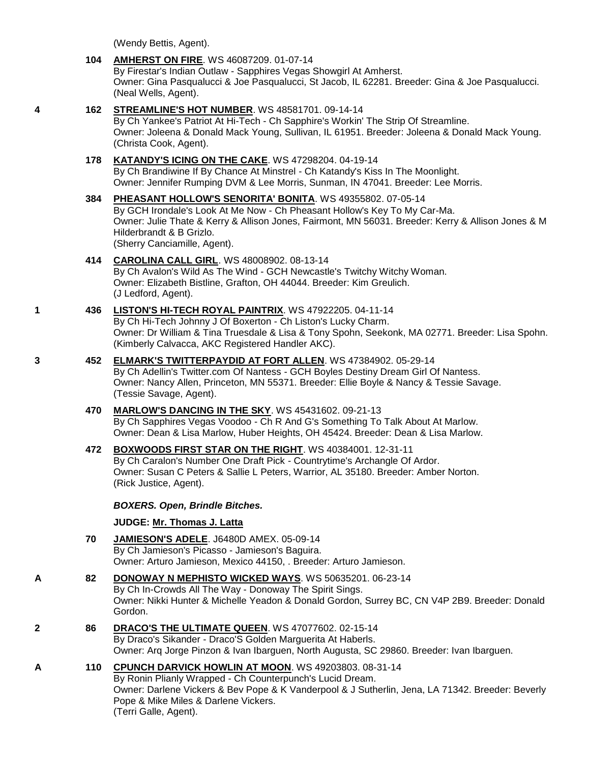(Wendy Bettis, Agent).

**104** **AMHERST ON FIRE**. WS 46087209. 01-07-14
By Firestar's Indian Outlaw - Sapphires Vegas Showgirl At Amherst.
Owner: Gina Pasqualucci & Joe Pasqualucci, St Jacob, IL 62281. Breeder: Gina & Joe Pasqualucci.
(Neal Wells, Agent).

**4** **162** **STREAMLINE'S HOT NUMBER**. WS 48581701. 09-14-14
By Ch Yankee's Patriot At Hi-Tech - Ch Sapphire's Workin' The Strip Of Streamline.
Owner: Joleena & Donald Mack Young, Sullivan, IL 61951. Breeder: Joleena & Donald Mack Young.
(Christa Cook, Agent).

**178** **KATANDY'S ICING ON THE CAKE**. WS 47298204. 04-19-14
By Ch Brandiwine If By Chance At Minstrel - Ch Katandy's Kiss In The Moonlight.
Owner: Jennifer Rumping DVM & Lee Morris, Sunman, IN 47041. Breeder: Lee Morris.

**384** **PHEASANT HOLLOW'S SENORITA' BONITA**. WS 49355802. 07-05-14
By GCH Irondale's Look At Me Now - Ch Pheasant Hollow's Key To My Car-Ma.
Owner: Julie Thate & Kerry & Allison Jones, Fairmont, MN 56031. Breeder: Kerry & Allison Jones & M Hilderbrandt & B Grizlo.
(Sherry Canciamille, Agent).

**414** **CAROLINA CALL GIRL**. WS 48008902. 08-13-14
By Ch Avalon's Wild As The Wind - GCH Newcastle's Twitchy Witchy Woman.
Owner: Elizabeth Bistline, Grafton, OH 44044. Breeder: Kim Greulich.
(J Ledford, Agent).

**1** **436** **LISTON'S HI-TECH ROYAL PAINTRIX**. WS 47922205. 04-11-14
By Ch Hi-Tech Johnny J Of Boxerton - Ch Liston's Lucky Charm.
Owner: Dr William & Tina Truesdale & Lisa & Tony Spohn, Seekonk, MA 02771. Breeder: Lisa Spohn.
(Kimberly Calvacca, AKC Registered Handler AKC).

**3** **452** **ELMARK'S TWITTERPAYDID AT FORT ALLEN**. WS 47384902. 05-29-14
By Ch Adellin's Twitter.com Of Nantess - GCH Boyles Destiny Dream Girl Of Nantess.
Owner: Nancy Allen, Princeton, MN 55371. Breeder: Ellie Boyle & Nancy & Tessie Savage.
(Tessie Savage, Agent).

**470** **MARLOW'S DANCING IN THE SKY**. WS 45431602. 09-21-13
By Ch Sapphires Vegas Voodoo - Ch R And G's Something To Talk About At Marlow.
Owner: Dean & Lisa Marlow, Huber Heights, OH 45424. Breeder: Dean & Lisa Marlow.

**472** **BOXWOODS FIRST STAR ON THE RIGHT**. WS 40384001. 12-31-11
By Ch Caralon's Number One Draft Pick - Countrytime's Archangle Of Ardor.
Owner: Susan C Peters & Sallie L Peters, Warrior, AL 35180. Breeder: Amber Norton.
(Rick Justice, Agent).

### *BOXERS. Open, Brindle Bitches.*

**JUDGE: Mr. Thomas J. Latta**

**70** **JAMIESON'S ADELE**. J6480D AMEX. 05-09-14
By Ch Jamieson's Picasso - Jamieson's Baguira.
Owner: Arturo Jamieson, Mexico 44150, . Breeder: Arturo Jamieson.

**A** **82** **DONOWAY N MEPHISTO WICKED WAYS**. WS 50635201. 06-23-14
By Ch In-Crowds All The Way - Donoway The Spirit Sings.
Owner: Nikki Hunter & Michelle Yeadon & Donald Gordon, Surrey BC, CN V4P 2B9. Breeder: Donald Gordon.

**2** **86** **DRACO'S THE ULTIMATE QUEEN**. WS 47077602. 02-15-14
By Draco's Sikander - Draco'S Golden Marguerita At Haberls.
Owner: Arq Jorge Pinzon & Ivan Ibarguen, North Augusta, SC 29860. Breeder: Ivan Ibarguen.

**A** **110** **CPUNCH DARVICK HOWLIN AT MOON**. WS 49203803. 08-31-14
By Ronin Plianly Wrapped - Ch Counterpunch's Lucid Dream.
Owner: Darlene Vickers & Bev Pope & K Vanderpool & J Sutherlin, Jena, LA 71342. Breeder: Beverly Pope & Mike Miles & Darlene Vickers.
(Terri Galle, Agent).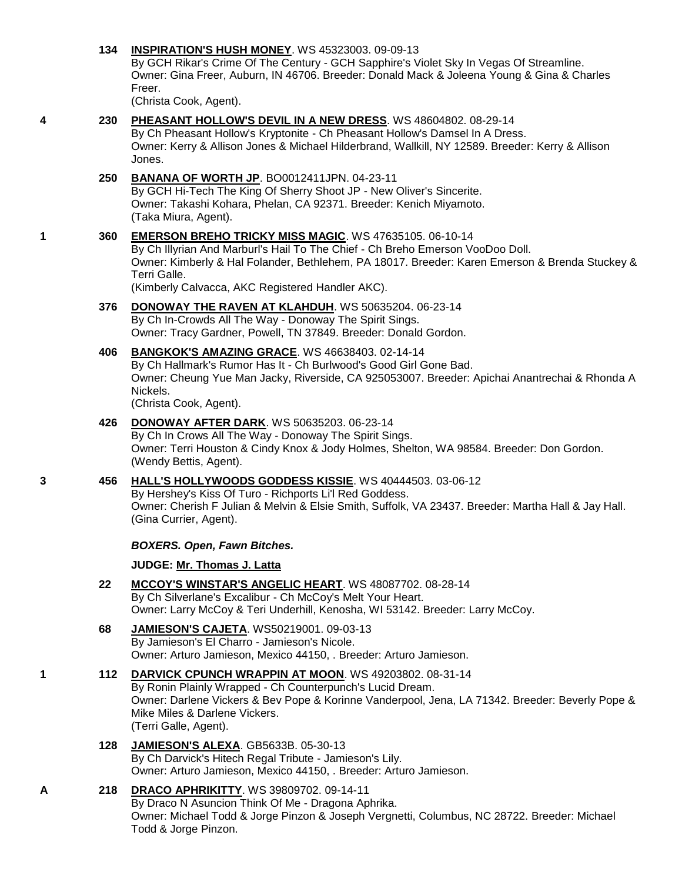**134** **INSPIRATION'S HUSH MONEY**. WS 45323003. 09-09-13
By GCH Rikar's Crime Of The Century - GCH Sapphire's Violet Sky In Vegas Of Streamline.
Owner: Gina Freer, Auburn, IN 46706. Breeder: Donald Mack & Joleena Young & Gina & Charles Freer.
(Christa Cook, Agent).

4 **230** **PHEASANT HOLLOW'S DEVIL IN A NEW DRESS**. WS 48604802. 08-29-14
By Ch Pheasant Hollow's Kryptonite - Ch Pheasant Hollow's Damsel In A Dress.
Owner: Kerry & Allison Jones & Michael Hilderbrand, Wallkill, NY 12589. Breeder: Kerry & Allison Jones.

**250** **BANANA OF WORTH JP**. BO0012411JPN. 04-23-11
By GCH Hi-Tech The King Of Sherry Shoot JP - New Oliver's Sincerite.
Owner: Takashi Kohara, Phelan, CA 92371. Breeder: Kenich Miyamoto.
(Taka Miura, Agent).

1 **360** **EMERSON BREHO TRICKY MISS MAGIC**. WS 47635105. 06-10-14
By Ch Illyrian And Marburl's Hail To The Chief - Ch Breho Emerson VooDoo Doll.
Owner: Kimberly & Hal Folander, Bethlehem, PA 18017. Breeder: Karen Emerson & Brenda Stuckey & Terri Galle.
(Kimberly Calvacca, AKC Registered Handler AKC).

**376** **DONOWAY THE RAVEN AT KLAHDUH**. WS 50635204. 06-23-14
By Ch In-Crowds All The Way - Donoway The Spirit Sings.
Owner: Tracy Gardner, Powell, TN 37849. Breeder: Donald Gordon.

**406** **BANGKOK'S AMAZING GRACE**. WS 46638403. 02-14-14
By Ch Hallmark's Rumor Has It - Ch Burlwood's Good Girl Gone Bad.
Owner: Cheung Yue Man Jacky, Riverside, CA 925053007. Breeder: Apichai Anantrechai & Rhonda A Nickels.
(Christa Cook, Agent).

**426** **DONOWAY AFTER DARK**. WS 50635203. 06-23-14
By Ch In Crows All The Way - Donoway The Spirit Sings.
Owner: Terri Houston & Cindy Knox & Jody Holmes, Shelton, WA 98584. Breeder: Don Gordon.
(Wendy Bettis, Agent).

3 **456** **HALL'S HOLLYWOODS GODDESS KISSIE**. WS 40444503. 03-06-12
By Hershey's Kiss Of Turo - Richports Li'l Red Goddess.
Owner: Cherish F Julian & Melvin & Elsie Smith, Suffolk, VA 23437. Breeder: Martha Hall & Jay Hall.
(Gina Currier, Agent).

***BOXERS. Open, Fawn Bitches.***

**JUDGE: Mr. Thomas J. Latta**

**22** **MCCOY'S WINSTAR'S ANGELIC HEART**. WS 48087702. 08-28-14
By Ch Silverlane's Excalibur - Ch McCoy's Melt Your Heart.
Owner: Larry McCoy & Teri Underhill, Kenosha, WI 53142. Breeder: Larry McCoy.

**68** **JAMIESON'S CAJETA**. WS50219001. 09-03-13
By Jamieson's El Charro - Jamieson's Nicole.
Owner: Arturo Jamieson, Mexico 44150, . Breeder: Arturo Jamieson.

1 **112** **DARVICK CPUNCH WRAPPIN AT MOON**. WS 49203802. 08-31-14
By Ronin Plainly Wrapped - Ch Counterpunch's Lucid Dream.
Owner: Darlene Vickers & Bev Pope & Korinne Vanderpool, Jena, LA 71342. Breeder: Beverly Pope & Mike Miles & Darlene Vickers.
(Terri Galle, Agent).

**128** **JAMIESON'S ALEXA**. GB5633B. 05-30-13
By Ch Darvick's Hitech Regal Tribute - Jamieson's Lily.
Owner: Arturo Jamieson, Mexico 44150, . Breeder: Arturo Jamieson.

A **218** **DRACO APHRIKITTY**. WS 39809702. 09-14-11
By Draco N Asuncion Think Of Me - Dragona Aphrika.
Owner: Michael Todd & Jorge Pinzon & Joseph Vergnetti, Columbus, NC 28722. Breeder: Michael Todd & Jorge Pinzon.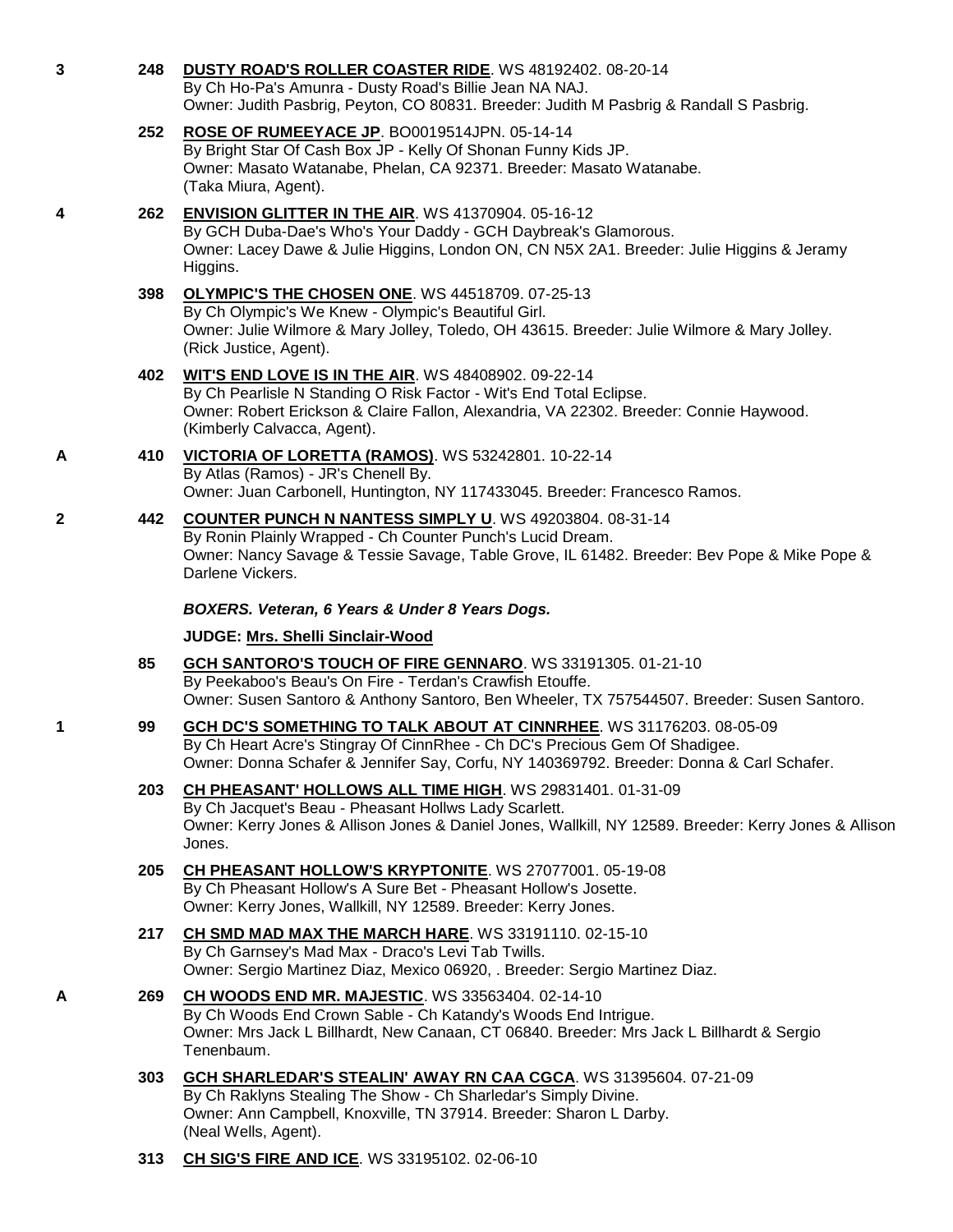3 248 **DUSTY ROAD'S ROLLER COASTER RIDE**. WS 48192402. 08-20-14
By Ch Ho-Pa's Amunra - Dusty Road's Billie Jean NA NAJ.
Owner: Judith Pasbrig, Peyton, CO 80831. Breeder: Judith M Pasbrig & Randall S Pasbrig.

252 **ROSE OF RUMEEYACE JP**. BO0019514JPN. 05-14-14
By Bright Star Of Cash Box JP - Kelly Of Shonan Funny Kids JP.
Owner: Masato Watanabe, Phelan, CA 92371. Breeder: Masato Watanabe.
(Taka Miura, Agent).

4 262 **ENVISION GLITTER IN THE AIR**. WS 41370904. 05-16-12
By GCH Duba-Dae's Who's Your Daddy - GCH Daybreak's Glamorous.
Owner: Lacey Dawe & Julie Higgins, London ON, CN N5X 2A1. Breeder: Julie Higgins & Jeramy Higgins.

398 **OLYMPIC'S THE CHOSEN ONE**. WS 44518709. 07-25-13
By Ch Olympic's We Knew - Olympic's Beautiful Girl.
Owner: Julie Wilmore & Mary Jolley, Toledo, OH 43615. Breeder: Julie Wilmore & Mary Jolley.
(Rick Justice, Agent).

402 **WIT'S END LOVE IS IN THE AIR**. WS 48408902. 09-22-14
By Ch Pearlisle N Standing O Risk Factor - Wit's End Total Eclipse.
Owner: Robert Erickson & Claire Fallon, Alexandria, VA 22302. Breeder: Connie Haywood.
(Kimberly Calvacca, Agent).

A 410 **VICTORIA OF LORETTA (RAMOS)**. WS 53242801. 10-22-14
By Atlas (Ramos) - JR's Chenell By.
Owner: Juan Carbonell, Huntington, NY 117433045. Breeder: Francesco Ramos.

2 442 **COUNTER PUNCH N NANTESS SIMPLY U**. WS 49203804. 08-31-14
By Ronin Plainly Wrapped - Ch Counter Punch's Lucid Dream.
Owner: Nancy Savage & Tessie Savage, Table Grove, IL 61482. Breeder: Bev Pope & Mike Pope & Darlene Vickers.

***BOXERS. Veteran, 6 Years & Under 8 Years Dogs.***

**JUDGE: Mrs. Shelli Sinclair-Wood**

85 **GCH SANTORO'S TOUCH OF FIRE GENNARO**. WS 33191305. 01-21-10
By Peekaboo's Beau's On Fire - Terdan's Crawfish Etouffe.
Owner: Susen Santoro & Anthony Santoro, Ben Wheeler, TX 757544507. Breeder: Susen Santoro.

1 99 **GCH DC'S SOMETHING TO TALK ABOUT AT CINNRHEE**. WS 31176203. 08-05-09
By Ch Heart Acre's Stingray Of CinnRhee - Ch DC's Precious Gem Of Shadigee.
Owner: Donna Schafer & Jennifer Say, Corfu, NY 140369792. Breeder: Donna & Carl Schafer.

203 **CH PHEASANT' HOLLOWS ALL TIME HIGH**. WS 29831401. 01-31-09
By Ch Jacquet's Beau - Pheasant Hollws Lady Scarlett.
Owner: Kerry Jones & Allison Jones & Daniel Jones, Wallkill, NY 12589. Breeder: Kerry Jones & Allison Jones.

205 **CH PHEASANT HOLLOW'S KRYPTONITE**. WS 27077001. 05-19-08
By Ch Pheasant Hollow's A Sure Bet - Pheasant Hollow's Josette.
Owner: Kerry Jones, Wallkill, NY 12589. Breeder: Kerry Jones.

217 **CH SMD MAD MAX THE MARCH HARE**. WS 33191110. 02-15-10
By Ch Garnsey's Mad Max - Draco's Levi Tab Twills.
Owner: Sergio Martinez Diaz, Mexico 06920, . Breeder: Sergio Martinez Diaz.

A 269 **CH WOODS END MR. MAJESTIC**. WS 33563404. 02-14-10
By Ch Woods End Crown Sable - Ch Katandy's Woods End Intrigue.
Owner: Mrs Jack L Billhardt, New Canaan, CT 06840. Breeder: Mrs Jack L Billhardt & Sergio Tenenbaum.

303 **GCH SHARLEDAR'S STEALIN' AWAY RN CAA CGCA**. WS 31395604. 07-21-09
By Ch Raklyns Stealing The Show - Ch Sharledar's Simply Divine.
Owner: Ann Campbell, Knoxville, TN 37914. Breeder: Sharon L Darby.
(Neal Wells, Agent).

313 **CH SIG'S FIRE AND ICE**. WS 33195102. 02-06-10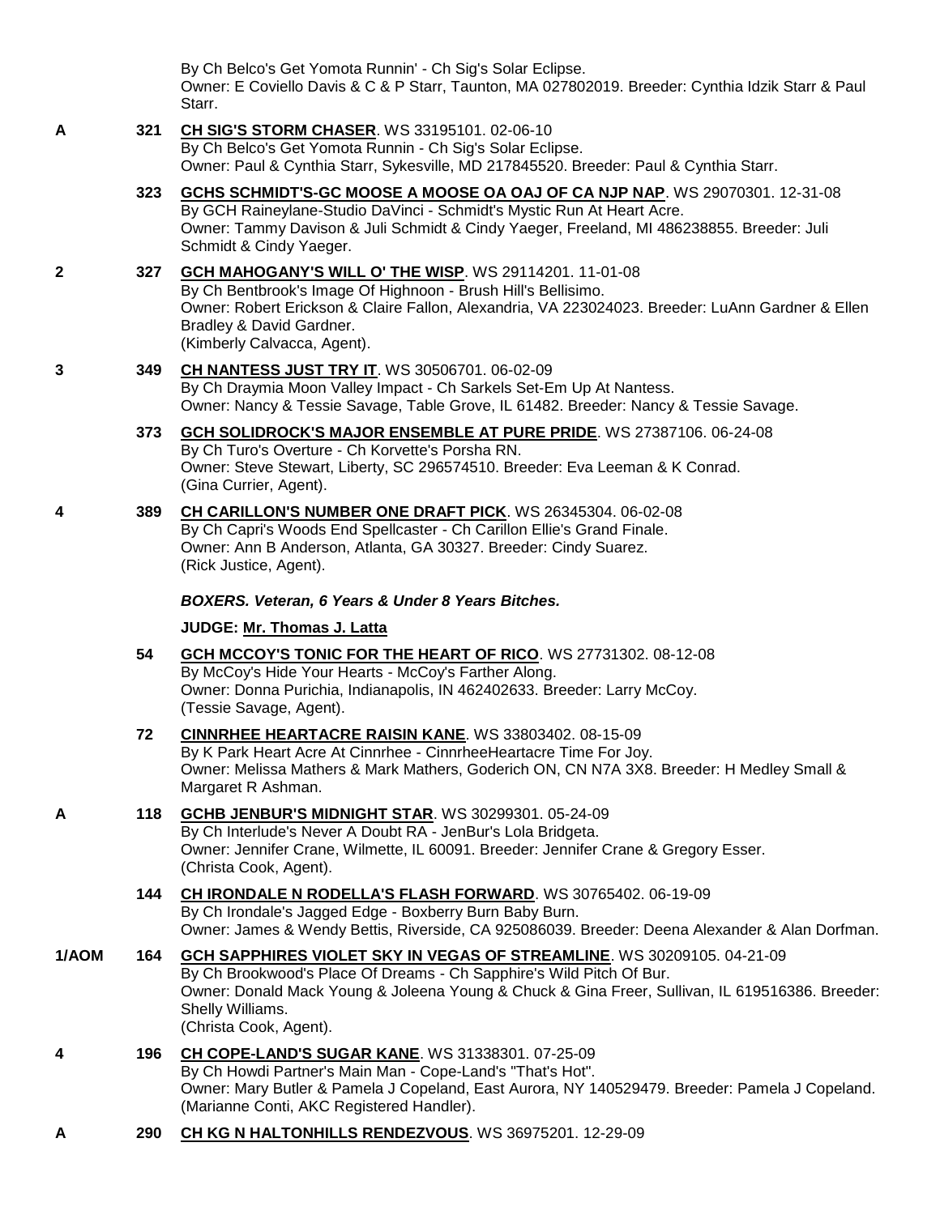By Ch Belco's Get Yomota Runnin' - Ch Sig's Solar Eclipse.
Owner: E Coviello Davis & C & P Starr, Taunton, MA 027802019. Breeder: Cynthia Idzik Starr & Paul Starr.

**A** **321** **CH SIG'S STORM CHASER**. WS 33195101. 02-06-10
By Ch Belco's Get Yomota Runnin - Ch Sig's Solar Eclipse.
Owner: Paul & Cynthia Starr, Sykesville, MD 217845520. Breeder: Paul & Cynthia Starr.

**323** **GCHS SCHMIDT'S-GC MOOSE A MOOSE OA OAJ OF CA NJP NAP**. WS 29070301. 12-31-08
By GCH Raineylane-Studio DaVinci - Schmidt's Mystic Run At Heart Acre.
Owner: Tammy Davison & Juli Schmidt & Cindy Yaeger, Freeland, MI 486238855. Breeder: Juli Schmidt & Cindy Yaeger.

**2** **327** **GCH MAHOGANY'S WILL O' THE WISP**. WS 29114201. 11-01-08
By Ch Bentbrook's Image Of Highnoon - Brush Hill's Bellisimo.
Owner: Robert Erickson & Claire Fallon, Alexandria, VA 223024023. Breeder: LuAnn Gardner & Ellen Bradley & David Gardner.
(Kimberly Calvacca, Agent).

**3** **349** **CH NANTESS JUST TRY IT**. WS 30506701. 06-02-09
By Ch Draymia Moon Valley Impact - Ch Sarkels Set-Em Up At Nantess.
Owner: Nancy & Tessie Savage, Table Grove, IL 61482. Breeder: Nancy & Tessie Savage.

**373** **GCH SOLIDROCK'S MAJOR ENSEMBLE AT PURE PRIDE**. WS 27387106. 06-24-08
By Ch Turo's Overture - Ch Korvette's Porsha RN.
Owner: Steve Stewart, Liberty, SC 296574510. Breeder: Eva Leeman & K Conrad.
(Gina Currier, Agent).

**4** **389** **CH CARILLON'S NUMBER ONE DRAFT PICK**. WS 26345304. 06-02-08
By Ch Capri's Woods End Spellcaster - Ch Carillon Ellie's Grand Finale.
Owner: Ann B Anderson, Atlanta, GA 30327. Breeder: Cindy Suarez.
(Rick Justice, Agent).

***BOXERS. Veteran, 6 Years & Under 8 Years Bitches.***

**JUDGE: Mr. Thomas J. Latta**

**54** **GCH MCCOY'S TONIC FOR THE HEART OF RICO**. WS 27731302. 08-12-08
By McCoy's Hide Your Hearts - McCoy's Farther Along.
Owner: Donna Purichia, Indianapolis, IN 462402633. Breeder: Larry McCoy.
(Tessie Savage, Agent).

**72** **CINNRHEE HEARTACRE RAISIN KANE**. WS 33803402. 08-15-09
By K Park Heart Acre At Cinnrhee - CinnrheeHeartacre Time For Joy.
Owner: Melissa Mathers & Mark Mathers, Goderich ON, CN N7A 3X8. Breeder: H Medley Small & Margaret R Ashman.

**A** **118** **GCHB JENBUR'S MIDNIGHT STAR**. WS 30299301. 05-24-09
By Ch Interlude's Never A Doubt RA - JenBur's Lola Bridgeta.
Owner: Jennifer Crane, Wilmette, IL 60091. Breeder: Jennifer Crane & Gregory Esser.
(Christa Cook, Agent).

**144** **CH IRONDALE N RODELLA'S FLASH FORWARD**. WS 30765402. 06-19-09
By Ch Irondale's Jagged Edge - Boxberry Burn Baby Burn.
Owner: James & Wendy Bettis, Riverside, CA 925086039. Breeder: Deena Alexander & Alan Dorfman.

**1/AOM** **164** **GCH SAPPHIRES VIOLET SKY IN VEGAS OF STREAMLINE**. WS 30209105. 04-21-09
By Ch Brookwood's Place Of Dreams - Ch Sapphire's Wild Pitch Of Bur.
Owner: Donald Mack Young & Joleena Young & Chuck & Gina Freer, Sullivan, IL 619516386. Breeder: Shelly Williams.
(Christa Cook, Agent).

**4** **196** **CH COPE-LAND'S SUGAR KANE**. WS 31338301. 07-25-09
By Ch Howdi Partner's Main Man - Cope-Land's "That's Hot".
Owner: Mary Butler & Pamela J Copeland, East Aurora, NY 140529479. Breeder: Pamela J Copeland.
(Marianne Conti, AKC Registered Handler).

**A** **290** **CH KG N HALTONHILLS RENDEZVOUS**. WS 36975201. 12-29-09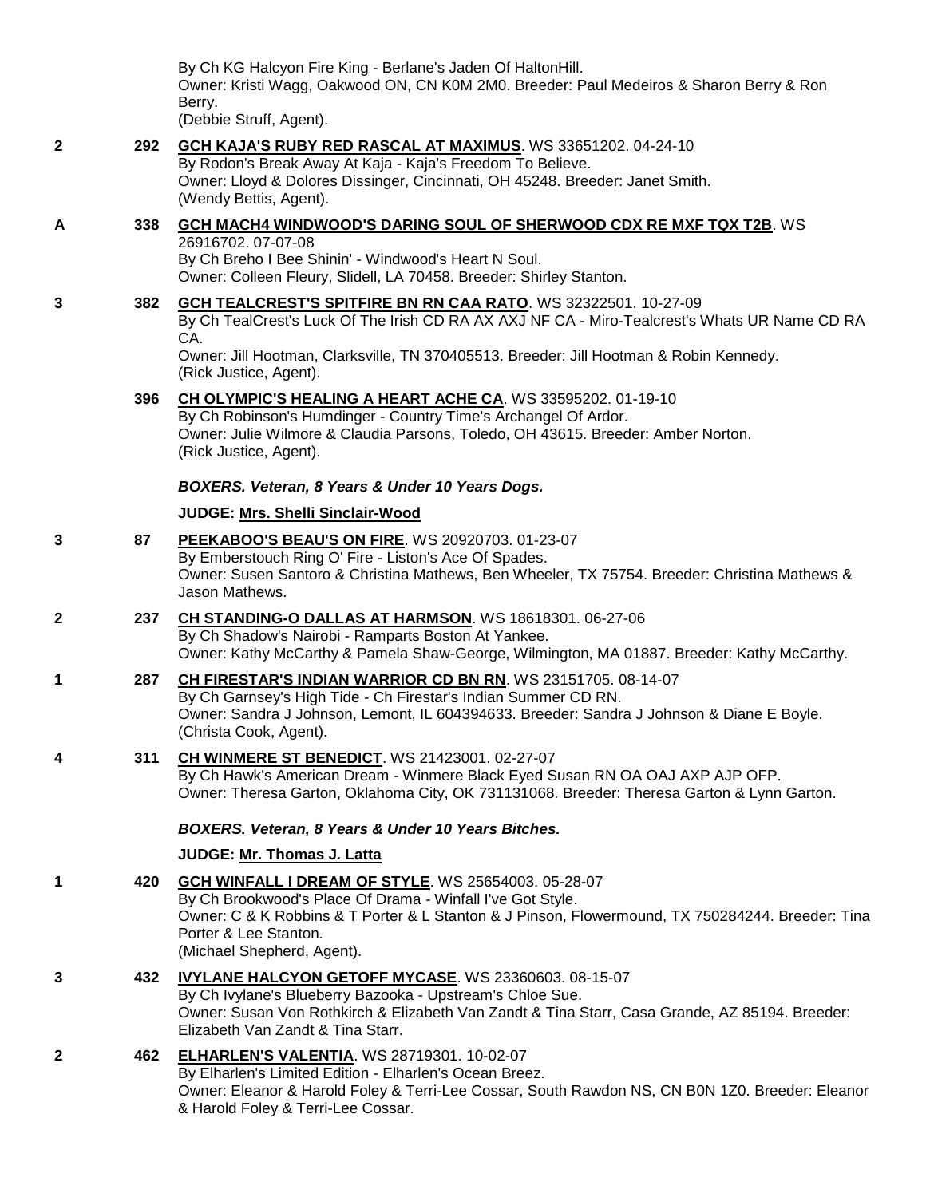By Ch KG Halcyon Fire King - Berlane's Jaden Of HaltonHill.
Owner: Kristi Wagg, Oakwood ON, CN K0M 2M0. Breeder: Paul Medeiros & Sharon Berry & Ron Berry.
(Debbie Struff, Agent).

**2** **292** **GCH KAJA'S RUBY RED RASCAL AT MAXIMUS**. WS 33651202. 04-24-10
By Rodon's Break Away At Kaja - Kaja's Freedom To Believe.
Owner: Lloyd & Dolores Dissinger, Cincinnati, OH 45248. Breeder: Janet Smith.
(Wendy Bettis, Agent).

**A** **338** **GCH MACH4 WINDWOOD'S DARING SOUL OF SHERWOOD CDX RE MXF TQX T2B**. WS 26916702. 07-07-08
By Ch Breho I Bee Shinin' - Windwood's Heart N Soul.
Owner: Colleen Fleury, Slidell, LA 70458. Breeder: Shirley Stanton.

**3** **382** **GCH TEALCREST'S SPITFIRE BN RN CAA RATO**. WS 32322501. 10-27-09
By Ch TealCrest's Luck Of The Irish CD RA AX AXJ NF CA - Miro-Tealcrest's Whats UR Name CD RA CA.
Owner: Jill Hootman, Clarksville, TN 370405513. Breeder: Jill Hootman & Robin Kennedy.
(Rick Justice, Agent).

**396** **CH OLYMPIC'S HEALING A HEART ACHE CA**. WS 33595202. 01-19-10
By Ch Robinson's Humdinger - Country Time's Archangel Of Ardor.
Owner: Julie Wilmore & Claudia Parsons, Toledo, OH 43615. Breeder: Amber Norton.
(Rick Justice, Agent).

***BOXERS. Veteran, 8 Years & Under 10 Years Dogs.***

**JUDGE: Mrs. Shelli Sinclair-Wood**

**3** **87** **PEEKABOO'S BEAU'S ON FIRE**. WS 20920703. 01-23-07
By Emberstouch Ring O' Fire - Liston's Ace Of Spades.
Owner: Susen Santoro & Christina Mathews, Ben Wheeler, TX 75754. Breeder: Christina Mathews & Jason Mathews.

**2** **237** **CH STANDING-O DALLAS AT HARMSON**. WS 18618301. 06-27-06
By Ch Shadow's Nairobi - Ramparts Boston At Yankee.
Owner: Kathy McCarthy & Pamela Shaw-George, Wilmington, MA 01887. Breeder: Kathy McCarthy.

**1** **287** **CH FIRESTAR'S INDIAN WARRIOR CD BN RN**. WS 23151705. 08-14-07
By Ch Garnsey's High Tide - Ch Firestar's Indian Summer CD RN.
Owner: Sandra J Johnson, Lemont, IL 604394633. Breeder: Sandra J Johnson & Diane E Boyle.
(Christa Cook, Agent).

**4** **311** **CH WINMERE ST BENEDICT**. WS 21423001. 02-27-07
By Ch Hawk's American Dream - Winmere Black Eyed Susan RN OA OAJ AXP AJP OFP.
Owner: Theresa Garton, Oklahoma City, OK 731131068. Breeder: Theresa Garton & Lynn Garton.

***BOXERS. Veteran, 8 Years & Under 10 Years Bitches.***

**JUDGE: Mr. Thomas J. Latta**

**1** **420** **GCH WINFALL I DREAM OF STYLE**. WS 25654003. 05-28-07
By Ch Brookwood's Place Of Drama - Winfall I've Got Style.
Owner: C & K Robbins & T Porter & L Stanton & J Pinson, Flowermound, TX 750284244. Breeder: Tina Porter & Lee Stanton.
(Michael Shepherd, Agent).

**3** **432** **IVYLANE HALCYON GETOFF MYCASE**. WS 23360603. 08-15-07
By Ch Ivylane's Blueberry Bazooka - Upstream's Chloe Sue.
Owner: Susan Von Rothkirch & Elizabeth Van Zandt & Tina Starr, Casa Grande, AZ 85194. Breeder: Elizabeth Van Zandt & Tina Starr.

**2** **462** **ELHARLEN'S VALENTIA**. WS 28719301. 10-02-07
By Elharlen's Limited Edition - Elharlen's Ocean Breez.
Owner: Eleanor & Harold Foley & Terri-Lee Cossar, South Rawdon NS, CN B0N 1Z0. Breeder: Eleanor & Harold Foley & Terri-Lee Cossar.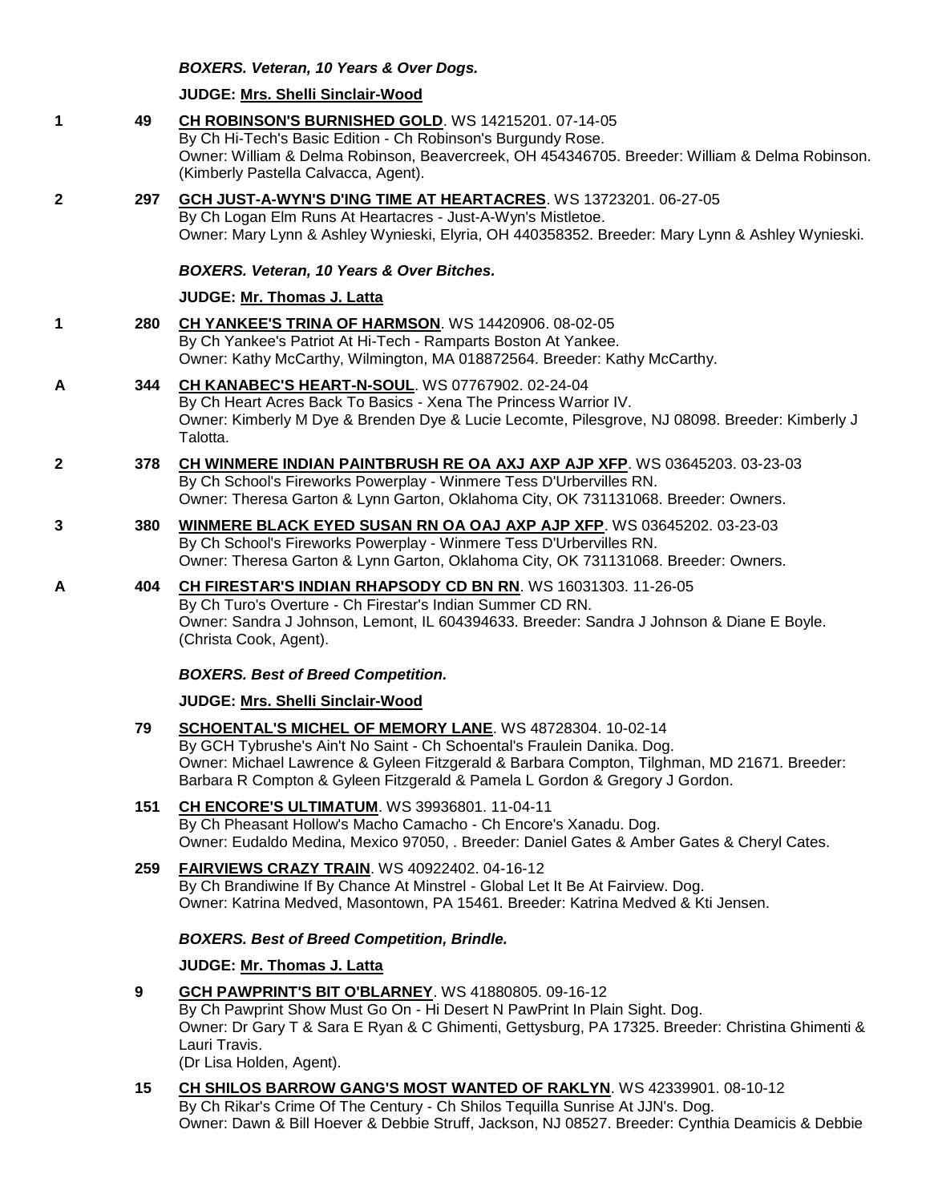***BOXERS. Veteran, 10 Years & Over Dogs.***

**JUDGE: Mrs. Shelli Sinclair-Wood**

1 **49** **CH ROBINSON'S BURNISHED GOLD**. WS 14215201. 07-14-05
By Ch Hi-Tech's Basic Edition - Ch Robinson's Burgundy Rose.
Owner: William & Delma Robinson, Beavercreek, OH 454346705. Breeder: William & Delma Robinson. (Kimberly Pastella Calvacca, Agent).

2 **297** **GCH JUST-A-WYN'S D'ING TIME AT HEARTACRES**. WS 13723201. 06-27-05
By Ch Logan Elm Runs At Heartacres - Just-A-Wyn's Mistletoe.
Owner: Mary Lynn & Ashley Wynieski, Elyria, OH 440358352. Breeder: Mary Lynn & Ashley Wynieski.

***BOXERS. Veteran, 10 Years & Over Bitches.***

**JUDGE: Mr. Thomas J. Latta**

1 **280** **CH YANKEE'S TRINA OF HARMSON**. WS 14420906. 08-02-05
By Ch Yankee's Patriot At Hi-Tech - Ramparts Boston At Yankee.
Owner: Kathy McCarthy, Wilmington, MA 018872564. Breeder: Kathy McCarthy.

A **344** **CH KANABEC'S HEART-N-SOUL**. WS 07767902. 02-24-04
By Ch Heart Acres Back To Basics - Xena The Princess Warrior IV.
Owner: Kimberly M Dye & Brenden Dye & Lucie Lecomte, Pilesgrove, NJ 08098. Breeder: Kimberly J Talotta.

2 **378** **CH WINMERE INDIAN PAINTBRUSH RE OA AXJ AXP AJP XFP**. WS 03645203. 03-23-03
By Ch School's Fireworks Powerplay - Winmere Tess D'Urbervilles RN.
Owner: Theresa Garton & Lynn Garton, Oklahoma City, OK 731131068. Breeder: Owners.

3 **380** **WINMERE BLACK EYED SUSAN RN OA OAJ AXP AJP XFP**. WS 03645202. 03-23-03
By Ch School's Fireworks Powerplay - Winmere Tess D'Urbervilles RN.
Owner: Theresa Garton & Lynn Garton, Oklahoma City, OK 731131068. Breeder: Owners.

A **404** **CH FIRESTAR'S INDIAN RHAPSODY CD BN RN**. WS 16031303. 11-26-05
By Ch Turo's Overture - Ch Firestar's Indian Summer CD RN.
Owner: Sandra J Johnson, Lemont, IL 604394633. Breeder: Sandra J Johnson & Diane E Boyle. (Christa Cook, Agent).

***BOXERS. Best of Breed Competition.***

**JUDGE: Mrs. Shelli Sinclair-Wood**

**79** **SCHOENTAL'S MICHEL OF MEMORY LANE**. WS 48728304. 10-02-14
By GCH Tybrushe's Ain't No Saint - Ch Schoental's Fraulein Danika. Dog.
Owner: Michael Lawrence & Gyleen Fitzgerald & Barbara Compton, Tilghman, MD 21671. Breeder: Barbara R Compton & Gyleen Fitzgerald & Pamela L Gordon & Gregory J Gordon.

**151** **CH ENCORE'S ULTIMATUM**. WS 39936801. 11-04-11
By Ch Pheasant Hollow's Macho Camacho - Ch Encore's Xanadu. Dog.
Owner: Eudaldo Medina, Mexico 97050, . Breeder: Daniel Gates & Amber Gates & Cheryl Cates.

**259** **FAIRVIEWS CRAZY TRAIN**. WS 40922402. 04-16-12
By Ch Brandiwine If By Chance At Minstrel - Global Let It Be At Fairview. Dog.
Owner: Katrina Medved, Masontown, PA 15461. Breeder: Katrina Medved & Kti Jensen.

***BOXERS. Best of Breed Competition, Brindle.***

**JUDGE: Mr. Thomas J. Latta**

**9** **GCH PAWPRINT'S BIT O'BLARNEY**. WS 41880805. 09-16-12
By Ch Pawprint Show Must Go On - Hi Desert N PawPrint In Plain Sight. Dog.
Owner: Dr Gary T & Sara E Ryan & C Ghimenti, Gettysburg, PA 17325. Breeder: Christina Ghimenti & Lauri Travis.
(Dr Lisa Holden, Agent).

**15** **CH SHILOS BARROW GANG'S MOST WANTED OF RAKLYN**. WS 42339901. 08-10-12
By Ch Rikar's Crime Of The Century - Ch Shilos Tequilla Sunrise At JJN's. Dog.
Owner: Dawn & Bill Hoever & Debbie Struff, Jackson, NJ 08527. Breeder: Cynthia Deamicis & Debbie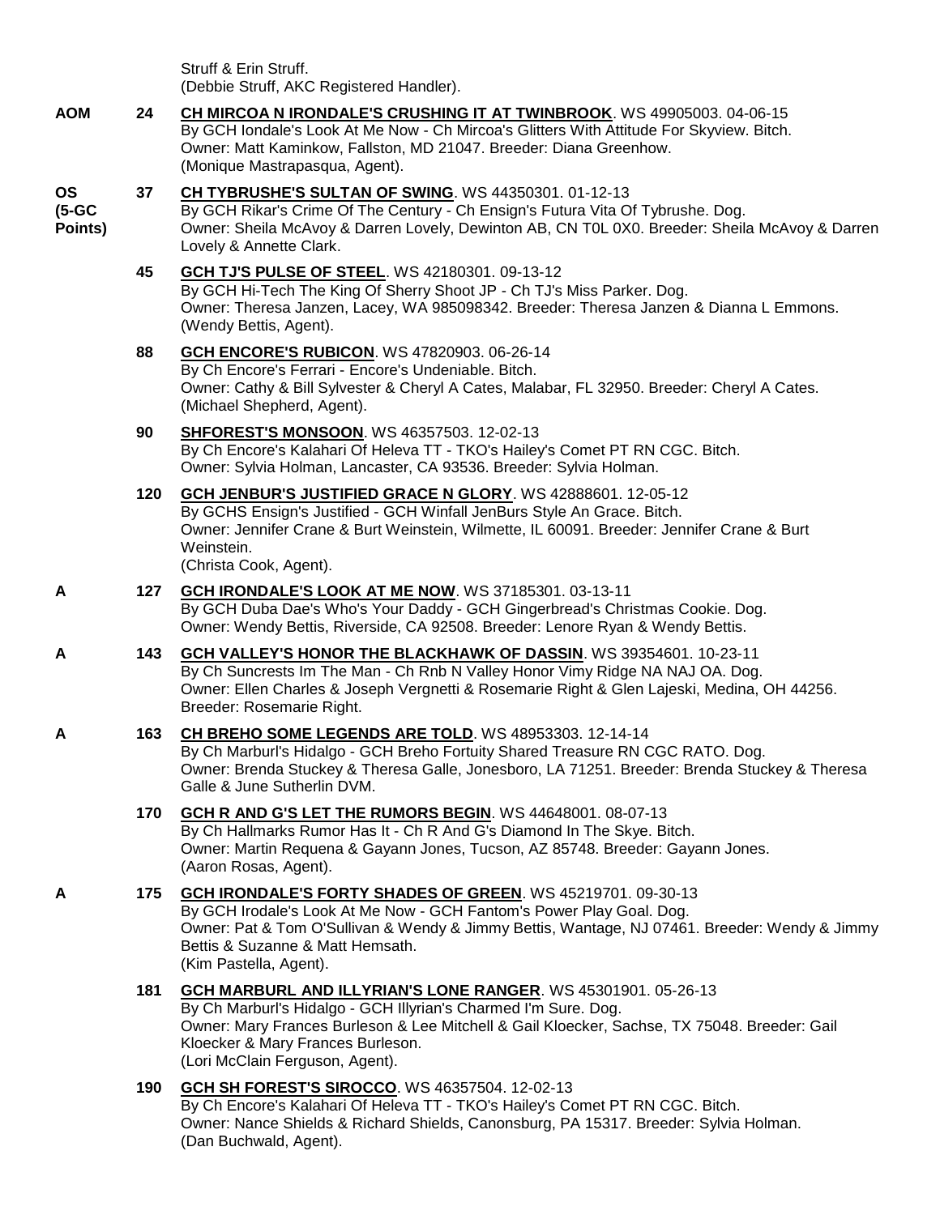Struff & Erin Struff.
(Debbie Struff, AKC Registered Handler).

**AOM** **24** **CH MIRCOA N IRONDALE'S CRUSHING IT AT TWINBROOK**. WS 49905003. 04-06-15
By GCH Iondale's Look At Me Now - Ch Mircoa's Glitters With Attitude For Skyview. Bitch.
Owner: Matt Kaminkow, Fallston, MD 21047. Breeder: Diana Greenhow.
(Monique Mastrapasqua, Agent).

**OS (5-GC Points)** **37** **CH TYBRUSHE'S SULTAN OF SWING**. WS 44350301. 01-12-13
By GCH Rikar's Crime Of The Century - Ch Ensign's Futura Vita Of Tybrushe. Dog.
Owner: Sheila McAvoy & Darren Lovely, Dewinton AB, CN T0L 0X0. Breeder: Sheila McAvoy & Darren Lovely & Annette Clark.

**45** **GCH TJ'S PULSE OF STEEL**. WS 42180301. 09-13-12
By GCH Hi-Tech The King Of Sherry Shoot JP - Ch TJ's Miss Parker. Dog.
Owner: Theresa Janzen, Lacey, WA 985098342. Breeder: Theresa Janzen & Dianna L Emmons.
(Wendy Bettis, Agent).

**88** **GCH ENCORE'S RUBICON**. WS 47820903. 06-26-14
By Ch Encore's Ferrari - Encore's Undeniable. Bitch.
Owner: Cathy & Bill Sylvester & Cheryl A Cates, Malabar, FL 32950. Breeder: Cheryl A Cates.
(Michael Shepherd, Agent).

**90** **SHFOREST'S MONSOON**. WS 46357503. 12-02-13
By Ch Encore's Kalahari Of Heleva TT - TKO's Hailey's Comet PT RN CGC. Bitch.
Owner: Sylvia Holman, Lancaster, CA 93536. Breeder: Sylvia Holman.

**120** **GCH JENBUR'S JUSTIFIED GRACE N GLORY**. WS 42888601. 12-05-12
By GCHS Ensign's Justified - GCH Winfall JenBurs Style An Grace. Bitch.
Owner: Jennifer Crane & Burt Weinstein, Wilmette, IL 60091. Breeder: Jennifer Crane & Burt Weinstein.
(Christa Cook, Agent).

**A** **127** **GCH IRONDALE'S LOOK AT ME NOW**. WS 37185301. 03-13-11
By GCH Duba Dae's Who's Your Daddy - GCH Gingerbread's Christmas Cookie. Dog.
Owner: Wendy Bettis, Riverside, CA 92508. Breeder: Lenore Ryan & Wendy Bettis.

**A** **143** **GCH VALLEY'S HONOR THE BLACKHAWK OF DASSIN**. WS 39354601. 10-23-11
By Ch Suncrests Im The Man - Ch Rnb N Valley Honor Vimy Ridge NA NAJ OA. Dog.
Owner: Ellen Charles & Joseph Vergnetti & Rosemarie Right & Glen Lajeski, Medina, OH 44256. Breeder: Rosemarie Right.

**A** **163** **CH BREHO SOME LEGENDS ARE TOLD**. WS 48953303. 12-14-14
By Ch Marburl's Hidalgo - GCH Breho Fortuity Shared Treasure RN CGC RATO. Dog.
Owner: Brenda Stuckey & Theresa Galle, Jonesboro, LA 71251. Breeder: Brenda Stuckey & Theresa Galle & June Sutherlin DVM.

**170** **GCH R AND G'S LET THE RUMORS BEGIN**. WS 44648001. 08-07-13
By Ch Hallmarks Rumor Has It - Ch R And G's Diamond In The Skye. Bitch.
Owner: Martin Requena & Gayann Jones, Tucson, AZ 85748. Breeder: Gayann Jones.
(Aaron Rosas, Agent).

**A** **175** **GCH IRONDALE'S FORTY SHADES OF GREEN**. WS 45219701. 09-30-13
By GCH Irodale's Look At Me Now - GCH Fantom's Power Play Goal. Dog.
Owner: Pat & Tom O'Sullivan & Wendy & Jimmy Bettis, Wantage, NJ 07461. Breeder: Wendy & Jimmy Bettis & Suzanne & Matt Hemsath.
(Kim Pastella, Agent).

**181** **GCH MARBURL AND ILLYRIAN'S LONE RANGER**. WS 45301901. 05-26-13
By Ch Marburl's Hidalgo - GCH Illyrian's Charmed I'm Sure. Dog.
Owner: Mary Frances Burleson & Lee Mitchell & Gail Kloecker, Sachse, TX 75048. Breeder: Gail Kloecker & Mary Frances Burleson.
(Lori McClain Ferguson, Agent).

**190** **GCH SH FOREST'S SIROCCO**. WS 46357504. 12-02-13
By Ch Encore's Kalahari Of Heleva TT - TKO's Hailey's Comet PT RN CGC. Bitch.
Owner: Nance Shields & Richard Shields, Canonsburg, PA 15317. Breeder: Sylvia Holman.
(Dan Buchwald, Agent).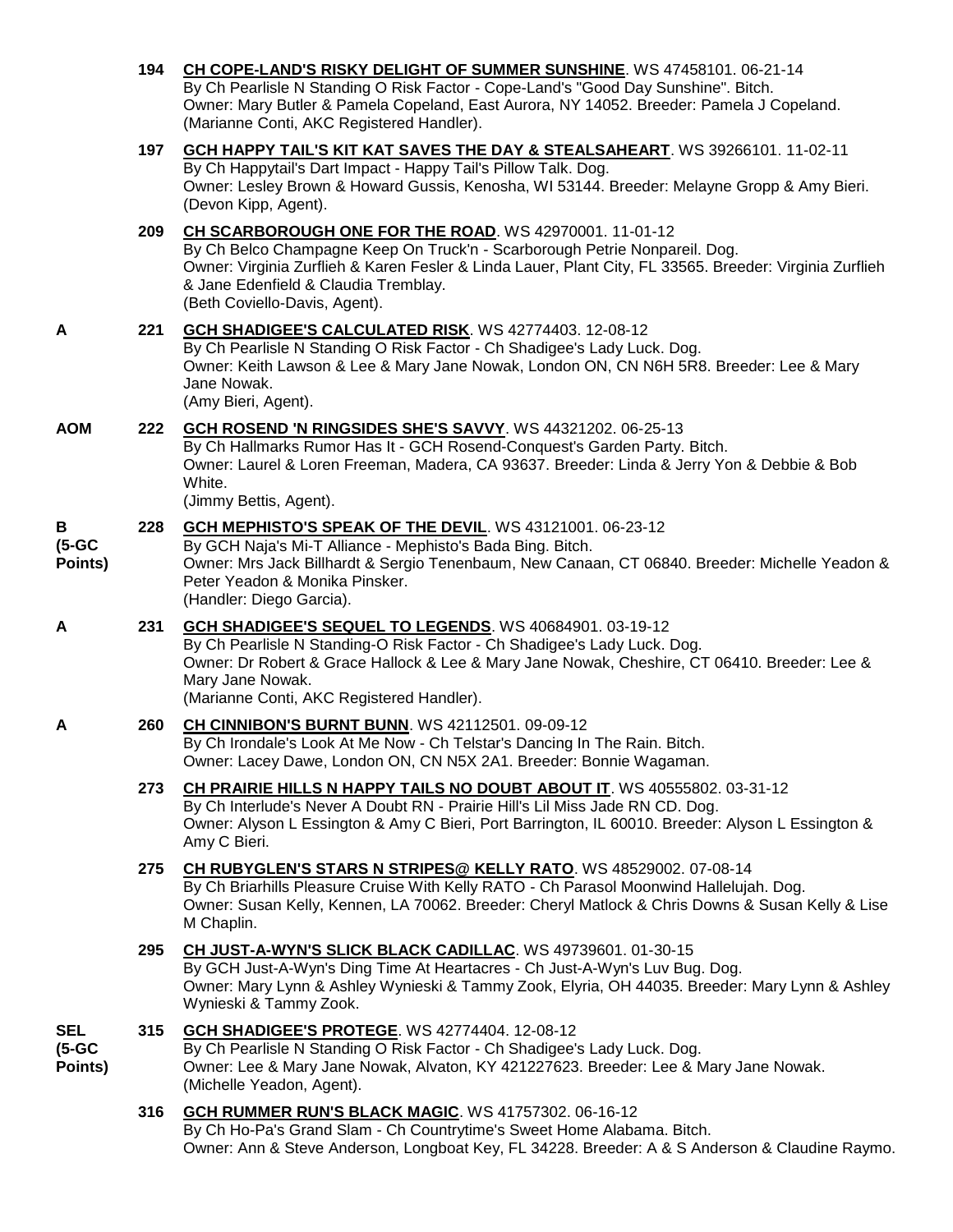**194** **CH COPE-LAND'S RISKY DELIGHT OF SUMMER SUNSHINE**. WS 47458101. 06-21-14
By Ch Pearlisle N Standing O Risk Factor - Cope-Land's "Good Day Sunshine". Bitch.
Owner: Mary Butler & Pamela Copeland, East Aurora, NY 14052. Breeder: Pamela J Copeland.
(Marianne Conti, AKC Registered Handler).

**197** **GCH HAPPY TAIL'S KIT KAT SAVES THE DAY & STEALSAHEART**. WS 39266101. 11-02-11
By Ch Happytail's Dart Impact - Happy Tail's Pillow Talk. Dog.
Owner: Lesley Brown & Howard Gussis, Kenosha, WI 53144. Breeder: Melayne Gropp & Amy Bieri.
(Devon Kipp, Agent).

**209** **CH SCARBOROUGH ONE FOR THE ROAD**. WS 42970001. 11-01-12
By Ch Belco Champagne Keep On Truck'n - Scarborough Petrie Nonpareil. Dog.
Owner: Virginia Zurflieh & Karen Fesler & Linda Lauer, Plant City, FL 33565. Breeder: Virginia Zurflieh & Jane Edenfield & Claudia Tremblay.
(Beth Coviello-Davis, Agent).

**A** **221** **GCH SHADIGEE'S CALCULATED RISK**. WS 42774403. 12-08-12
By Ch Pearlisle N Standing O Risk Factor - Ch Shadigee's Lady Luck. Dog.
Owner: Keith Lawson & Lee & Mary Jane Nowak, London ON, CN N6H 5R8. Breeder: Lee & Mary Jane Nowak.
(Amy Bieri, Agent).

**AOM** **222** **GCH ROSEND 'N RINGSIDES SHE'S SAVVY**. WS 44321202. 06-25-13
By Ch Hallmarks Rumor Has It - GCH Rosend-Conquest's Garden Party. Bitch.
Owner: Laurel & Loren Freeman, Madera, CA 93637. Breeder: Linda & Jerry Yon & Debbie & Bob White.
(Jimmy Bettis, Agent).

**B (5-GC Points)** **228** **GCH MEPHISTO'S SPEAK OF THE DEVIL**. WS 43121001. 06-23-12
By GCH Naja's Mi-T Alliance - Mephisto's Bada Bing. Bitch.
Owner: Mrs Jack Billhardt & Sergio Tenenbaum, New Canaan, CT 06840. Breeder: Michelle Yeadon & Peter Yeadon & Monika Pinsker.
(Handler: Diego Garcia).

**A** **231** **GCH SHADIGEE'S SEQUEL TO LEGENDS**. WS 40684901. 03-19-12
By Ch Pearlisle N Standing-O Risk Factor - Ch Shadigee's Lady Luck. Dog.
Owner: Dr Robert & Grace Hallock & Lee & Mary Jane Nowak, Cheshire, CT 06410. Breeder: Lee & Mary Jane Nowak.
(Marianne Conti, AKC Registered Handler).

**A** **260** **CH CINNIBON'S BURNT BUNN**. WS 42112501. 09-09-12
By Ch Irondale's Look At Me Now - Ch Telstar's Dancing In The Rain. Bitch.
Owner: Lacey Dawe, London ON, CN N5X 2A1. Breeder: Bonnie Wagaman.

**273** **CH PRAIRIE HILLS N HAPPY TAILS NO DOUBT ABOUT IT**. WS 40555802. 03-31-12
By Ch Interlude's Never A Doubt RN - Prairie Hill's Lil Miss Jade RN CD. Dog.
Owner: Alyson L Essington & Amy C Bieri, Port Barrington, IL 60010. Breeder: Alyson L Essington & Amy C Bieri.

**275** **CH RUBYGLEN'S STARS N STRIPES@ KELLY RATO**. WS 48529002. 07-08-14
By Ch Briarhills Pleasure Cruise With Kelly RATO - Ch Parasol Moonwind Hallelujah. Dog.
Owner: Susan Kelly, Kennen, LA 70062. Breeder: Cheryl Matlock & Chris Downs & Susan Kelly & Lise M Chaplin.

**295** **CH JUST-A-WYN'S SLICK BLACK CADILLAC**. WS 49739601. 01-30-15
By GCH Just-A-Wyn's Ding Time At Heartacres - Ch Just-A-Wyn's Luv Bug. Dog.
Owner: Mary Lynn & Ashley Wynieski & Tammy Zook, Elyria, OH 44035. Breeder: Mary Lynn & Ashley Wynieski & Tammy Zook.

**SEL (5-GC Points)** **315** **GCH SHADIGEE'S PROTEGE**. WS 42774404. 12-08-12
By Ch Pearlisle N Standing O Risk Factor - Ch Shadigee's Lady Luck. Dog.
Owner: Lee & Mary Jane Nowak, Alvaton, KY 421227623. Breeder: Lee & Mary Jane Nowak.
(Michelle Yeadon, Agent).

**316** **GCH RUMMER RUN'S BLACK MAGIC**. WS 41757302. 06-16-12
By Ch Ho-Pa's Grand Slam - Ch Countrytime's Sweet Home Alabama. Bitch.
Owner: Ann & Steve Anderson, Longboat Key, FL 34228. Breeder: A & S Anderson & Claudine Raymo.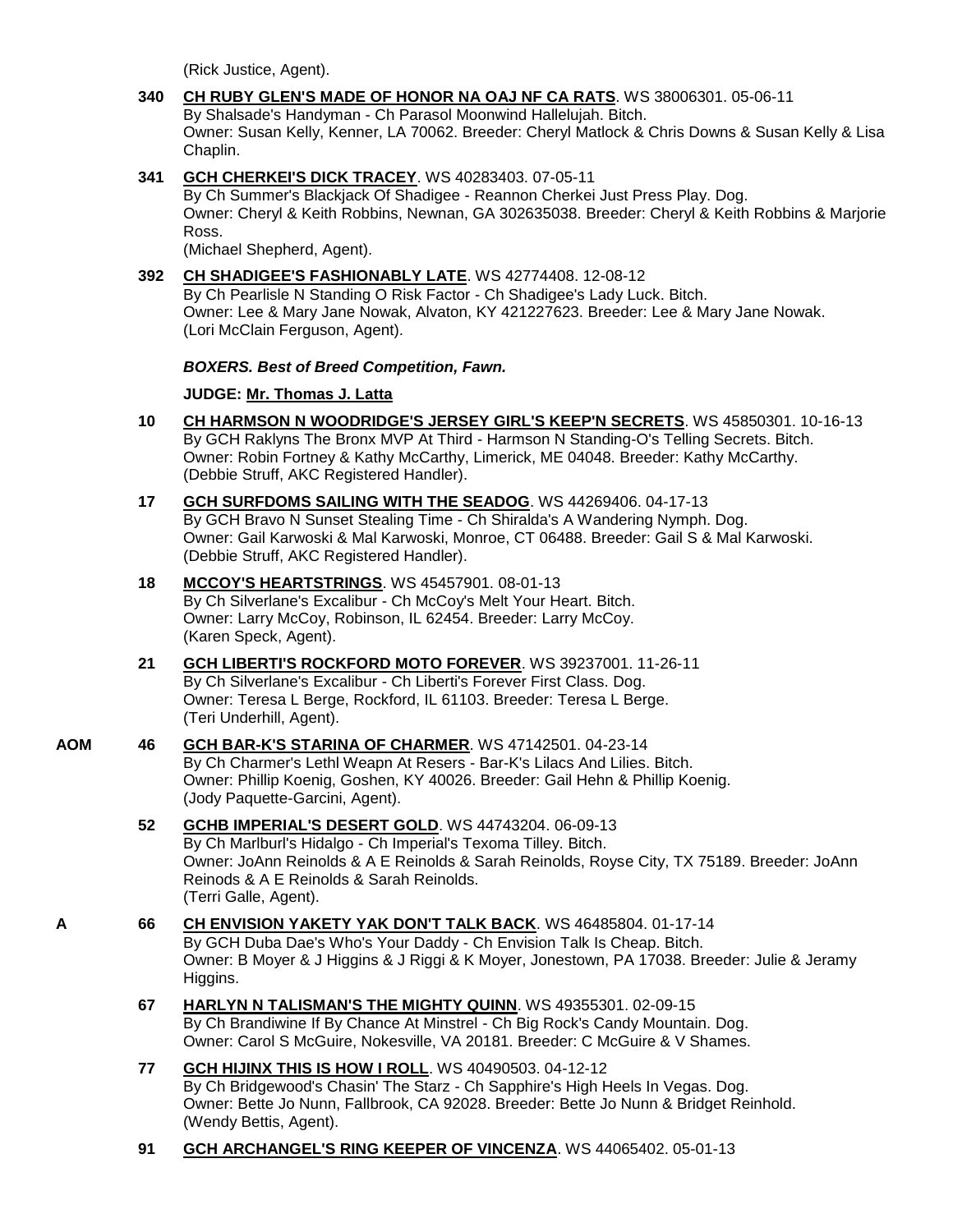(Rick Justice, Agent).

**340** **CH RUBY GLEN'S MADE OF HONOR NA OAJ NF CA RATS**. WS 38006301. 05-06-11
By Shalsade's Handyman - Ch Parasol Moonwind Hallelujah. Bitch.
Owner: Susan Kelly, Kenner, LA 70062. Breeder: Cheryl Matlock & Chris Downs & Susan Kelly & Lisa Chaplin.

**341** **GCH CHERKEI'S DICK TRACEY**. WS 40283403. 07-05-11
By Ch Summer's Blackjack Of Shadigee - Reannon Cherkei Just Press Play. Dog.
Owner: Cheryl & Keith Robbins, Newnan, GA 302635038. Breeder: Cheryl & Keith Robbins & Marjorie Ross.
(Michael Shepherd, Agent).

**392** **CH SHADIGEE'S FASHIONABLY LATE**. WS 42774408. 12-08-12
By Ch Pearlisle N Standing O Risk Factor - Ch Shadigee's Lady Luck. Bitch.
Owner: Lee & Mary Jane Nowak, Alvaton, KY 421227623. Breeder: Lee & Mary Jane Nowak.
(Lori McClain Ferguson, Agent).

***BOXERS. Best of Breed Competition, Fawn.***

**JUDGE: Mr. Thomas J. Latta**

**10** **CH HARMSON N WOODRIDGE'S JERSEY GIRL'S KEEP'N SECRETS**. WS 45850301. 10-16-13
By GCH Raklyns The Bronx MVP At Third - Harmson N Standing-O's Telling Secrets. Bitch.
Owner: Robin Fortney & Kathy McCarthy, Limerick, ME 04048. Breeder: Kathy McCarthy.
(Debbie Struff, AKC Registered Handler).

**17** **GCH SURFDOMS SAILING WITH THE SEADOG**. WS 44269406. 04-17-13
By GCH Bravo N Sunset Stealing Time - Ch Shiralda's A Wandering Nymph. Dog.
Owner: Gail Karwoski & Mal Karwoski, Monroe, CT 06488. Breeder: Gail S & Mal Karwoski.
(Debbie Struff, AKC Registered Handler).

**18** **MCCOY'S HEARTSTRINGS**. WS 45457901. 08-01-13
By Ch Silverlane's Excalibur - Ch McCoy's Melt Your Heart. Bitch.
Owner: Larry McCoy, Robinson, IL 62454. Breeder: Larry McCoy.
(Karen Speck, Agent).

**21** **GCH LIBERTI'S ROCKFORD MOTO FOREVER**. WS 39237001. 11-26-11
By Ch Silverlane's Excalibur - Ch Liberti's Forever First Class. Dog.
Owner: Teresa L Berge, Rockford, IL 61103. Breeder: Teresa L Berge.
(Teri Underhill, Agent).

**AOM** **46** **GCH BAR-K'S STARINA OF CHARMER**. WS 47142501. 04-23-14
By Ch Charmer's Lethl Weapn At Resers - Bar-K's Lilacs And Lilies. Bitch.
Owner: Phillip Koenig, Goshen, KY 40026. Breeder: Gail Hehn & Phillip Koenig.
(Jody Paquette-Garcini, Agent).

**52** **GCHB IMPERIAL'S DESERT GOLD**. WS 44743204. 06-09-13
By Ch Marlburl's Hidalgo - Ch Imperial's Texoma Tilley. Bitch.
Owner: JoAnn Reinolds & A E Reinolds & Sarah Reinolds, Royse City, TX 75189. Breeder: JoAnn Reinods & A E Reinolds & Sarah Reinolds.
(Terri Galle, Agent).

**A** **66** **CH ENVISION YAKETY YAK DON'T TALK BACK**. WS 46485804. 01-17-14
By GCH Duba Dae's Who's Your Daddy - Ch Envision Talk Is Cheap. Bitch.
Owner: B Moyer & J Higgins & J Riggi & K Moyer, Jonestown, PA 17038. Breeder: Julie & Jeramy Higgins.

**67** **HARLYN N TALISMAN'S THE MIGHTY QUINN**. WS 49355301. 02-09-15
By Ch Brandiwine If By Chance At Minstrel - Ch Big Rock's Candy Mountain. Dog.
Owner: Carol S McGuire, Nokesville, VA 20181. Breeder: C McGuire & V Shames.

**77** **GCH HIJINX THIS IS HOW I ROLL**. WS 40490503. 04-12-12
By Ch Bridgewood's Chasin' The Starz - Ch Sapphire's High Heels In Vegas. Dog.
Owner: Bette Jo Nunn, Fallbrook, CA 92028. Breeder: Bette Jo Nunn & Bridget Reinhold.
(Wendy Bettis, Agent).

**91** **GCH ARCHANGEL'S RING KEEPER OF VINCENZA**. WS 44065402. 05-01-13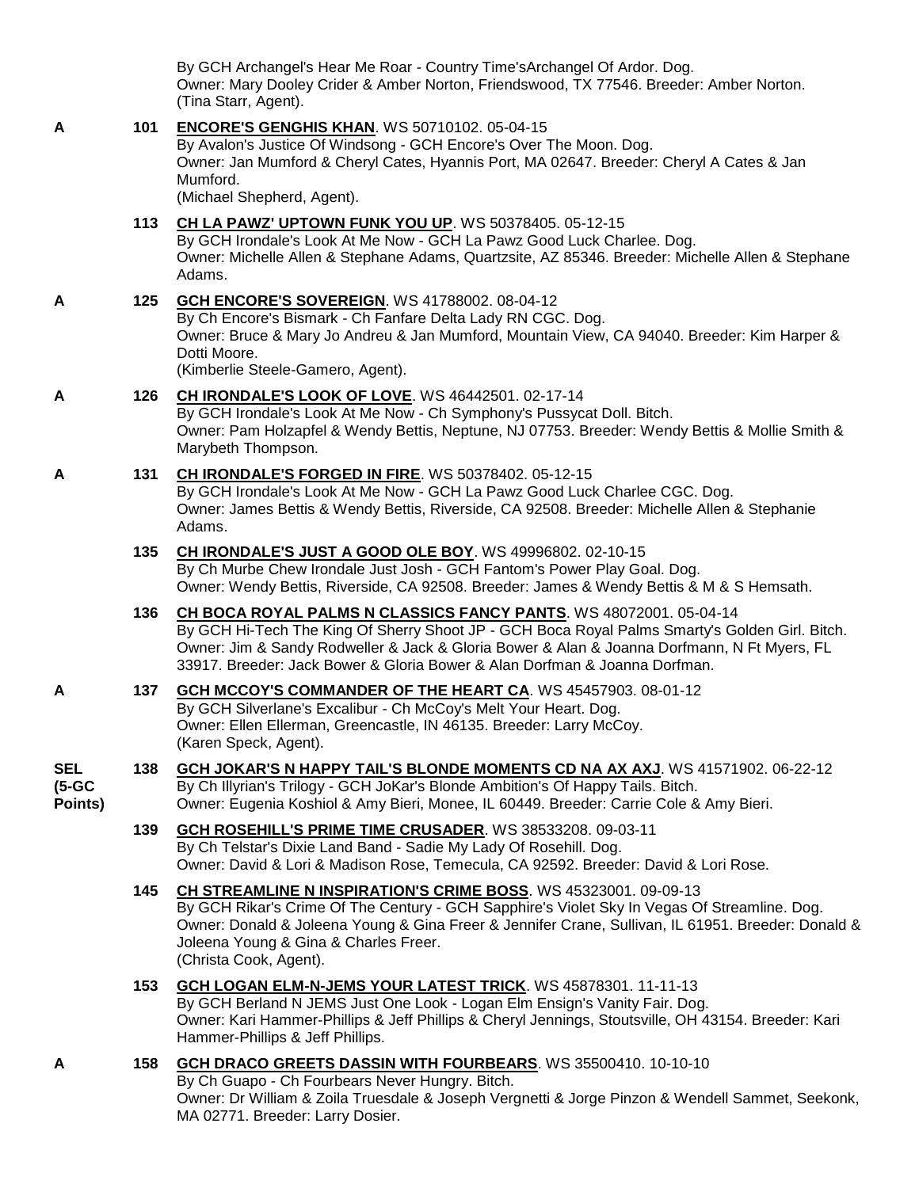By GCH Archangel's Hear Me Roar - Country Time'sArchangel Of Ardor. Dog.
Owner: Mary Dooley Crider & Amber Norton, Friendswood, TX 77546. Breeder: Amber Norton.
(Tina Starr, Agent).

**A** **101** **ENCORE'S GENGHIS KHAN**. WS 50710102. 05-04-15
By Avalon's Justice Of Windsong - GCH Encore's Over The Moon. Dog.
Owner: Jan Mumford & Cheryl Cates, Hyannis Port, MA 02647. Breeder: Cheryl A Cates & Jan Mumford.
(Michael Shepherd, Agent).

**113** **CH LA PAWZ' UPTOWN FUNK YOU UP**. WS 50378405. 05-12-15
By GCH Irondale's Look At Me Now - GCH La Pawz Good Luck Charlee. Dog.
Owner: Michelle Allen & Stephane Adams, Quartzsite, AZ 85346. Breeder: Michelle Allen & Stephane Adams.

**A** **125** **GCH ENCORE'S SOVEREIGN**. WS 41788002. 08-04-12
By Ch Encore's Bismark - Ch Fanfare Delta Lady RN CGC. Dog.
Owner: Bruce & Mary Jo Andreu & Jan Mumford, Mountain View, CA 94040. Breeder: Kim Harper & Dotti Moore.
(Kimberlie Steele-Gamero, Agent).

**A** **126** **CH IRONDALE'S LOOK OF LOVE**. WS 46442501. 02-17-14
By GCH Irondale's Look At Me Now - Ch Symphony's Pussycat Doll. Bitch.
Owner: Pam Holzapfel & Wendy Bettis, Neptune, NJ 07753. Breeder: Wendy Bettis & Mollie Smith & Marybeth Thompson.

**A** **131** **CH IRONDALE'S FORGED IN FIRE**. WS 50378402. 05-12-15
By GCH Irondale's Look At Me Now - GCH La Pawz Good Luck Charlee CGC. Dog.
Owner: James Bettis & Wendy Bettis, Riverside, CA 92508. Breeder: Michelle Allen & Stephanie Adams.

**135** **CH IRONDALE'S JUST A GOOD OLE BOY**. WS 49996802. 02-10-15
By Ch Murbe Chew Irondale Just Josh - GCH Fantom's Power Play Goal. Dog.
Owner: Wendy Bettis, Riverside, CA 92508. Breeder: James & Wendy Bettis & M & S Hemsath.

**136** **CH BOCA ROYAL PALMS N CLASSICS FANCY PANTS**. WS 48072001. 05-04-14
By GCH Hi-Tech The King Of Sherry Shoot JP - GCH Boca Royal Palms Smarty's Golden Girl. Bitch.
Owner: Jim & Sandy Rodweller & Jack & Gloria Bower & Alan & Joanna Dorfmann, N Ft Myers, FL 33917. Breeder: Jack Bower & Gloria Bower & Alan Dorfman & Joanna Dorfman.

**A** **137** **GCH MCCOY'S COMMANDER OF THE HEART CA**. WS 45457903. 08-01-12
By GCH Silverlane's Excalibur - Ch McCoy's Melt Your Heart. Dog.
Owner: Ellen Ellerman, Greencastle, IN 46135. Breeder: Larry McCoy.
(Karen Speck, Agent).

**SEL (5-GC Points)** **138** **GCH JOKAR'S N HAPPY TAIL'S BLONDE MOMENTS CD NA AX AXJ**. WS 41571902. 06-22-12
By Ch Illyrian's Trilogy - GCH JoKar's Blonde Ambition's Of Happy Tails. Bitch.
Owner: Eugenia Koshiol & Amy Bieri, Monee, IL 60449. Breeder: Carrie Cole & Amy Bieri.

**139** **GCH ROSEHILL'S PRIME TIME CRUSADER**. WS 38533208. 09-03-11
By Ch Telstar's Dixie Land Band - Sadie My Lady Of Rosehill. Dog.
Owner: David & Lori & Madison Rose, Temecula, CA 92592. Breeder: David & Lori Rose.

**145** **CH STREAMLINE N INSPIRATION'S CRIME BOSS**. WS 45323001. 09-09-13
By GCH Rikar's Crime Of The Century - GCH Sapphire's Violet Sky In Vegas Of Streamline. Dog.
Owner: Donald & Joleena Young & Gina Freer & Jennifer Crane, Sullivan, IL 61951. Breeder: Donald & Joleena Young & Gina & Charles Freer.
(Christa Cook, Agent).

**153** **GCH LOGAN ELM-N-JEMS YOUR LATEST TRICK**. WS 45878301. 11-11-13
By GCH Berland N JEMS Just One Look - Logan Elm Ensign's Vanity Fair. Dog.
Owner: Kari Hammer-Phillips & Jeff Phillips & Cheryl Jennings, Stoutsville, OH 43154. Breeder: Kari Hammer-Phillips & Jeff Phillips.

**A** **158** **GCH DRACO GREETS DASSIN WITH FOURBEARS**. WS 35500410. 10-10-10
By Ch Guapo - Ch Fourbears Never Hungry. Bitch.
Owner: Dr William & Zoila Truesdale & Joseph Vergnetti & Jorge Pinzon & Wendell Sammet, Seekonk, MA 02771. Breeder: Larry Dosier.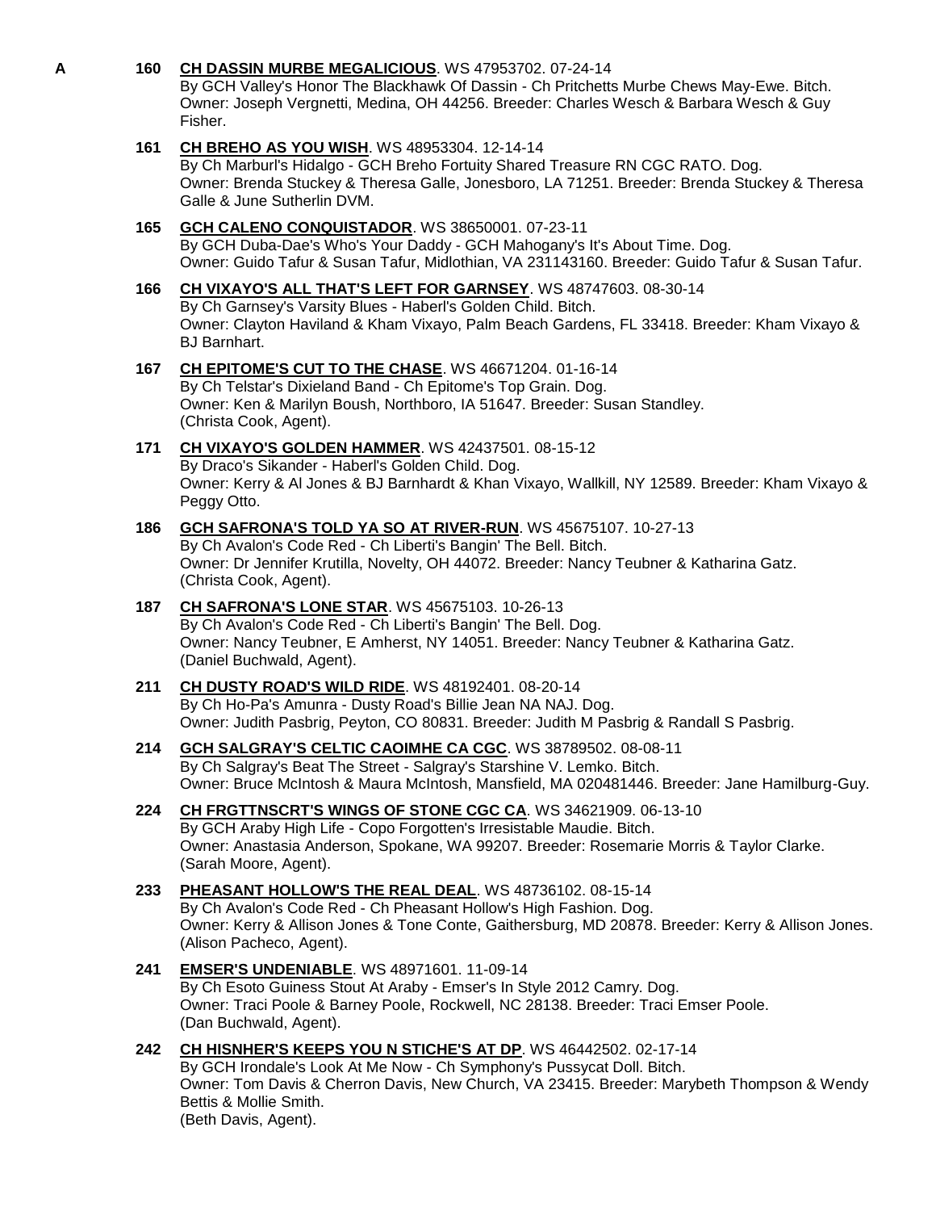**A** **160** **CH DASSIN MURBE MEGALICIOUS**. WS 47953702. 07-24-14
By GCH Valley's Honor The Blackhawk Of Dassin - Ch Pritchetts Murbe Chews May-Ewe. Bitch.
Owner: Joseph Vergnetti, Medina, OH 44256. Breeder: Charles Wesch & Barbara Wesch & Guy Fisher.

**161** **CH BREHO AS YOU WISH**. WS 48953304. 12-14-14
By Ch Marburl's Hidalgo - GCH Breho Fortuity Shared Treasure RN CGC RATO. Dog.
Owner: Brenda Stuckey & Theresa Galle, Jonesboro, LA 71251. Breeder: Brenda Stuckey & Theresa Galle & June Sutherlin DVM.

**165** **GCH CALENO CONQUISTADOR**. WS 38650001. 07-23-11
By GCH Duba-Dae's Who's Your Daddy - GCH Mahogany's It's About Time. Dog.
Owner: Guido Tafur & Susan Tafur, Midlothian, VA 231143160. Breeder: Guido Tafur & Susan Tafur.

**166** **CH VIXAYO'S ALL THAT'S LEFT FOR GARNSEY**. WS 48747603. 08-30-14
By Ch Garnsey's Varsity Blues - Haberl's Golden Child. Bitch.
Owner: Clayton Haviland & Kham Vixayo, Palm Beach Gardens, FL 33418. Breeder: Kham Vixayo & BJ Barnhart.

**167** **CH EPITOME'S CUT TO THE CHASE**. WS 46671204. 01-16-14
By Ch Telstar's Dixieland Band - Ch Epitome's Top Grain. Dog.
Owner: Ken & Marilyn Boush, Northboro, IA 51647. Breeder: Susan Standley.
(Christa Cook, Agent).

**171** **CH VIXAYO'S GOLDEN HAMMER**. WS 42437501. 08-15-12
By Draco's Sikander - Haberl's Golden Child. Dog.
Owner: Kerry & Al Jones & BJ Barnhardt & Khan Vixayo, Wallkill, NY 12589. Breeder: Kham Vixayo & Peggy Otto.

**186** **GCH SAFRONA'S TOLD YA SO AT RIVER-RUN**. WS 45675107. 10-27-13
By Ch Avalon's Code Red - Ch Liberti's Bangin' The Bell. Bitch.
Owner: Dr Jennifer Krutilla, Novelty, OH 44072. Breeder: Nancy Teubner & Katharina Gatz.
(Christa Cook, Agent).

**187** **CH SAFRONA'S LONE STAR**. WS 45675103. 10-26-13
By Ch Avalon's Code Red - Ch Liberti's Bangin' The Bell. Dog.
Owner: Nancy Teubner, E Amherst, NY 14051. Breeder: Nancy Teubner & Katharina Gatz.
(Daniel Buchwald, Agent).

**211** **CH DUSTY ROAD'S WILD RIDE**. WS 48192401. 08-20-14
By Ch Ho-Pa's Amunra - Dusty Road's Billie Jean NA NAJ. Dog.
Owner: Judith Pasbrig, Peyton, CO 80831. Breeder: Judith M Pasbrig & Randall S Pasbrig.

**214** **GCH SALGRAY'S CELTIC CAOIMHE CA CGC**. WS 38789502. 08-08-11
By Ch Salgray's Beat The Street - Salgray's Starshine V. Lemko. Bitch.
Owner: Bruce McIntosh & Maura McIntosh, Mansfield, MA 020481446. Breeder: Jane Hamilburg-Guy.

**224** **CH FRGTTNSCRT'S WINGS OF STONE CGC CA**. WS 34621909. 06-13-10
By GCH Araby High Life - Copo Forgotten's Irresistable Maudie. Bitch.
Owner: Anastasia Anderson, Spokane, WA 99207. Breeder: Rosemarie Morris & Taylor Clarke.
(Sarah Moore, Agent).

**233** **PHEASANT HOLLOW'S THE REAL DEAL**. WS 48736102. 08-15-14
By Ch Avalon's Code Red - Ch Pheasant Hollow's High Fashion. Dog.
Owner: Kerry & Allison Jones & Tone Conte, Gaithersburg, MD 20878. Breeder: Kerry & Allison Jones.
(Alison Pacheco, Agent).

**241** **EMSER'S UNDENIABLE**. WS 48971601. 11-09-14
By Ch Esoto Guiness Stout At Araby - Emser's In Style 2012 Camry. Dog.
Owner: Traci Poole & Barney Poole, Rockwell, NC 28138. Breeder: Traci Emser Poole.
(Dan Buchwald, Agent).

**242** **CH HISNHER'S KEEPS YOU N STICHE'S AT DP**. WS 46442502. 02-17-14
By GCH Irondale's Look At Me Now - Ch Symphony's Pussycat Doll. Bitch.
Owner: Tom Davis & Cherron Davis, New Church, VA 23415. Breeder: Marybeth Thompson & Wendy Bettis & Mollie Smith.
(Beth Davis, Agent).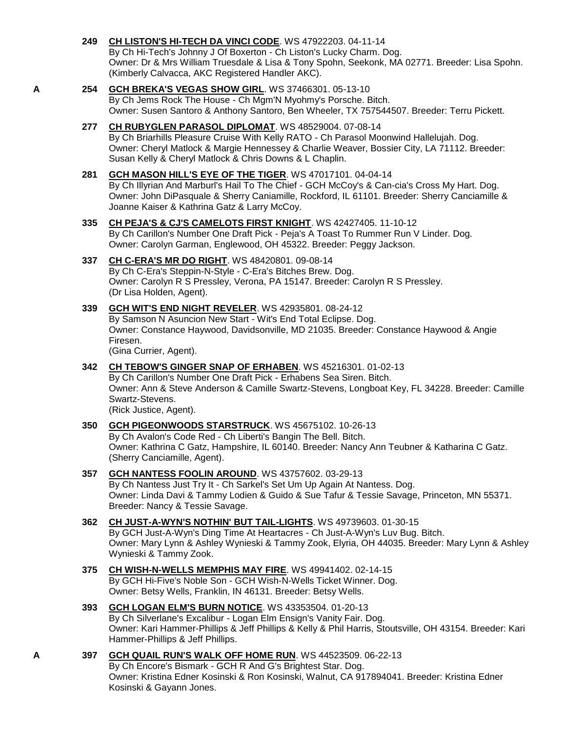**249** **CH LISTON'S HI-TECH DA VINCI CODE**. WS 47922203. 04-11-14
By Ch Hi-Tech's Johnny J Of Boxerton - Ch Liston's Lucky Charm. Dog.
Owner: Dr & Mrs William Truesdale & Lisa & Tony Spohn, Seekonk, MA 02771. Breeder: Lisa Spohn.
(Kimberly Calvacca, AKC Registered Handler AKC).

A **254** **GCH BREKA'S VEGAS SHOW GIRL**. WS 37466301. 05-13-10
By Ch Jems Rock The House - Ch Mgm'N Myohmy's Porsche. Bitch.
Owner: Susen Santoro & Anthony Santoro, Ben Wheeler, TX 757544507. Breeder: Terru Pickett.

**277** **CH RUBYGLEN PARASOL DIPLOMAT**. WS 48529004. 07-08-14
By Ch Briarhills Pleasure Cruise With Kelly RATO - Ch Parasol Moonwind Hallelujah. Dog.
Owner: Cheryl Matlock & Margie Hennessey & Charlie Weaver, Bossier City, LA 71112. Breeder: Susan Kelly & Cheryl Matlock & Chris Downs & L Chaplin.

**281** **GCH MASON HILL'S EYE OF THE TIGER**. WS 47017101. 04-04-14
By Ch Illyrian And Marburl's Hail To The Chief - GCH McCoy's & Can-cia's Cross My Hart. Dog.
Owner: John DiPasquale & Sherry Caniamille, Rockford, IL 61101. Breeder: Sherry Canciamille & Joanne Kaiser & Kathrina Gatz & Larry McCoy.

**335** **CH PEJA'S & CJ'S CAMELOTS FIRST KNIGHT**. WS 42427405. 11-10-12
By Ch Carillon's Number One Draft Pick - Peja's A Toast To Rummer Run V Linder. Dog.
Owner: Carolyn Garman, Englewood, OH 45322. Breeder: Peggy Jackson.

**337** **CH C-ERA'S MR DO RIGHT**. WS 48420801. 09-08-14
By Ch C-Era's Steppin-N-Style - C-Era's Bitches Brew. Dog.
Owner: Carolyn R S Pressley, Verona, PA 15147. Breeder: Carolyn R S Pressley.
(Dr Lisa Holden, Agent).

**339** **GCH WIT'S END NIGHT REVELER**. WS 42935801. 08-24-12
By Samson N Asuncion New Start - Wit's End Total Eclipse. Dog.
Owner: Constance Haywood, Davidsonville, MD 21035. Breeder: Constance Haywood & Angie Firesen.
(Gina Currier, Agent).

**342** **CH TEBOW'S GINGER SNAP OF ERHABEN**. WS 45216301. 01-02-13
By Ch Carillon's Number One Draft Pick - Erhabens Sea Siren. Bitch.
Owner: Ann & Steve Anderson & Camille Swartz-Stevens, Longboat Key, FL 34228. Breeder: Camille Swartz-Stevens.
(Rick Justice, Agent).

**350** **GCH PIGEONWOODS STARSTRUCK**. WS 45675102. 10-26-13
By Ch Avalon's Code Red - Ch Liberti's Bangin The Bell. Bitch.
Owner: Kathrina C Gatz, Hampshire, IL 60140. Breeder: Nancy Ann Teubner & Katharina C Gatz.
(Sherry Canciamille, Agent).

**357** **GCH NANTESS FOOLIN AROUND**. WS 43757602. 03-29-13
By Ch Nantess Just Try It - Ch Sarkel's Set Um Up Again At Nantess. Dog.
Owner: Linda Davi & Tammy Lodien & Guido & Sue Tafur & Tessie Savage, Princeton, MN 55371. Breeder: Nancy & Tessie Savage.

**362** **CH JUST-A-WYN'S NOTHIN' BUT TAIL-LIGHTS**. WS 49739603. 01-30-15
By GCH Just-A-Wyn's Ding Time At Heartacres - Ch Just-A-Wyn's Luv Bug. Bitch.
Owner: Mary Lynn & Ashley Wynieski & Tammy Zook, Elyria, OH 44035. Breeder: Mary Lynn & Ashley Wynieski & Tammy Zook.

**375** **CH WISH-N-WELLS MEMPHIS MAY FIRE**. WS 49941402. 02-14-15
By GCH Hi-Five's Noble Son - GCH Wish-N-Wells Ticket Winner. Dog.
Owner: Betsy Wells, Franklin, IN 46131. Breeder: Betsy Wells.

**393** **GCH LOGAN ELM'S BURN NOTICE**. WS 43353504. 01-20-13
By Ch Silverlane's Excalibur - Logan Elm Ensign's Vanity Fair. Dog.
Owner: Kari Hammer-Phillips & Jeff Phillips & Kelly & Phil Harris, Stoutsville, OH 43154. Breeder: Kari Hammer-Phillips & Jeff Phillips.

A **397** **GCH QUAIL RUN'S WALK OFF HOME RUN**. WS 44523509. 06-22-13
By Ch Encore's Bismark - GCH R And G's Brightest Star. Dog.
Owner: Kristina Edner Kosinski & Ron Kosinski, Walnut, CA 917894041. Breeder: Kristina Edner Kosinski & Gayann Jones.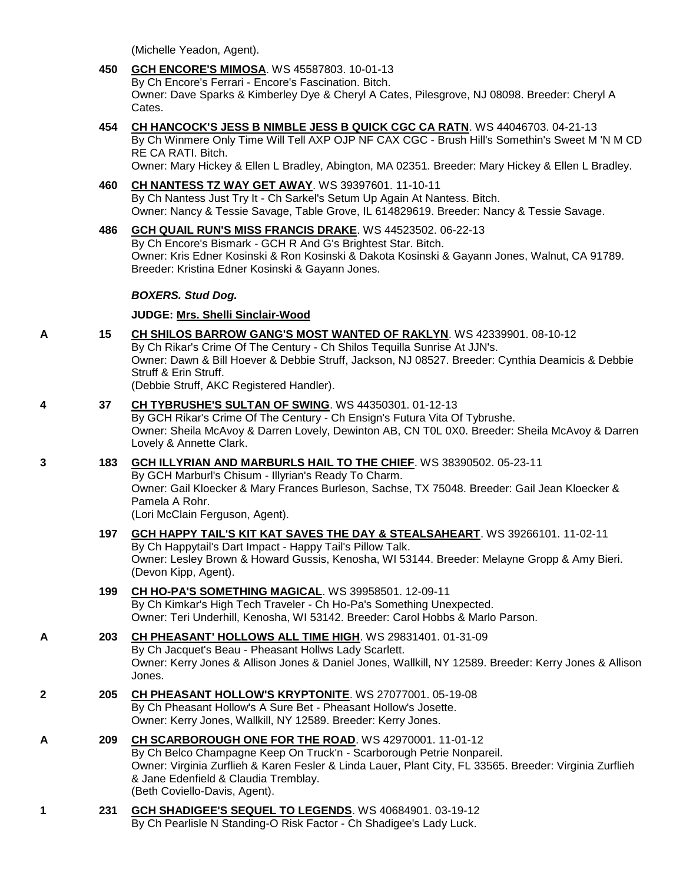(Michelle Yeadon, Agent).

**450** **GCH ENCORE'S MIMOSA**. WS 45587803. 10-01-13
By Ch Encore's Ferrari - Encore's Fascination. Bitch.
Owner: Dave Sparks & Kimberley Dye & Cheryl A Cates, Pilesgrove, NJ 08098. Breeder: Cheryl A Cates.

**454** **CH HANCOCK'S JESS B NIMBLE JESS B QUICK CGC CA RATN**. WS 44046703. 04-21-13
By Ch Winmere Only Time Will Tell AXP OJP NF CAX CGC - Brush Hill's Somethin's Sweet M 'N M CD RE CA RATI. Bitch.
Owner: Mary Hickey & Ellen L Bradley, Abington, MA 02351. Breeder: Mary Hickey & Ellen L Bradley.

**460** **CH NANTESS TZ WAY GET AWAY**. WS 39397601. 11-10-11
By Ch Nantess Just Try It - Ch Sarkel's Setum Up Again At Nantess. Bitch.
Owner: Nancy & Tessie Savage, Table Grove, IL 614829619. Breeder: Nancy & Tessie Savage.

**486** **GCH QUAIL RUN'S MISS FRANCIS DRAKE**. WS 44523502. 06-22-13
By Ch Encore's Bismark - GCH R And G's Brightest Star. Bitch.
Owner: Kris Edner Kosinski & Ron Kosinski & Dakota Kosinski & Gayann Jones, Walnut, CA 91789. Breeder: Kristina Edner Kosinski & Gayann Jones.

***BOXERS. Stud Dog.***

**JUDGE: Mrs. Shelli Sinclair-Wood**

**A** **15** **CH SHILOS BARROW GANG'S MOST WANTED OF RAKLYN**. WS 42339901. 08-10-12
By Ch Rikar's Crime Of The Century - Ch Shilos Tequilla Sunrise At JJN's.
Owner: Dawn & Bill Hoever & Debbie Struff, Jackson, NJ 08527. Breeder: Cynthia Deamicis & Debbie Struff & Erin Struff.
(Debbie Struff, AKC Registered Handler).

**4** **37** **CH TYBRUSHE'S SULTAN OF SWING**. WS 44350301. 01-12-13
By GCH Rikar's Crime Of The Century - Ch Ensign's Futura Vita Of Tybrushe.
Owner: Sheila McAvoy & Darren Lovely, Dewinton AB, CN T0L 0X0. Breeder: Sheila McAvoy & Darren Lovely & Annette Clark.

**3** **183** **GCH ILLYRIAN AND MARBURLS HAIL TO THE CHIEF**. WS 38390502. 05-23-11
By GCH Marburl's Chisum - Illyrian's Ready To Charm.
Owner: Gail Kloecker & Mary Frances Burleson, Sachse, TX 75048. Breeder: Gail Jean Kloecker & Pamela A Rohr.
(Lori McClain Ferguson, Agent).

**197** **GCH HAPPY TAIL'S KIT KAT SAVES THE DAY & STEALSAHEART**. WS 39266101. 11-02-11
By Ch Happytail's Dart Impact - Happy Tail's Pillow Talk.
Owner: Lesley Brown & Howard Gussis, Kenosha, WI 53144. Breeder: Melayne Gropp & Amy Bieri.
(Devon Kipp, Agent).

**199** **CH HO-PA'S SOMETHING MAGICAL**. WS 39958501. 12-09-11
By Ch Kimkar's High Tech Traveler - Ch Ho-Pa's Something Unexpected.
Owner: Teri Underhill, Kenosha, WI 53142. Breeder: Carol Hobbs & Marlo Parson.

**A** **203** **CH PHEASANT' HOLLOWS ALL TIME HIGH**. WS 29831401. 01-31-09
By Ch Jacquet's Beau - Pheasant Hollws Lady Scarlett.
Owner: Kerry Jones & Allison Jones & Daniel Jones, Wallkill, NY 12589. Breeder: Kerry Jones & Allison Jones.

**2** **205** **CH PHEASANT HOLLOW'S KRYPTONITE**. WS 27077001. 05-19-08
By Ch Pheasant Hollow's A Sure Bet - Pheasant Hollow's Josette.
Owner: Kerry Jones, Wallkill, NY 12589. Breeder: Kerry Jones.

**A** **209** **CH SCARBOROUGH ONE FOR THE ROAD**. WS 42970001. 11-01-12
By Ch Belco Champagne Keep On Truck'n - Scarborough Petrie Nonpareil.
Owner: Virginia Zurflieh & Karen Fesler & Linda Lauer, Plant City, FL 33565. Breeder: Virginia Zurflieh & Jane Edenfield & Claudia Tremblay.
(Beth Coviello-Davis, Agent).

**1** **231** **GCH SHADIGEE'S SEQUEL TO LEGENDS**. WS 40684901. 03-19-12
By Ch Pearlisle N Standing-O Risk Factor - Ch Shadigee's Lady Luck.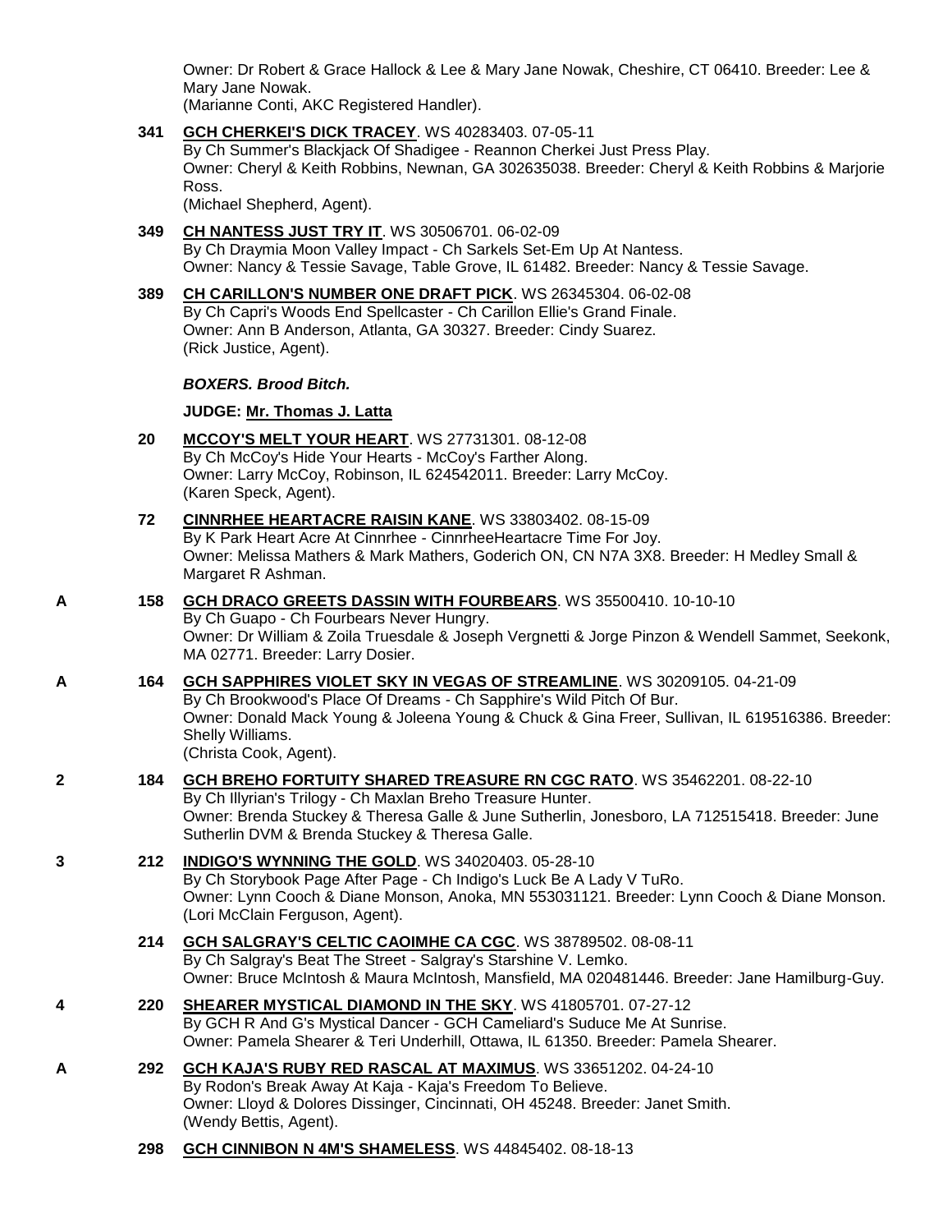Owner: Dr Robert & Grace Hallock & Lee & Mary Jane Nowak, Cheshire, CT 06410. Breeder: Lee & Mary Jane Nowak.
(Marianne Conti, AKC Registered Handler).

**341** **GCH CHERKEI'S DICK TRACEY**. WS 40283403. 07-05-11
By Ch Summer's Blackjack Of Shadigee - Reannon Cherkei Just Press Play.
Owner: Cheryl & Keith Robbins, Newnan, GA 302635038. Breeder: Cheryl & Keith Robbins & Marjorie Ross.
(Michael Shepherd, Agent).

**349** **CH NANTESS JUST TRY IT**. WS 30506701. 06-02-09
By Ch Draymia Moon Valley Impact - Ch Sarkels Set-Em Up At Nantess.
Owner: Nancy & Tessie Savage, Table Grove, IL 61482. Breeder: Nancy & Tessie Savage.

**389** **CH CARILLON'S NUMBER ONE DRAFT PICK**. WS 26345304. 06-02-08
By Ch Capri's Woods End Spellcaster - Ch Carillon Ellie's Grand Finale.
Owner: Ann B Anderson, Atlanta, GA 30327. Breeder: Cindy Suarez.
(Rick Justice, Agent).

***BOXERS. Brood Bitch.***

**JUDGE: Mr. Thomas J. Latta**

**20** **MCCOY'S MELT YOUR HEART**. WS 27731301. 08-12-08
By Ch McCoy's Hide Your Hearts - McCoy's Farther Along.
Owner: Larry McCoy, Robinson, IL 624542011. Breeder: Larry McCoy.
(Karen Speck, Agent).

**72** **CINNRHEE HEARTACRE RAISIN KANE**. WS 33803402. 08-15-09
By K Park Heart Acre At Cinnrhee - CinnrheeHeartacre Time For Joy.
Owner: Melissa Mathers & Mark Mathers, Goderich ON, CN N7A 3X8. Breeder: H Medley Small & Margaret R Ashman.

A **158** **GCH DRACO GREETS DASSIN WITH FOURBEARS**. WS 35500410. 10-10-10
By Ch Guapo - Ch Fourbears Never Hungry.
Owner: Dr William & Zoila Truesdale & Joseph Vergnetti & Jorge Pinzon & Wendell Sammet, Seekonk, MA 02771. Breeder: Larry Dosier.

A **164** **GCH SAPPHIRES VIOLET SKY IN VEGAS OF STREAMLINE**. WS 30209105. 04-21-09
By Ch Brookwood's Place Of Dreams - Ch Sapphire's Wild Pitch Of Bur.
Owner: Donald Mack Young & Joleena Young & Chuck & Gina Freer, Sullivan, IL 619516386. Breeder: Shelly Williams.
(Christa Cook, Agent).

2 **184** **GCH BREHO FORTUITY SHARED TREASURE RN CGC RATO**. WS 35462201. 08-22-10
By Ch Illyrian's Trilogy - Ch Maxlan Breho Treasure Hunter.
Owner: Brenda Stuckey & Theresa Galle & June Sutherlin, Jonesboro, LA 712515418. Breeder: June Sutherlin DVM & Brenda Stuckey & Theresa Galle.

3 **212** **INDIGO'S WYNNING THE GOLD**. WS 34020403. 05-28-10
By Ch Storybook Page After Page - Ch Indigo's Luck Be A Lady V TuRo.
Owner: Lynn Cooch & Diane Monson, Anoka, MN 553031121. Breeder: Lynn Cooch & Diane Monson.
(Lori McClain Ferguson, Agent).

**214** **GCH SALGRAY'S CELTIC CAOIMHE CA CGC**. WS 38789502. 08-08-11
By Ch Salgray's Beat The Street - Salgray's Starshine V. Lemko.
Owner: Bruce McIntosh & Maura McIntosh, Mansfield, MA 020481446. Breeder: Jane Hamilburg-Guy.

4 **220** **SHEARER MYSTICAL DIAMOND IN THE SKY**. WS 41805701. 07-27-12
By GCH R And G's Mystical Dancer - GCH Cameliard's Suduce Me At Sunrise.
Owner: Pamela Shearer & Teri Underhill, Ottawa, IL 61350. Breeder: Pamela Shearer.

A **292** **GCH KAJA'S RUBY RED RASCAL AT MAXIMUS**. WS 33651202. 04-24-10
By Rodon's Break Away At Kaja - Kaja's Freedom To Believe.
Owner: Lloyd & Dolores Dissinger, Cincinnati, OH 45248. Breeder: Janet Smith.
(Wendy Bettis, Agent).

**298** **GCH CINNIBON N 4M'S SHAMELESS**. WS 44845402. 08-18-13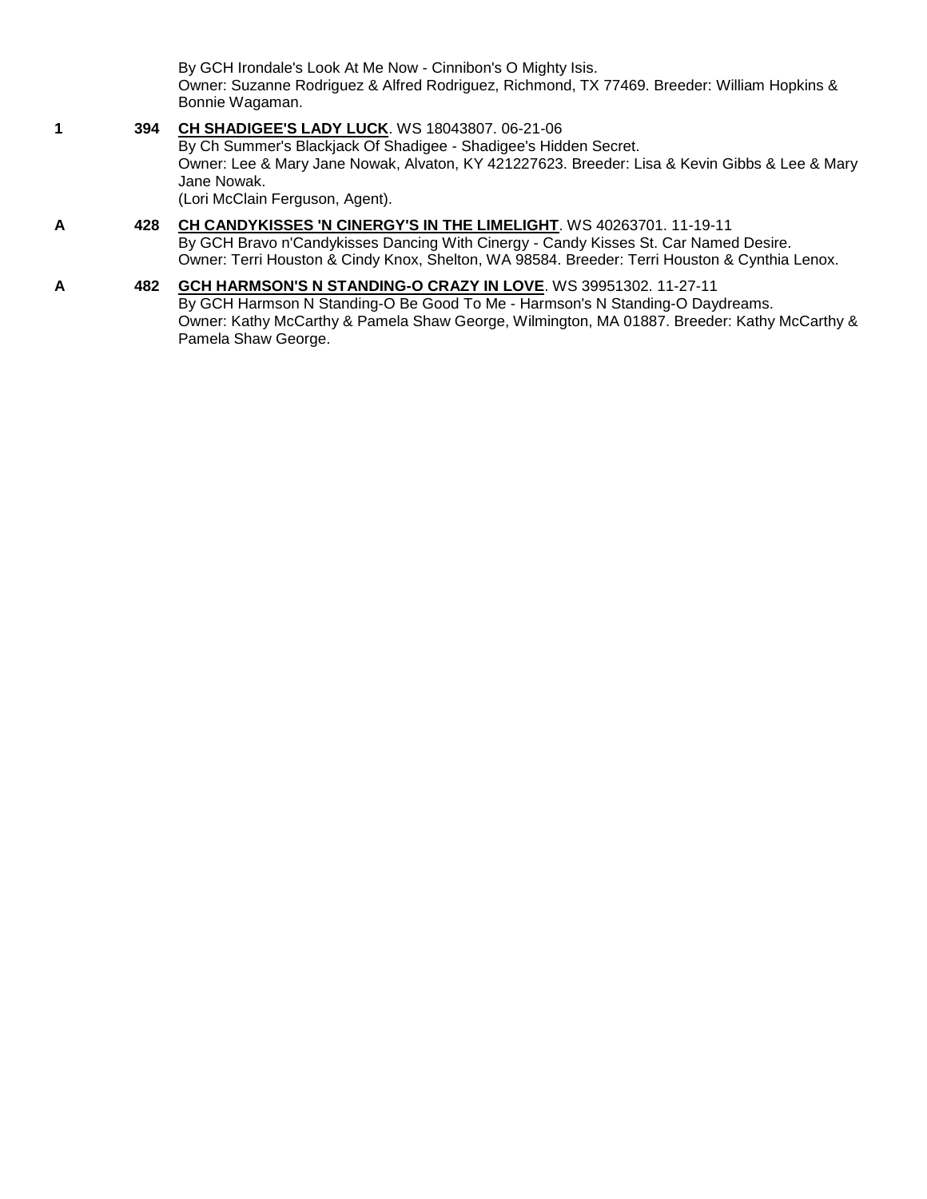By GCH Irondale's Look At Me Now - Cinnibon's O Mighty Isis.
Owner: Suzanne Rodriguez & Alfred Rodriguez, Richmond, TX 77469. Breeder: William Hopkins & Bonnie Wagaman.

**1** **394** **CH SHADIGEE'S LADY LUCK**. WS 18043807. 06-21-06
By Ch Summer's Blackjack Of Shadigee - Shadigee's Hidden Secret.
Owner: Lee & Mary Jane Nowak, Alvaton, KY 421227623. Breeder: Lisa & Kevin Gibbs & Lee & Mary Jane Nowak.
(Lori McClain Ferguson, Agent).

**A** **428** **CH CANDYKISSES 'N CINERGY'S IN THE LIMELIGHT**. WS 40263701. 11-19-11
By GCH Bravo n'Candykisses Dancing With Cinergy - Candy Kisses St. Car Named Desire.
Owner: Terri Houston & Cindy Knox, Shelton, WA 98584. Breeder: Terri Houston & Cynthia Lenox.

**A** **482** **GCH HARMSON'S N STANDING-O CRAZY IN LOVE**. WS 39951302. 11-27-11
By GCH Harmson N Standing-O Be Good To Me - Harmson's N Standing-O Daydreams.
Owner: Kathy McCarthy & Pamela Shaw George, Wilmington, MA 01887. Breeder: Kathy McCarthy & Pamela Shaw George.